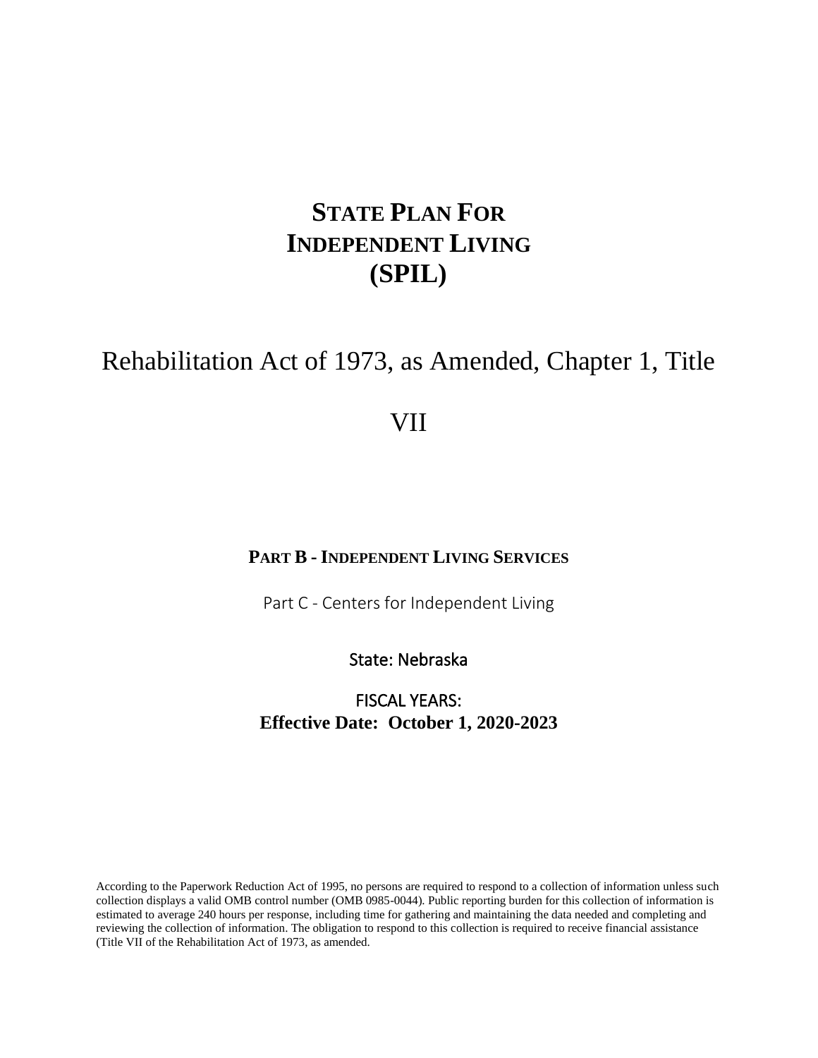# STATE PLAN FOR INDEPENDENT LIVING (SPIL)

## Rehabilitation Act of 1973, as Amended, Chapter 1, Title VII

**PART B - INDEPENDENT LIVING SERVICES**

Part C - Centers for Independent Living

State: Nebraska

FISCAL YEARS:
**Effective Date: October 1, 2020-2023**

According to the Paperwork Reduction Act of 1995, no persons are required to respond to a collection of information unless such collection displays a valid OMB control number (OMB 0985-0044). Public reporting burden for this collection of information is estimated to average 240 hours per response, including time for gathering and maintaining the data needed and completing and reviewing the collection of information. The obligation to respond to this collection is required to receive financial assistance (Title VII of the Rehabilitation Act of 1973, as amended.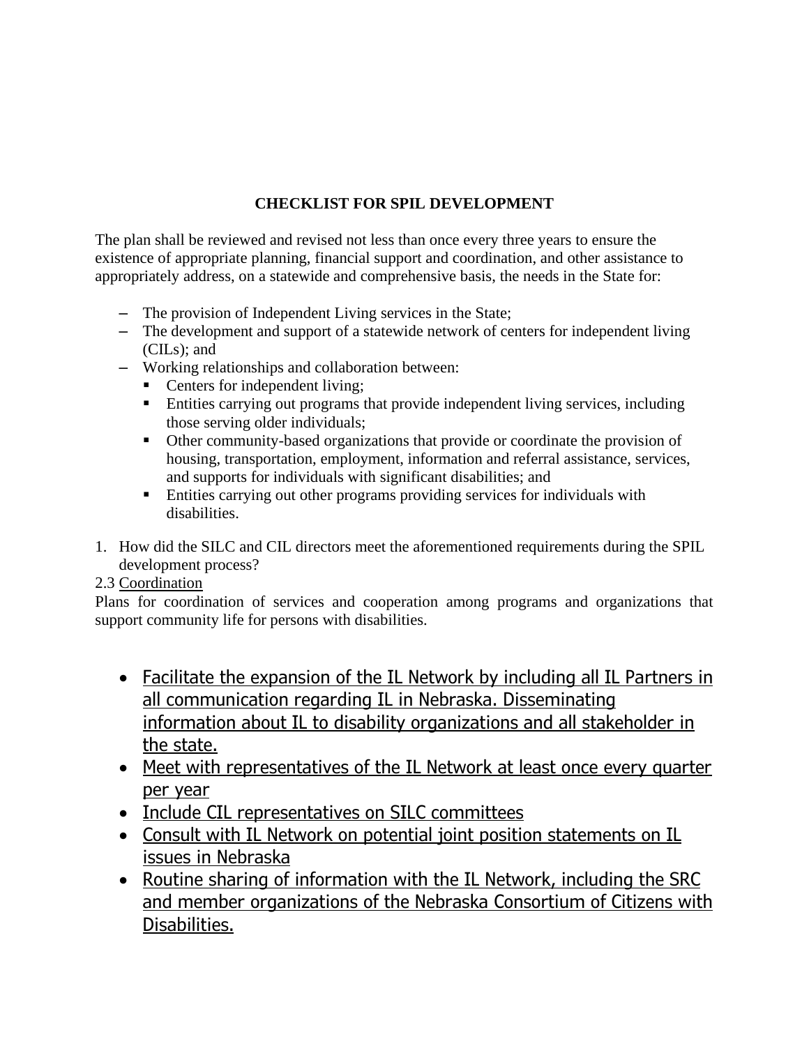## CHECKLIST FOR SPIL DEVELOPMENT

The plan shall be reviewed and revised not less than once every three years to ensure the existence of appropriate planning, financial support and coordination, and other assistance to appropriately address, on a statewide and comprehensive basis, the needs in the State for:

- The provision of Independent Living services in the State;
- The development and support of a statewide network of centers for independent living (CILs); and
- Working relationships and collaboration between:
  - Centers for independent living;
  - Entities carrying out programs that provide independent living services, including those serving older individuals;
  - Other community-based organizations that provide or coordinate the provision of housing, transportation, employment, information and referral assistance, services, and supports for individuals with significant disabilities; and
  - Entities carrying out other programs providing services for individuals with disabilities.

1. How did the SILC and CIL directors meet the aforementioned requirements during the SPIL development process?

2.3 Coordination

Plans for coordination of services and cooperation among programs and organizations that support community life for persons with disabilities.

- Facilitate the expansion of the IL Network by including all IL Partners in all communication regarding IL in Nebraska. Disseminating information about IL to disability organizations and all stakeholder in the state.
- Meet with representatives of the IL Network at least once every quarter per year
- Include CIL representatives on SILC committees
- Consult with IL Network on potential joint position statements on IL issues in Nebraska
- Routine sharing of information with the IL Network, including the SRC and member organizations of the Nebraska Consortium of Citizens with Disabilities.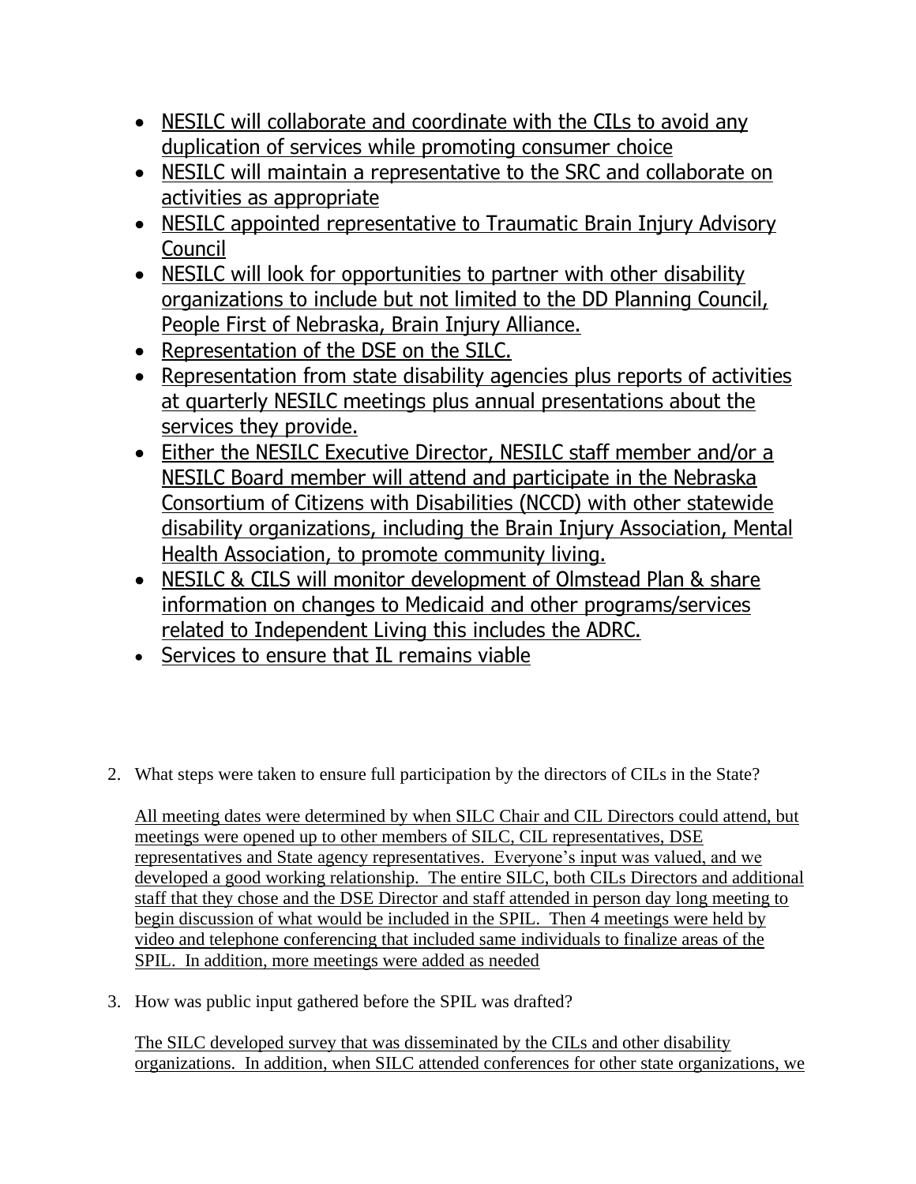- NESILC will collaborate and coordinate with the CILs to avoid any duplication of services while promoting consumer choice
- NESILC will maintain a representative to the SRC and collaborate on activities as appropriate
- NESILC appointed representative to Traumatic Brain Injury Advisory Council
- NESILC will look for opportunities to partner with other disability organizations to include but not limited to the DD Planning Council, People First of Nebraska, Brain Injury Alliance.
- Representation of the DSE on the SILC.
- Representation from state disability agencies plus reports of activities at quarterly NESILC meetings plus annual presentations about the services they provide.
- Either the NESILC Executive Director, NESILC staff member and/or a NESILC Board member will attend and participate in the Nebraska Consortium of Citizens with Disabilities (NCCD) with other statewide disability organizations, including the Brain Injury Association, Mental Health Association, to promote community living.
- NESILC & CILS will monitor development of Olmstead Plan & share information on changes to Medicaid and other programs/services related to Independent Living this includes the ADRC.
- Services to ensure that IL remains viable

2. What steps were taken to ensure full participation by the directors of CILs in the State?

   All meeting dates were determined by when SILC Chair and CIL Directors could attend, but meetings were opened up to other members of SILC, CIL representatives, DSE representatives and State agency representatives. Everyone's input was valued, and we developed a good working relationship. The entire SILC, both CILs Directors and additional staff that they chose and the DSE Director and staff attended in person day long meeting to begin discussion of what would be included in the SPIL. Then 4 meetings were held by video and telephone conferencing that included same individuals to finalize areas of the SPIL. In addition, more meetings were added as needed

3. How was public input gathered before the SPIL was drafted?

   The SILC developed survey that was disseminated by the CILs and other disability organizations. In addition, when SILC attended conferences for other state organizations, we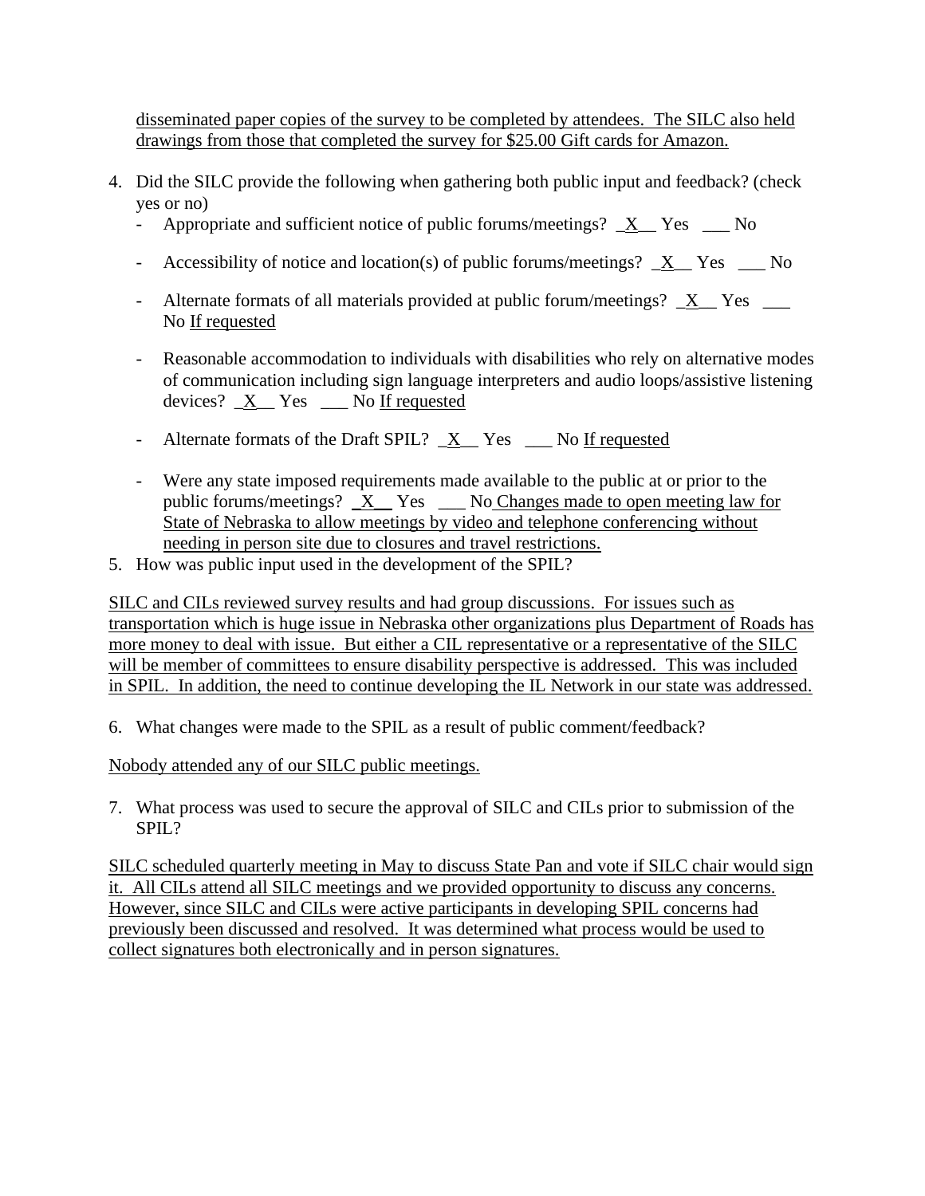disseminated paper copies of the survey to be completed by attendees. The SILC also held drawings from those that completed the survey for $25.00 Gift cards for Amazon.

4. Did the SILC provide the following when gathering both public input and feedback? (check yes or no)
   - Appropriate and sufficient notice of public forums/meetings? _X__ Yes ___ No
   - Accessibility of notice and location(s) of public forums/meetings? _X__ Yes ___ No
   - Alternate formats of all materials provided at public forum/meetings? _X__ Yes ___ No If requested
   - Reasonable accommodation to individuals with disabilities who rely on alternative modes of communication including sign language interpreters and audio loops/assistive listening devices? _X__ Yes ___ No If requested
   - Alternate formats of the Draft SPIL? _X__ Yes ___ No If requested
   - Were any state imposed requirements made available to the public at or prior to the public forums/meetings? _X__ Yes ___ No Changes made to open meeting law for State of Nebraska to allow meetings by video and telephone conferencing without needing in person site due to closures and travel restrictions.
5. How was public input used in the development of the SPIL?

SILC and CILs reviewed survey results and had group discussions. For issues such as transportation which is huge issue in Nebraska other organizations plus Department of Roads has more money to deal with issue. But either a CIL representative or a representative of the SILC will be member of committees to ensure disability perspective is addressed. This was included in SPIL. In addition, the need to continue developing the IL Network in our state was addressed.

6. What changes were made to the SPIL as a result of public comment/feedback?

Nobody attended any of our SILC public meetings.

7. What process was used to secure the approval of SILC and CILs prior to submission of the SPIL?

SILC scheduled quarterly meeting in May to discuss State Pan and vote if SILC chair would sign it. All CILs attend all SILC meetings and we provided opportunity to discuss any concerns. However, since SILC and CILs were active participants in developing SPIL concerns had previously been discussed and resolved. It was determined what process would be used to collect signatures both electronically and in person signatures.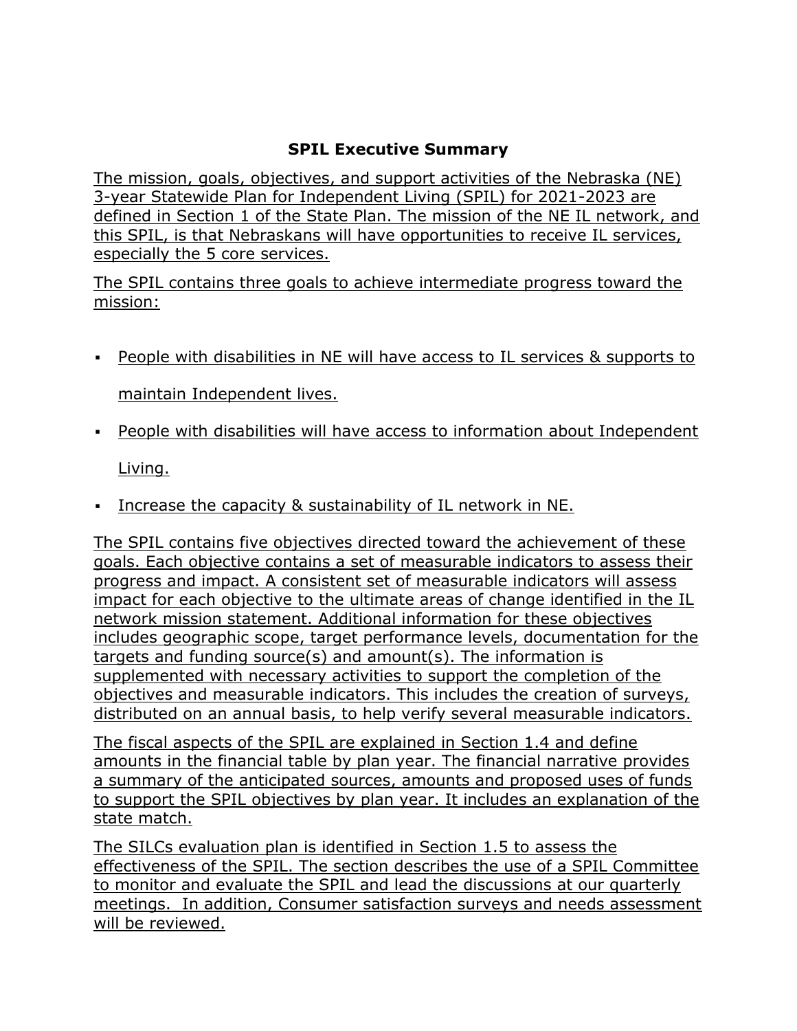## SPIL Executive Summary

The mission, goals, objectives, and support activities of the Nebraska (NE) 3-year Statewide Plan for Independent Living (SPIL) for 2021-2023 are defined in Section 1 of the State Plan. The mission of the NE IL network, and this SPIL, is that Nebraskans will have opportunities to receive IL services, especially the 5 core services.

The SPIL contains three goals to achieve intermediate progress toward the mission:

- People with disabilities in NE will have access to IL services & supports to maintain Independent lives.
- People with disabilities will have access to information about Independent Living.
- Increase the capacity & sustainability of IL network in NE.

The SPIL contains five objectives directed toward the achievement of these goals. Each objective contains a set of measurable indicators to assess their progress and impact. A consistent set of measurable indicators will assess impact for each objective to the ultimate areas of change identified in the IL network mission statement. Additional information for these objectives includes geographic scope, target performance levels, documentation for the targets and funding source(s) and amount(s). The information is supplemented with necessary activities to support the completion of the objectives and measurable indicators. This includes the creation of surveys, distributed on an annual basis, to help verify several measurable indicators.

The fiscal aspects of the SPIL are explained in Section 1.4 and define amounts in the financial table by plan year. The financial narrative provides a summary of the anticipated sources, amounts and proposed uses of funds to support the SPIL objectives by plan year. It includes an explanation of the state match.

The SILCs evaluation plan is identified in Section 1.5 to assess the effectiveness of the SPIL. The section describes the use of a SPIL Committee to monitor and evaluate the SPIL and lead the discussions at our quarterly meetings. In addition, Consumer satisfaction surveys and needs assessment will be reviewed.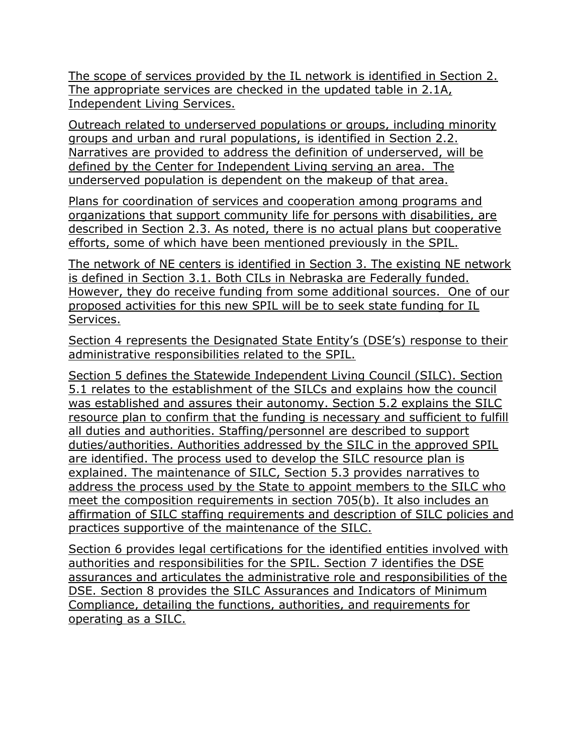The scope of services provided by the IL network is identified in Section 2. The appropriate services are checked in the updated table in 2.1A, Independent Living Services.

Outreach related to underserved populations or groups, including minority groups and urban and rural populations, is identified in Section 2.2. Narratives are provided to address the definition of underserved, will be defined by the Center for Independent Living serving an area. The underserved population is dependent on the makeup of that area.

Plans for coordination of services and cooperation among programs and organizations that support community life for persons with disabilities, are described in Section 2.3. As noted, there is no actual plans but cooperative efforts, some of which have been mentioned previously in the SPIL.

The network of NE centers is identified in Section 3. The existing NE network is defined in Section 3.1. Both CILs in Nebraska are Federally funded. However, they do receive funding from some additional sources. One of our proposed activities for this new SPIL will be to seek state funding for IL Services.

Section 4 represents the Designated State Entity's (DSE's) response to their administrative responsibilities related to the SPIL.

Section 5 defines the Statewide Independent Living Council (SILC). Section 5.1 relates to the establishment of the SILCs and explains how the council was established and assures their autonomy. Section 5.2 explains the SILC resource plan to confirm that the funding is necessary and sufficient to fulfill all duties and authorities. Staffing/personnel are described to support duties/authorities. Authorities addressed by the SILC in the approved SPIL are identified. The process used to develop the SILC resource plan is explained. The maintenance of SILC, Section 5.3 provides narratives to address the process used by the State to appoint members to the SILC who meet the composition requirements in section 705(b). It also includes an affirmation of SILC staffing requirements and description of SILC policies and practices supportive of the maintenance of the SILC.

Section 6 provides legal certifications for the identified entities involved with authorities and responsibilities for the SPIL. Section 7 identifies the DSE assurances and articulates the administrative role and responsibilities of the DSE. Section 8 provides the SILC Assurances and Indicators of Minimum Compliance, detailing the functions, authorities, and requirements for operating as a SILC.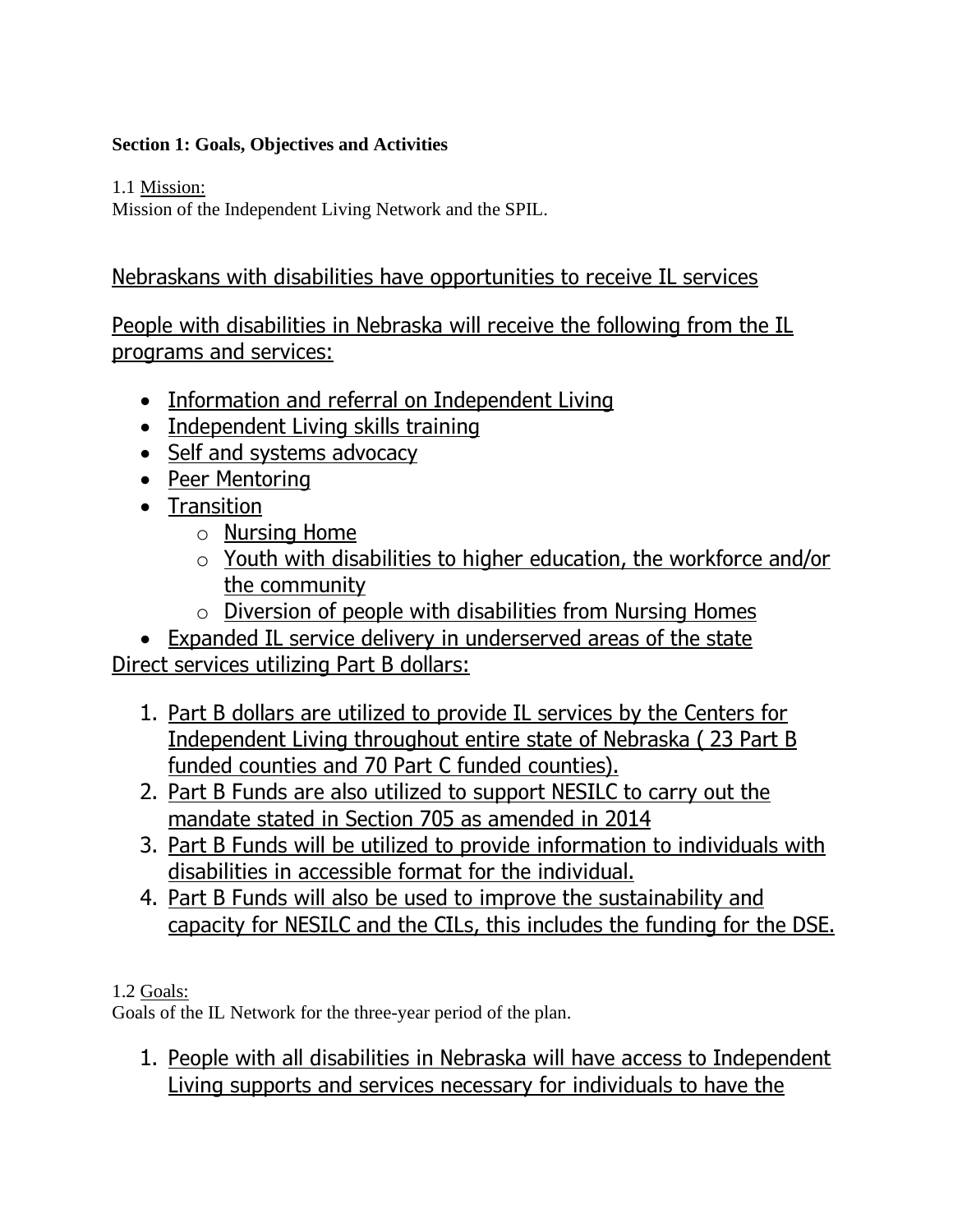**Section 1: Goals, Objectives and Activities**

1.1 Mission:
Mission of the Independent Living Network and the SPIL.

Nebraskans with disabilities have opportunities to receive IL services

People with disabilities in Nebraska will receive the following from the IL programs and services:

- Information and referral on Independent Living
- Independent Living skills training
- Self and systems advocacy
- Peer Mentoring
- Transition
    - Nursing Home
    - Youth with disabilities to higher education, the workforce and/or the community
    - Diversion of people with disabilities from Nursing Homes
- Expanded IL service delivery in underserved areas of the state

Direct services utilizing Part B dollars:

1. Part B dollars are utilized to provide IL services by the Centers for Independent Living throughout entire state of Nebraska ( 23 Part B funded counties and 70 Part C funded counties).
2. Part B Funds are also utilized to support NESILC to carry out the mandate stated in Section 705 as amended in 2014
3. Part B Funds will be utilized to provide information to individuals with disabilities in accessible format for the individual.
4. Part B Funds will also be used to improve the sustainability and capacity for NESILC and the CILs, this includes the funding for the DSE.

1.2 Goals:
Goals of the IL Network for the three-year period of the plan.

1. People with all disabilities in Nebraska will have access to Independent Living supports and services necessary for individuals to have the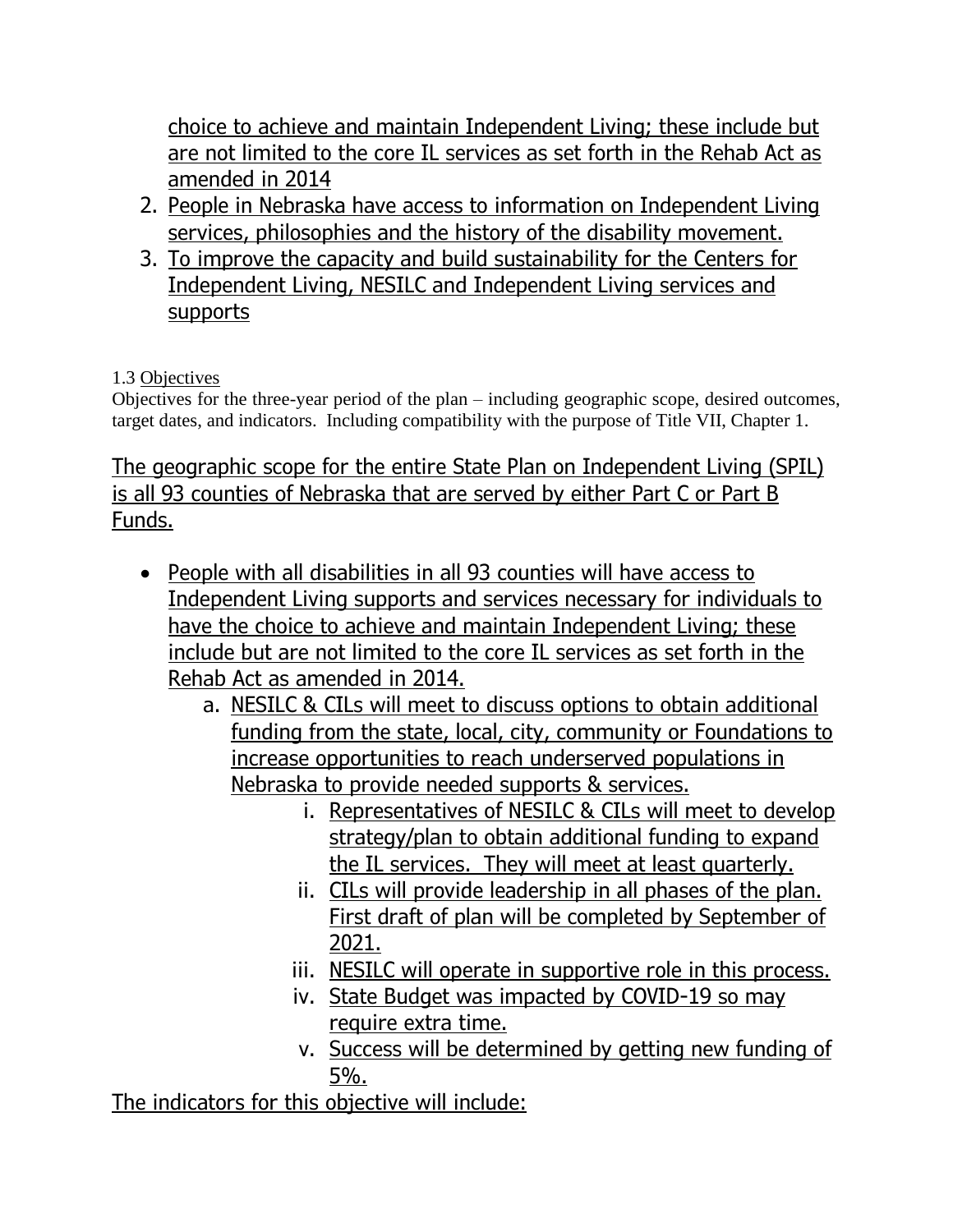choice to achieve and maintain Independent Living; these include but are not limited to the core IL services as set forth in the Rehab Act as amended in 2014

2. People in Nebraska have access to information on Independent Living services, philosophies and the history of the disability movement.
3. To improve the capacity and build sustainability for the Centers for Independent Living, NESILC and Independent Living services and supports

1.3 Objectives

Objectives for the three-year period of the plan – including geographic scope, desired outcomes, target dates, and indicators. Including compatibility with the purpose of Title VII, Chapter 1.

The geographic scope for the entire State Plan on Independent Living (SPIL) is all 93 counties of Nebraska that are served by either Part C or Part B Funds.

- People with all disabilities in all 93 counties will have access to Independent Living supports and services necessary for individuals to have the choice to achieve and maintain Independent Living; these include but are not limited to the core IL services as set forth in the Rehab Act as amended in 2014.
    a. NESILC & CILs will meet to discuss options to obtain additional funding from the state, local, city, community or Foundations to increase opportunities to reach underserved populations in Nebraska to provide needed supports & services.
        i. Representatives of NESILC & CILs will meet to develop strategy/plan to obtain additional funding to expand the IL services. They will meet at least quarterly.
        ii. CILs will provide leadership in all phases of the plan. First draft of plan will be completed by September of 2021.
        iii. NESILC will operate in supportive role in this process.
        iv. State Budget was impacted by COVID-19 so may require extra time.
        v. Success will be determined by getting new funding of 5%.

The indicators for this objective will include: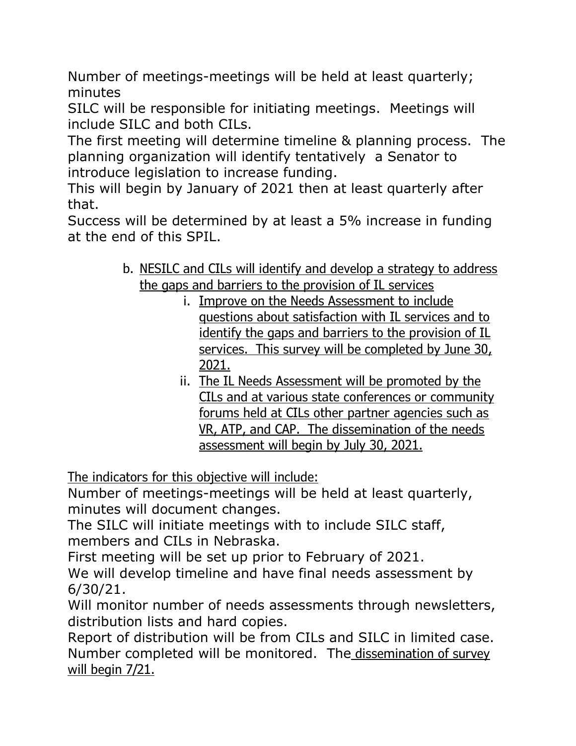Number of meetings-meetings will be held at least quarterly; minutes

SILC will be responsible for initiating meetings. Meetings will include SILC and both CILs.

The first meeting will determine timeline & planning process. The planning organization will identify tentatively a Senator to introduce legislation to increase funding.

This will begin by January of 2021 then at least quarterly after that.

Success will be determined by at least a 5% increase in funding at the end of this SPIL.

b. NESILC and CILs will identify and develop a strategy to address the gaps and barriers to the provision of IL services
    i. Improve on the Needs Assessment to include questions about satisfaction with IL services and to identify the gaps and barriers to the provision of IL services. This survey will be completed by June 30, 2021.
    ii. The IL Needs Assessment will be promoted by the CILs and at various state conferences or community forums held at CILs other partner agencies such as VR, ATP, and CAP. The dissemination of the needs assessment will begin by July 30, 2021.

The indicators for this objective will include:

Number of meetings-meetings will be held at least quarterly, minutes will document changes.

The SILC will initiate meetings with to include SILC staff, members and CILs in Nebraska.

First meeting will be set up prior to February of 2021.

We will develop timeline and have final needs assessment by 6/30/21.

Will monitor number of needs assessments through newsletters, distribution lists and hard copies.

Report of distribution will be from CILs and SILC in limited case.

Number completed will be monitored. The dissemination of survey will begin 7/21.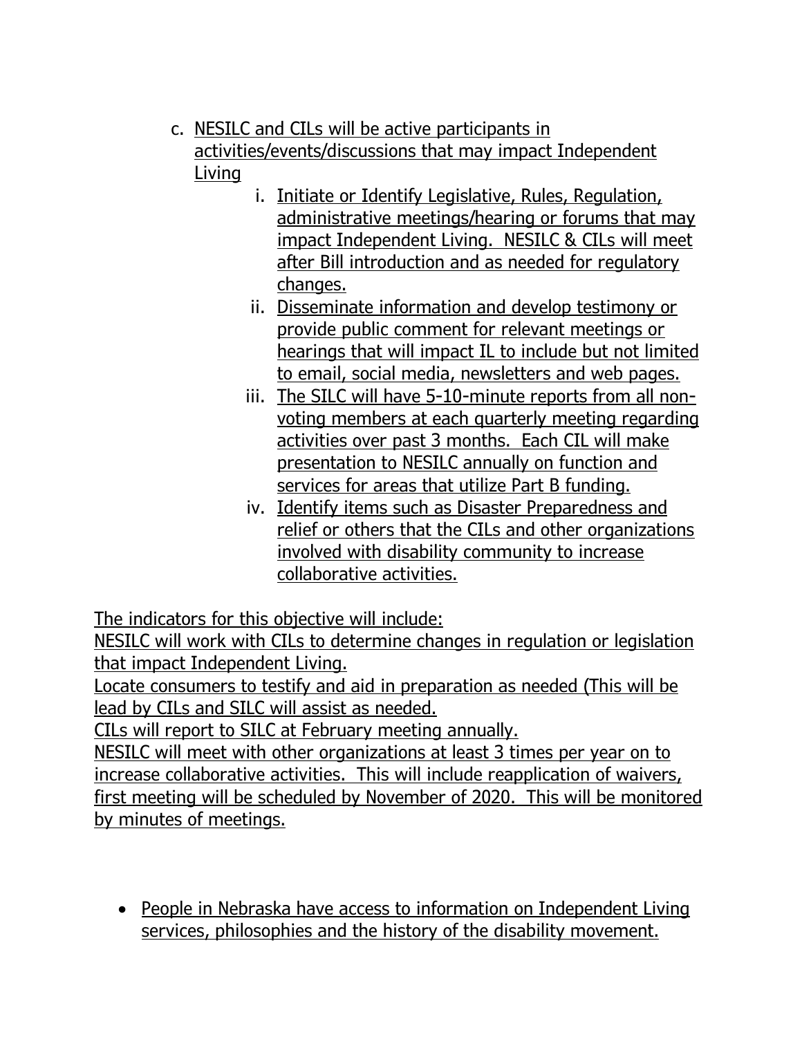c. NESILC and CILs will be active participants in activities/events/discussions that may impact Independent Living

   i. Initiate or Identify Legislative, Rules, Regulation, administrative meetings/hearing or forums that may impact Independent Living. NESILC & CILs will meet after Bill introduction and as needed for regulatory changes.
   ii. Disseminate information and develop testimony or provide public comment for relevant meetings or hearings that will impact IL to include but not limited to email, social media, newsletters and web pages.
   iii. The SILC will have 5-10-minute reports from all non-voting members at each quarterly meeting regarding activities over past 3 months. Each CIL will make presentation to NESILC annually on function and services for areas that utilize Part B funding.
   iv. Identify items such as Disaster Preparedness and relief or others that the CILs and other organizations involved with disability community to increase collaborative activities.

The indicators for this objective will include:
NESILC will work with CILs to determine changes in regulation or legislation that impact Independent Living.
Locate consumers to testify and aid in preparation as needed (This will be lead by CILs and SILC will assist as needed.
CILs will report to SILC at February meeting annually.
NESILC will meet with other organizations at least 3 times per year on to increase collaborative activities. This will include reapplication of waivers, first meeting will be scheduled by November of 2020. This will be monitored by minutes of meetings.

- People in Nebraska have access to information on Independent Living services, philosophies and the history of the disability movement.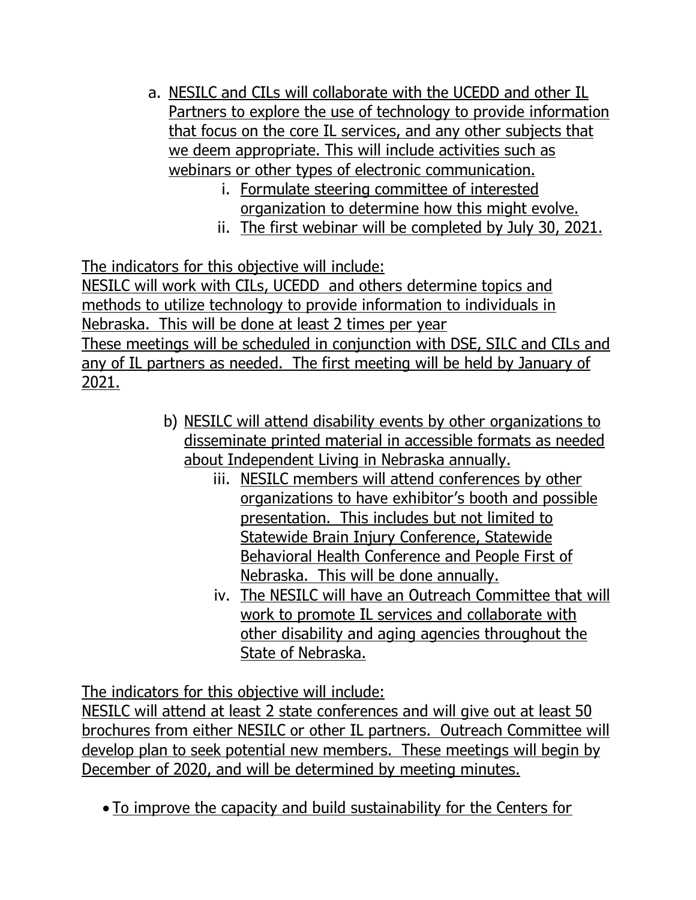a. NESILC and CILs will collaborate with the UCEDD and other IL Partners to explore the use of technology to provide information that focus on the core IL services, and any other subjects that we deem appropriate. This will include activities such as webinars or other types of electronic communication.
   i. Formulate steering committee of interested organization to determine how this might evolve.
   ii. The first webinar will be completed by July 30, 2021.

The indicators for this objective will include:
NESILC will work with CILs, UCEDD and others determine topics and methods to utilize technology to provide information to individuals in Nebraska. This will be done at least 2 times per year
These meetings will be scheduled in conjunction with DSE, SILC and CILs and any of IL partners as needed. The first meeting will be held by January of 2021.

b) NESILC will attend disability events by other organizations to disseminate printed material in accessible formats as needed about Independent Living in Nebraska annually.
   iii. NESILC members will attend conferences by other organizations to have exhibitor's booth and possible presentation. This includes but not limited to Statewide Brain Injury Conference, Statewide Behavioral Health Conference and People First of Nebraska. This will be done annually.
   iv. The NESILC will have an Outreach Committee that will work to promote IL services and collaborate with other disability and aging agencies throughout the State of Nebraska.

The indicators for this objective will include:
NESILC will attend at least 2 state conferences and will give out at least 50 brochures from either NESILC or other IL partners. Outreach Committee will develop plan to seek potential new members. These meetings will begin by December of 2020, and will be determined by meeting minutes.

- To improve the capacity and build sustainability for the Centers for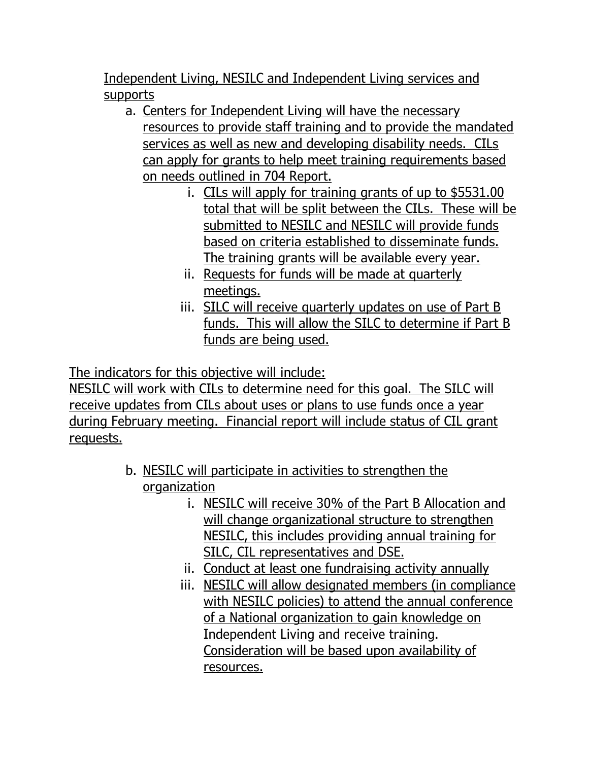Independent Living, NESILC and Independent Living services and supports

a. Centers for Independent Living will have the necessary resources to provide staff training and to provide the mandated services as well as new and developing disability needs. CILs can apply for grants to help meet training requirements based on needs outlined in 704 Report.
    i. CILs will apply for training grants of up to $5531.00 total that will be split between the CILs. These will be submitted to NESILC and NESILC will provide funds based on criteria established to disseminate funds. The training grants will be available every year.
    ii. Requests for funds will be made at quarterly meetings.
    iii. SILC will receive quarterly updates on use of Part B funds. This will allow the SILC to determine if Part B funds are being used.

The indicators for this objective will include:
NESILC will work with CILs to determine need for this goal. The SILC will receive updates from CILs about uses or plans to use funds once a year during February meeting. Financial report will include status of CIL grant requests.

b. NESILC will participate in activities to strengthen the organization
    i. NESILC will receive 30% of the Part B Allocation and will change organizational structure to strengthen NESILC, this includes providing annual training for SILC, CIL representatives and DSE.
    ii. Conduct at least one fundraising activity annually
    iii. NESILC will allow designated members (in compliance with NESILC policies) to attend the annual conference of a National organization to gain knowledge on Independent Living and receive training. Consideration will be based upon availability of resources.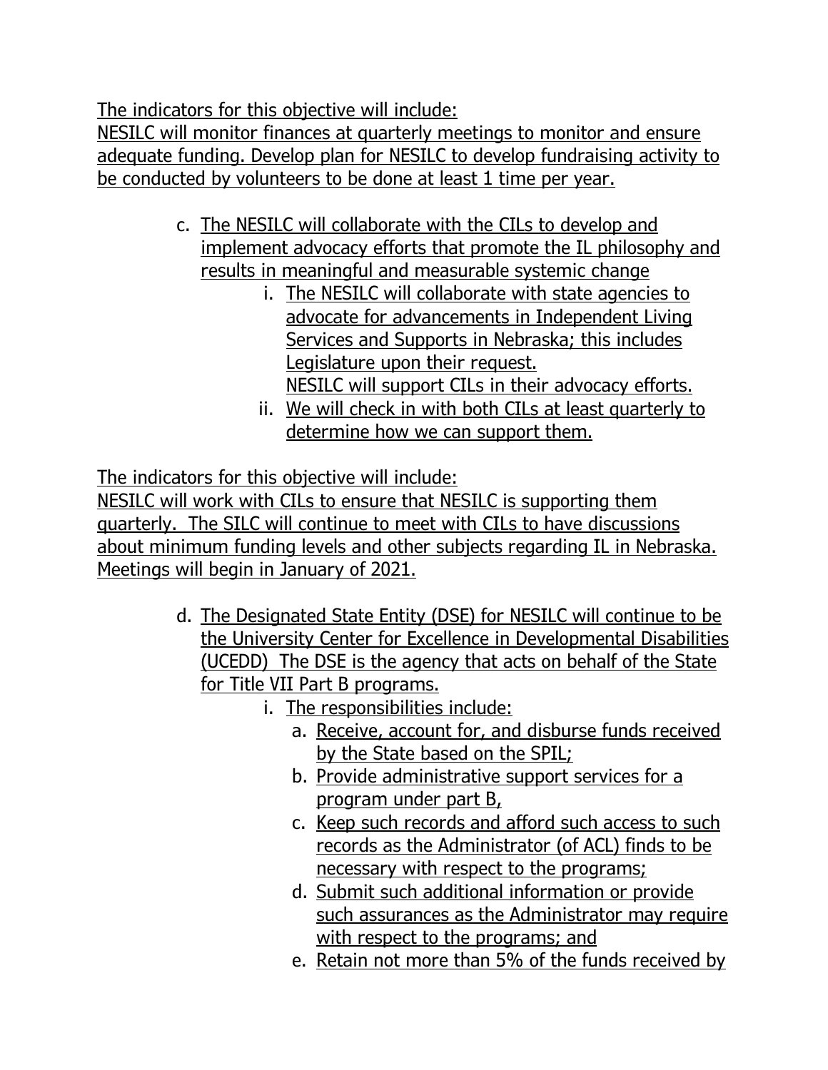The indicators for this objective will include:
NESILC will monitor finances at quarterly meetings to monitor and ensure adequate funding. Develop plan for NESILC to develop fundraising activity to be conducted by volunteers to be done at least 1 time per year.

c. The NESILC will collaborate with the CILs to develop and implement advocacy efforts that promote the IL philosophy and results in meaningful and measurable systemic change
   i. The NESILC will collaborate with state agencies to advocate for advancements in Independent Living Services and Supports in Nebraska; this includes Legislature upon their request.
      NESILC will support CILs in their advocacy efforts.
   ii. We will check in with both CILs at least quarterly to determine how we can support them.

The indicators for this objective will include:
NESILC will work with CILs to ensure that NESILC is supporting them quarterly. The SILC will continue to meet with CILs to have discussions about minimum funding levels and other subjects regarding IL in Nebraska. Meetings will begin in January of 2021.

d. The Designated State Entity (DSE) for NESILC will continue to be the University Center for Excellence in Developmental Disabilities (UCEDD) The DSE is the agency that acts on behalf of the State for Title VII Part B programs.
   i. The responsibilities include:
      a. Receive, account for, and disburse funds received by the State based on the SPIL;
      b. Provide administrative support services for a program under part B,
      c. Keep such records and afford such access to such records as the Administrator (of ACL) finds to be necessary with respect to the programs;
      d. Submit such additional information or provide such assurances as the Administrator may require with respect to the programs; and
      e. Retain not more than 5% of the funds received by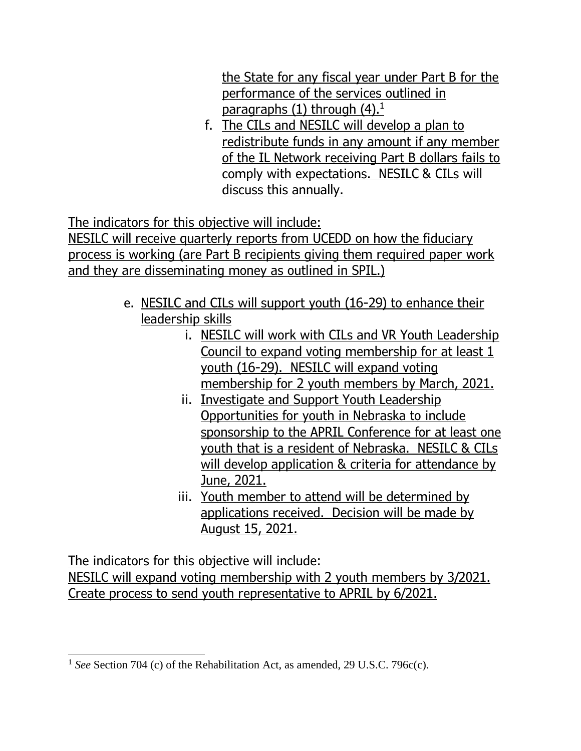the State for any fiscal year under Part B for the performance of the services outlined in paragraphs (1) through (4).[1]

f. The CILs and NESILC will develop a plan to redistribute funds in any amount if any member of the IL Network receiving Part B dollars fails to comply with expectations. NESILC & CILs will discuss this annually.

The indicators for this objective will include:
NESILC will receive quarterly reports from UCEDD on how the fiduciary process is working (are Part B recipients giving them required paper work and they are disseminating money as outlined in SPIL.)

e. NESILC and CILs will support youth (16-29) to enhance their leadership skills
    i. NESILC will work with CILs and VR Youth Leadership Council to expand voting membership for at least 1 youth (16-29). NESILC will expand voting membership for 2 youth members by March, 2021.
    ii. Investigate and Support Youth Leadership Opportunities for youth in Nebraska to include sponsorship to the APRIL Conference for at least one youth that is a resident of Nebraska. NESILC & CILs will develop application & criteria for attendance by June, 2021.
    iii. Youth member to attend will be determined by applications received. Decision will be made by August 15, 2021.

The indicators for this objective will include:
NESILC will expand voting membership with 2 youth members by 3/2021.
Create process to send youth representative to APRIL by 6/2021.

[1] *See* Section 704 (c) of the Rehabilitation Act, as amended, 29 U.S.C. 796c(c).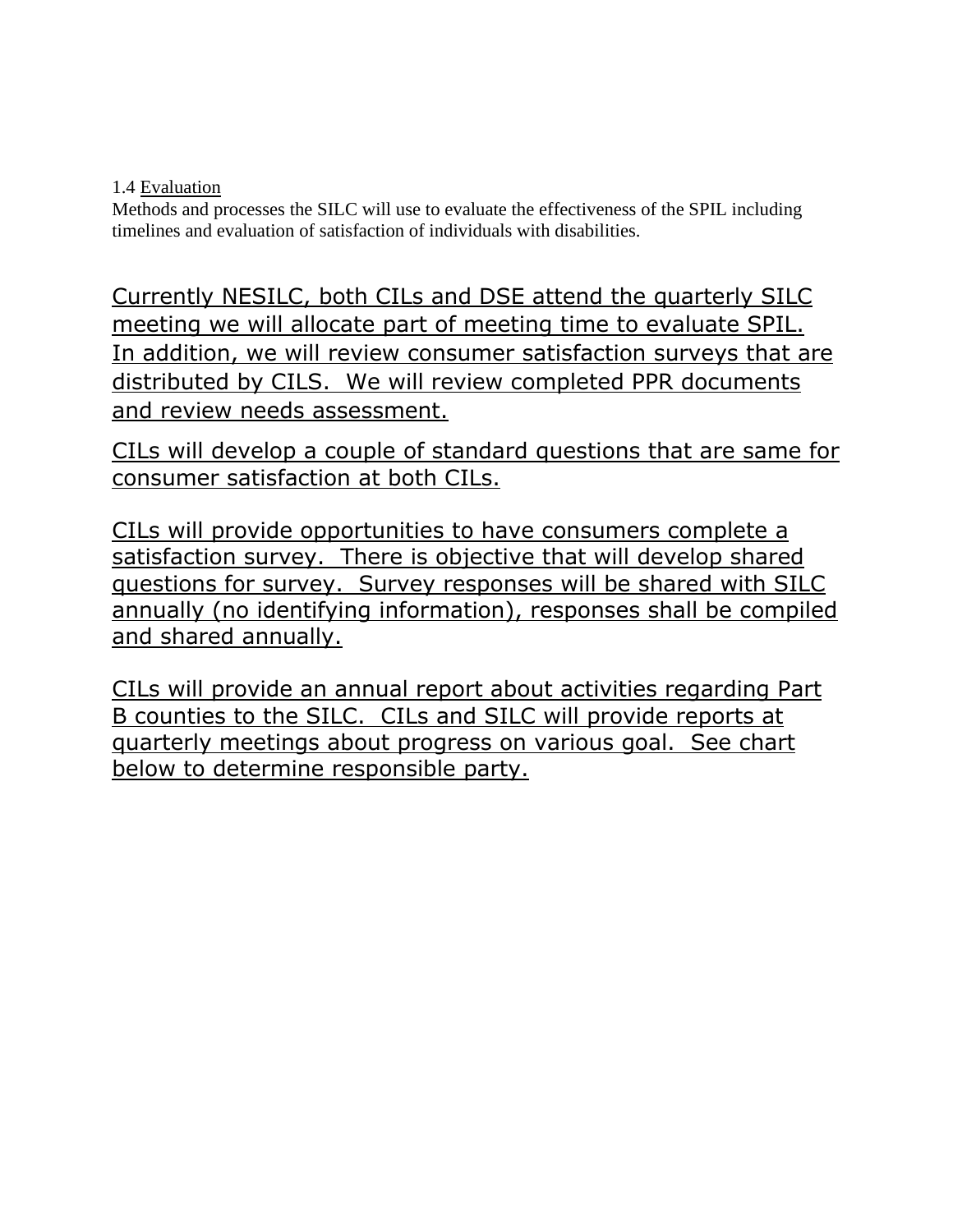1.4 Evaluation

Methods and processes the SILC will use to evaluate the effectiveness of the SPIL including timelines and evaluation of satisfaction of individuals with disabilities.

Currently NESILC, both CILs and DSE attend the quarterly SILC meeting we will allocate part of meeting time to evaluate SPIL. In addition, we will review consumer satisfaction surveys that are distributed by CILS. We will review completed PPR documents and review needs assessment.

CILs will develop a couple of standard questions that are same for consumer satisfaction at both CILs.

CILs will provide opportunities to have consumers complete a satisfaction survey. There is objective that will develop shared questions for survey. Survey responses will be shared with SILC annually (no identifying information), responses shall be compiled and shared annually.

CILs will provide an annual report about activities regarding Part B counties to the SILC. CILs and SILC will provide reports at quarterly meetings about progress on various goal. See chart below to determine responsible party.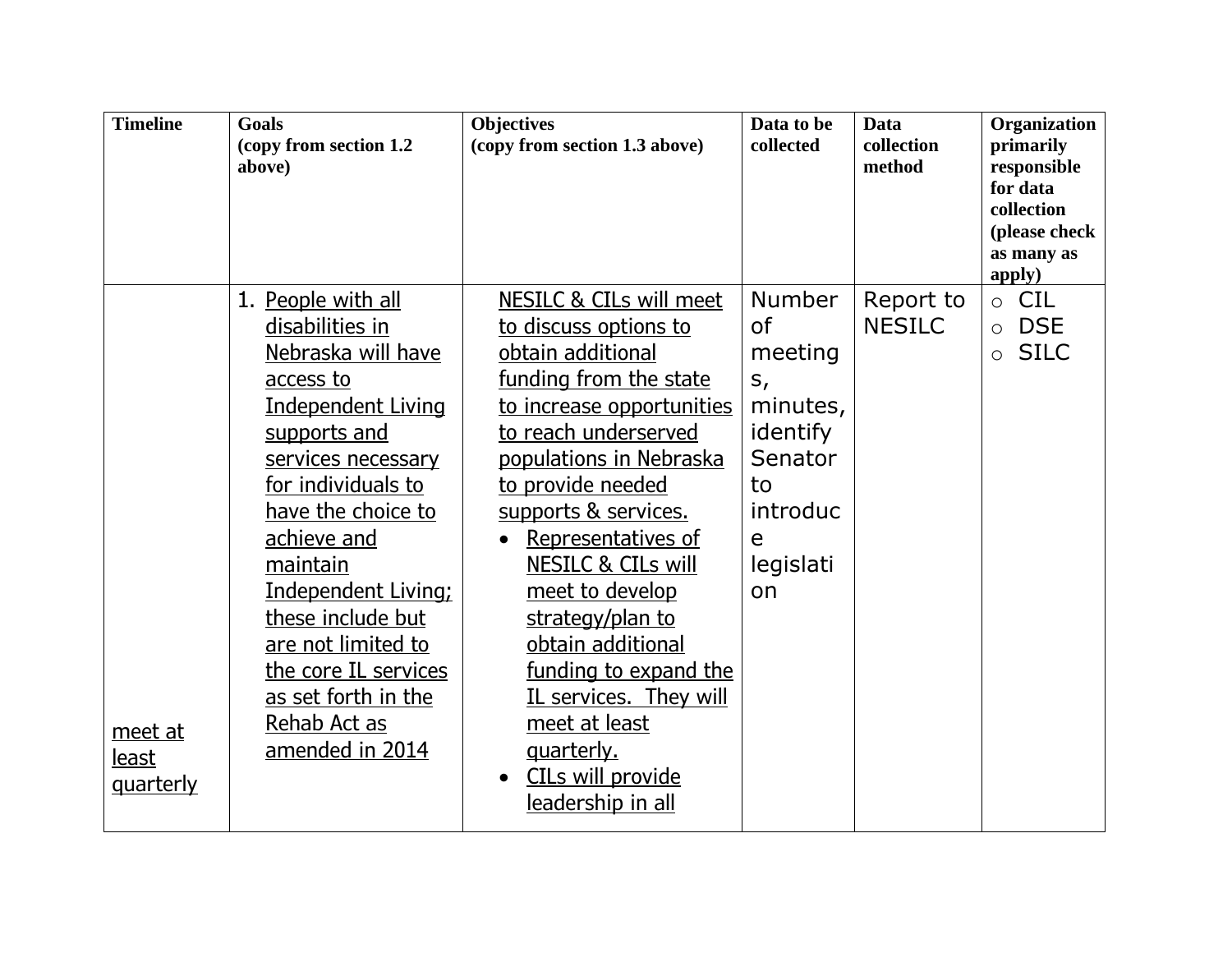| Timeline | Goals (copy from section 1.2 above) | Objectives (copy from section 1.3 above) | Data to be collected | Data collection method | Organization primarily responsible for data collection (please check as many as apply) |
|---|---|---|---|---|---|
| meet at least quarterly | 1. People with all disabilities in Nebraska will have access to Independent Living supports and services necessary for individuals to have the choice to achieve and maintain Independent Living; these include but are not limited to the core IL services as set forth in the Rehab Act as amended in 2014 | NESILC & CILs will meet to discuss options to obtain additional funding from the state to increase opportunities to reach underserved populations in Nebraska to provide needed supports & services.<br>• Representatives of NESILC & CILs will meet to develop strategy/plan to obtain additional funding to expand the IL services. They will meet at least quarterly.<br>• CILs will provide leadership in all | Number of meetings, minutes, identify Senator to introduce legislation | Report to NESILC | ○ CIL<br>○ DSE<br>○ SILC |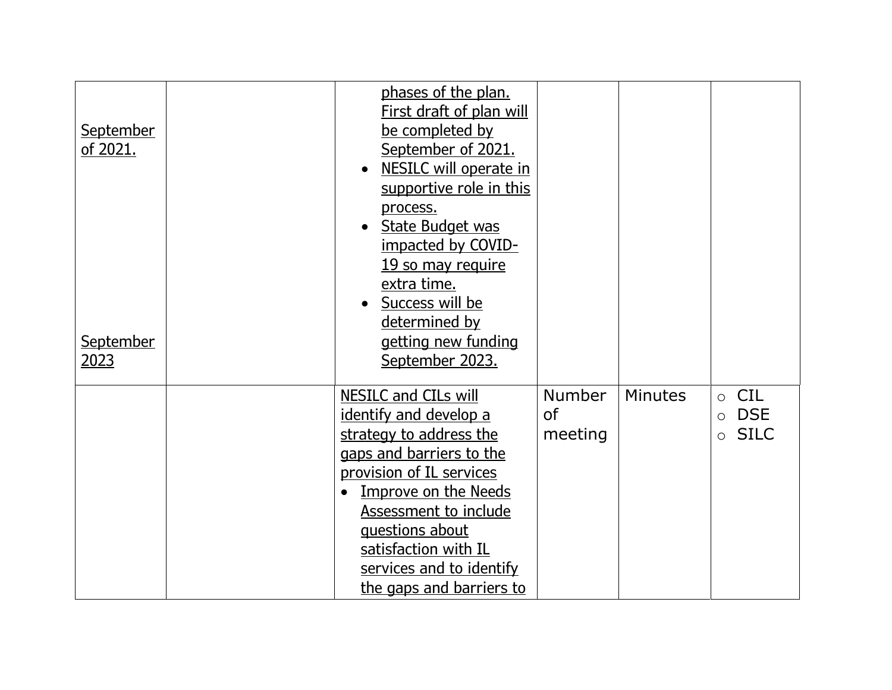| | | | | | |
|---|---|---|---|---|---|
| September of 2021.<br><br>September 2023 | | phases of the plan. First draft of plan will be completed by September of 2021.<br>• NESILC will operate in supportive role in this process.<br>• State Budget was impacted by COVID-19 so may require extra time.<br>• Success will be determined by getting new funding September 2023. | | | |
| | | NESILC and CILs will identify and develop a strategy to address the gaps and barriers to the provision of IL services<br>• Improve on the Needs Assessment to include questions about satisfaction with IL services and to identify the gaps and barriers to | Number of meeting | Minutes | ○ CIL<br>○ DSE<br>○ SILC |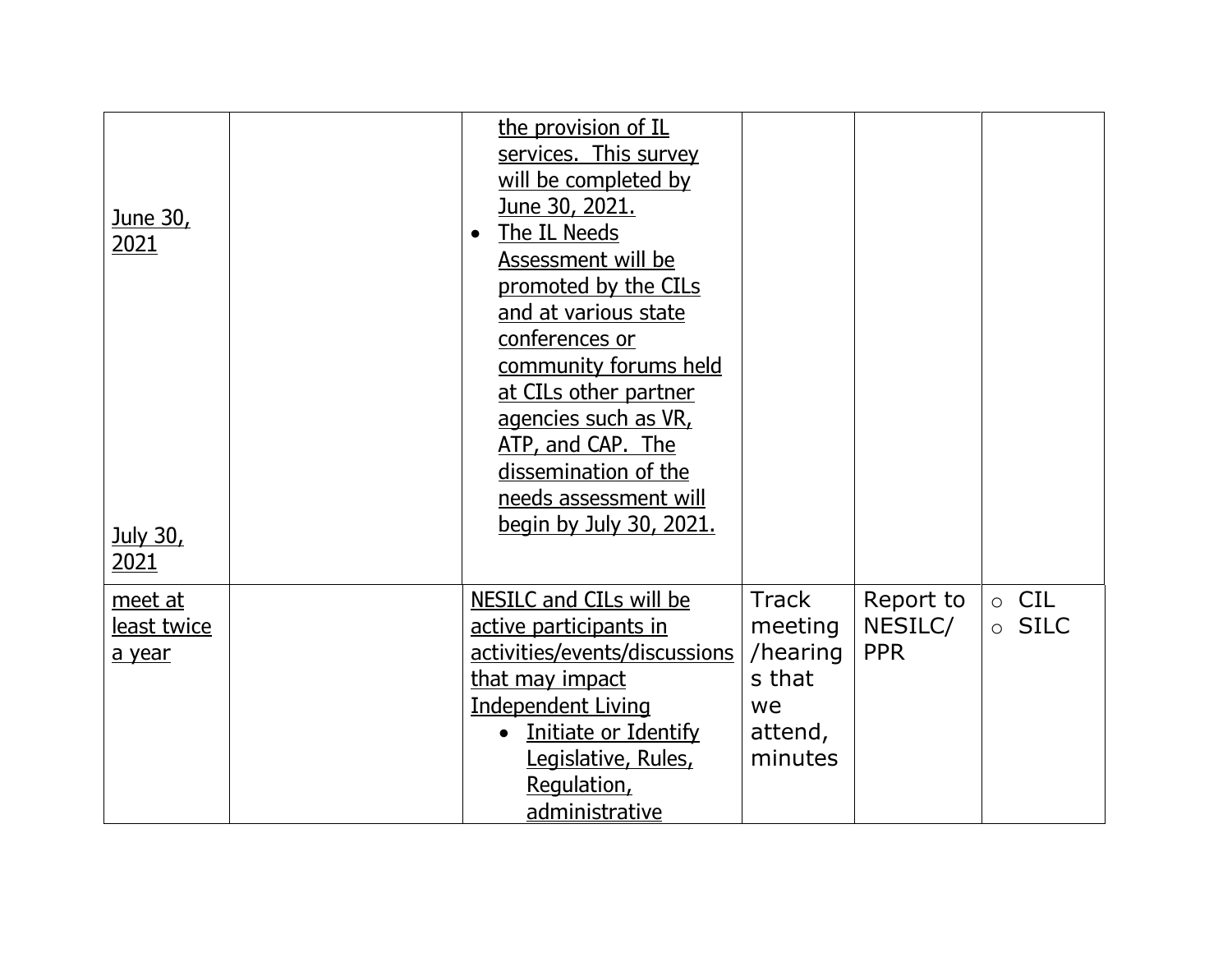| | | | | | |
|---|---|---|---|---|---|
| June 30, 2021<br><br>July 30, 2021 | | the provision of IL services. This survey will be completed by June 30, 2021.<br>• The IL Needs Assessment will be promoted by the CILs and at various state conferences or community forums held at CILs other partner agencies such as VR, ATP, and CAP. The dissemination of the needs assessment will begin by July 30, 2021. | | | |
| meet at least twice a year | | NESILC and CILs will be active participants in activities/events/discussions that may impact Independent Living<br>• Initiate or Identify Legislative, Rules, Regulation, administrative | Track meeting /hearings that we attend, minutes | Report to NESILC/ PPR | ○ CIL<br>○ SILC |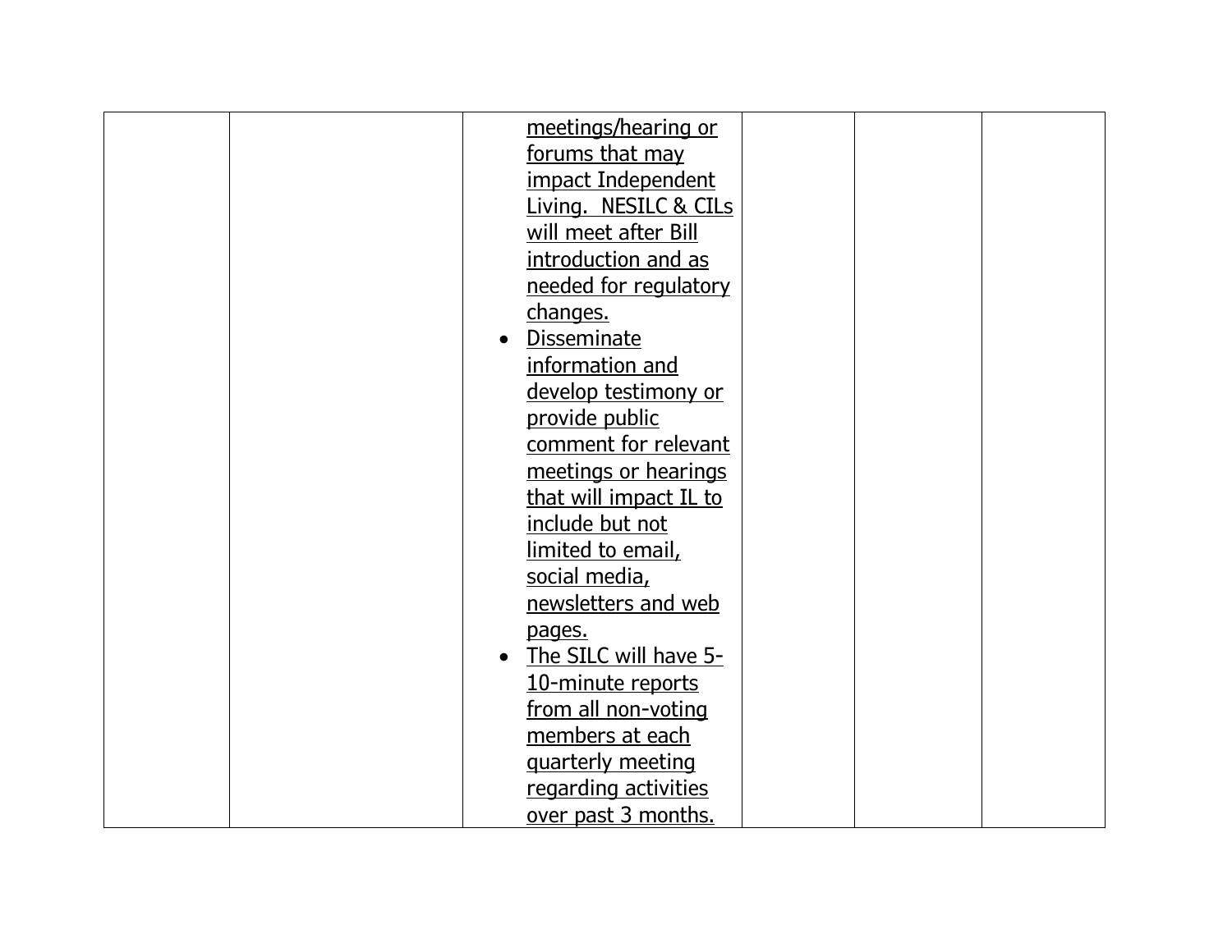|  |  |  |  |  |  |
|---|---|---|---|---|---|
|  |  | meetings/hearing or forums that may impact Independent Living. NESILC & CILs will meet after Bill introduction and as needed for regulatory changes.<br>• Disseminate information and develop testimony or provide public comment for relevant meetings or hearings that will impact IL to include but not limited to email, social media, newsletters and web pages.<br>• The SILC will have 5-10-minute reports from all non-voting members at each quarterly meeting regarding activities over past 3 months. |  |  |  |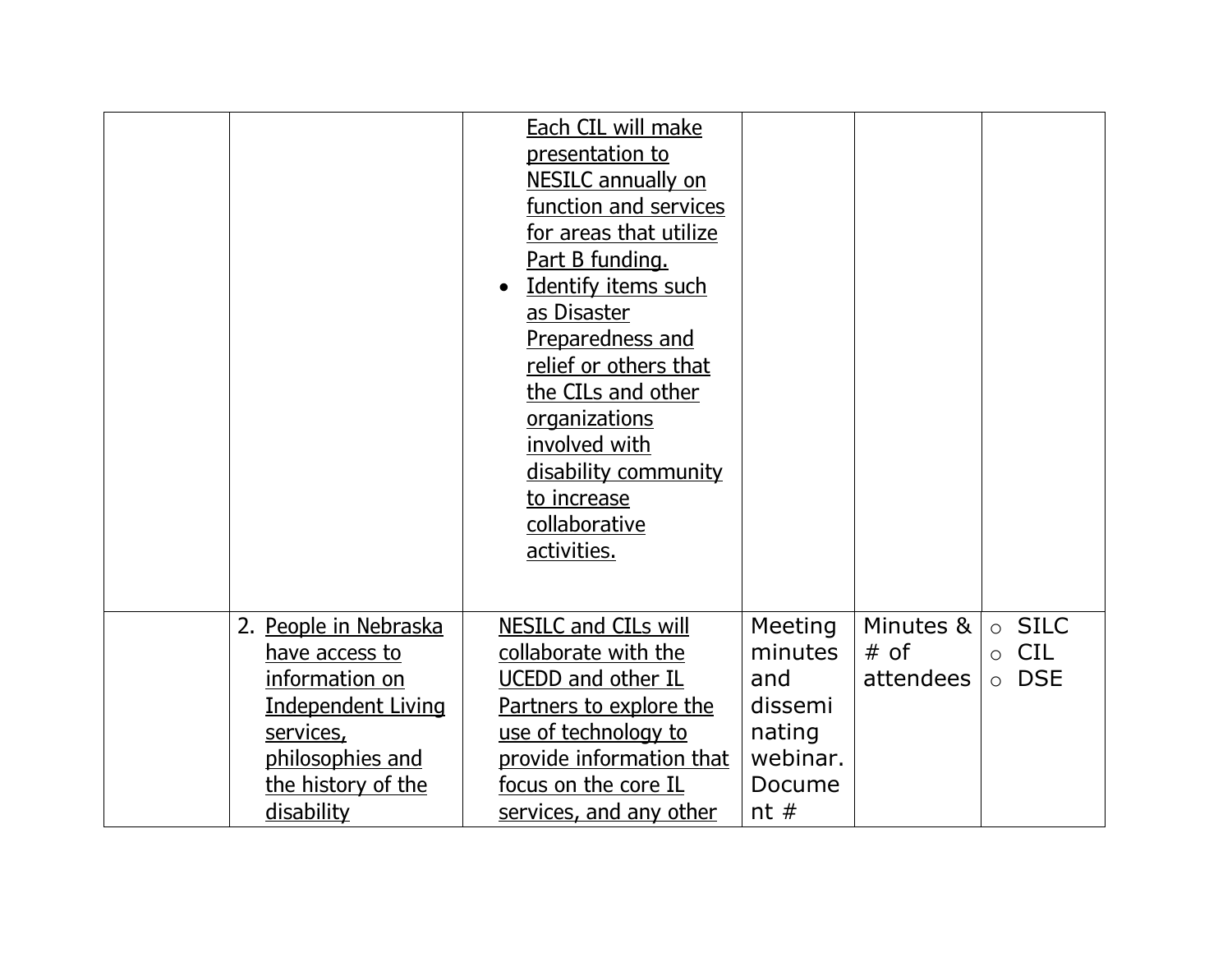| | | | | | |
|---|---|---|---|---|---|
| | | Each CIL will make presentation to NESILC annually on function and services for areas that utilize Part B funding.<br>• Identify items such as Disaster Preparedness and relief or others that the CILs and other organizations involved with disability community to increase collaborative activities. | | | |
| | 2. People in Nebraska have access to information on Independent Living services, philosophies and the history of the disability | NESILC and CILs will collaborate with the UCEDD and other IL Partners to explore the use of technology to provide information that focus on the core IL services, and any other | Meeting minutes and disseminating webinar. Document # | Minutes & # of attendees | ○ SILC<br>○ CIL<br>○ DSE |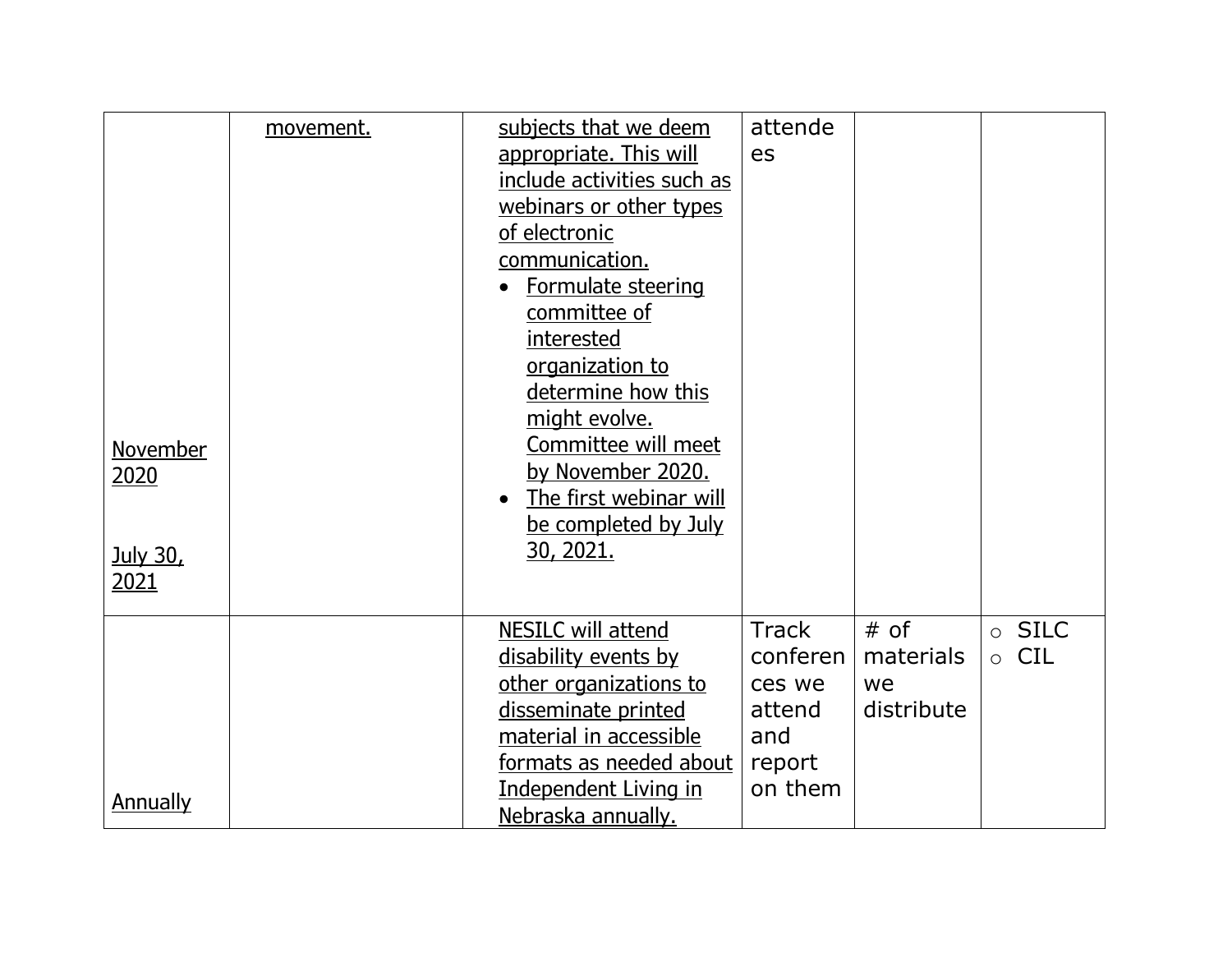|  |  |  |  |  |  |
|---|---|---|---|---|---|
| November 2020<br><br>July 30, 2021 | movement. | subjects that we deem appropriate. This will include activities such as webinars or other types of electronic communication.<br>• Formulate steering committee of interested organization to determine how this might evolve. Committee will meet by November 2020.<br>• The first webinar will be completed by July 30, 2021. | attendees |  |  |
| Annually |  | NESILC will attend disability events by other organizations to disseminate printed material in accessible formats as needed about Independent Living in Nebraska annually. | Track conferences we attend and report on them | # of materials we distribute | ○ SILC<br>○ CIL |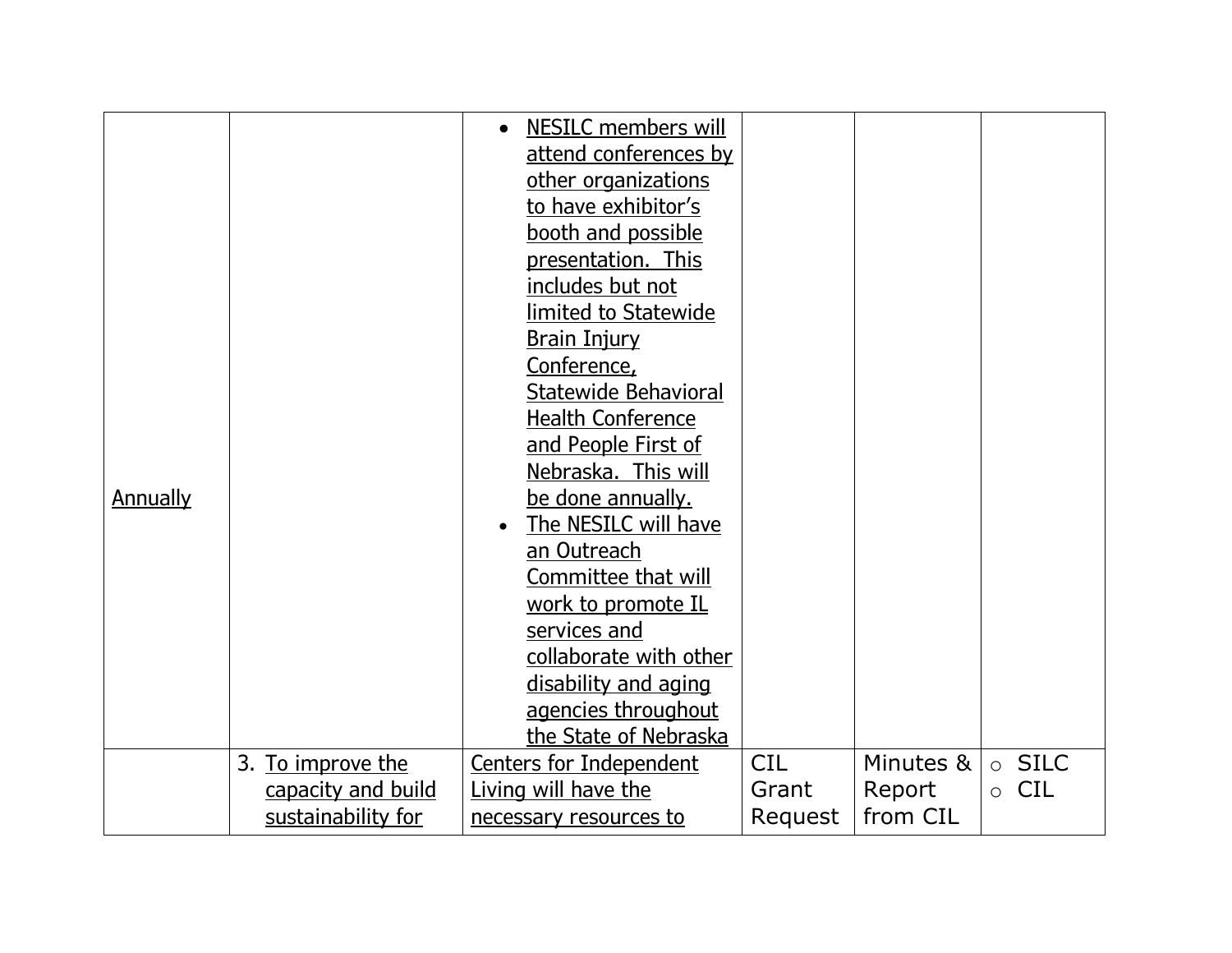| | | | | | |
|---|---|---|---|---|---|
| Annually | | • NESILC members will attend conferences by other organizations to have exhibitor's booth and possible presentation. This includes but not limited to Statewide Brain Injury Conference, Statewide Behavioral Health Conference and People First of Nebraska. This will be done annually.<br>• The NESILC will have an Outreach Committee that will work to promote IL services and collaborate with other disability and aging agencies throughout the State of Nebraska | | | |
| | 3. To improve the capacity and build sustainability for | Centers for Independent Living will have the necessary resources to | CIL Grant Request | Minutes & Report from CIL | ○ SILC<br>○ CIL |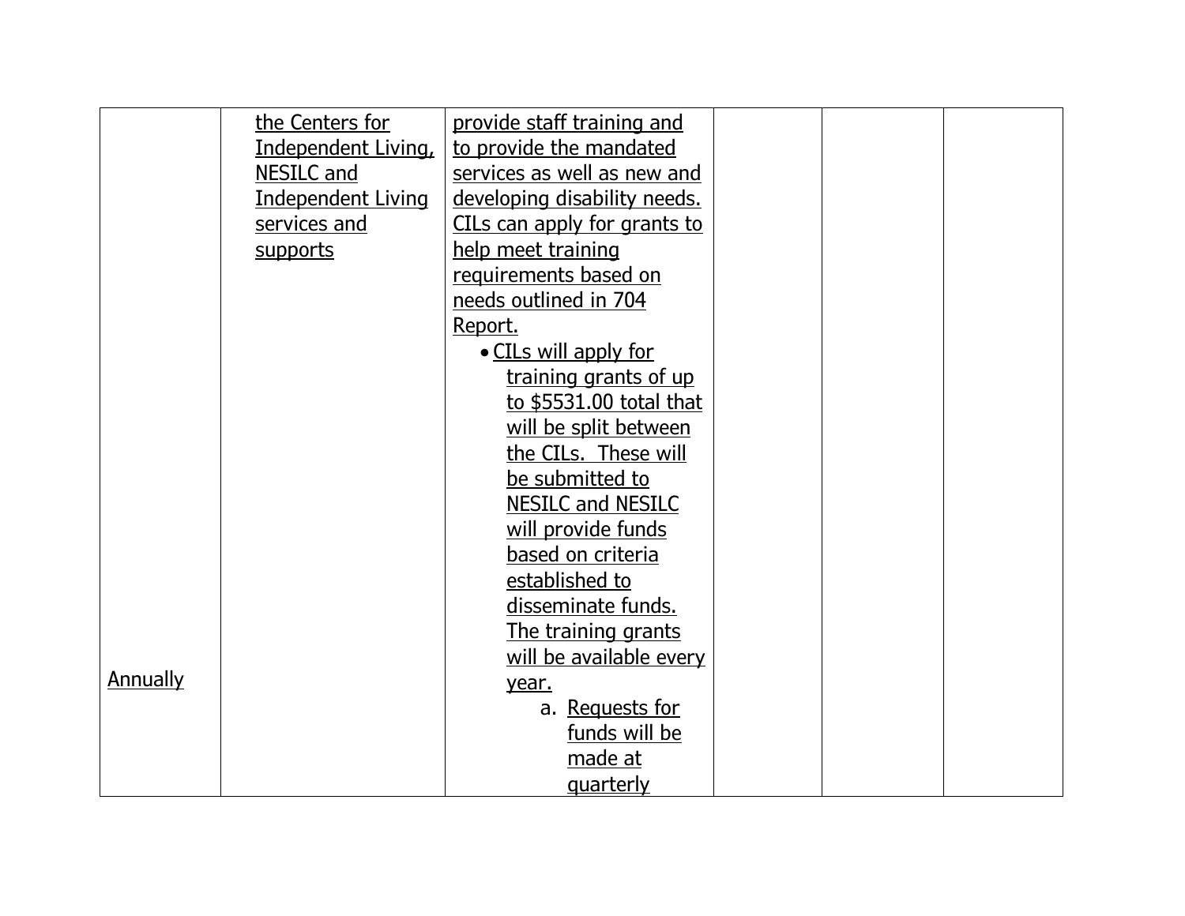| | | | | | |
|---|---|---|---|---|---|
| Annually | the Centers for Independent Living, NESILC and Independent Living services and supports | provide staff training and to provide the mandated services as well as new and developing disability needs. CILs can apply for grants to help meet training requirements based on needs outlined in 704 Report.<br>• CILs will apply for training grants of up to $5531.00 total that will be split between the CILs. These will be submitted to NESILC and NESILC will provide funds based on criteria established to disseminate funds. The training grants will be available every year.<br>a. Requests for funds will be made at quarterly | | | |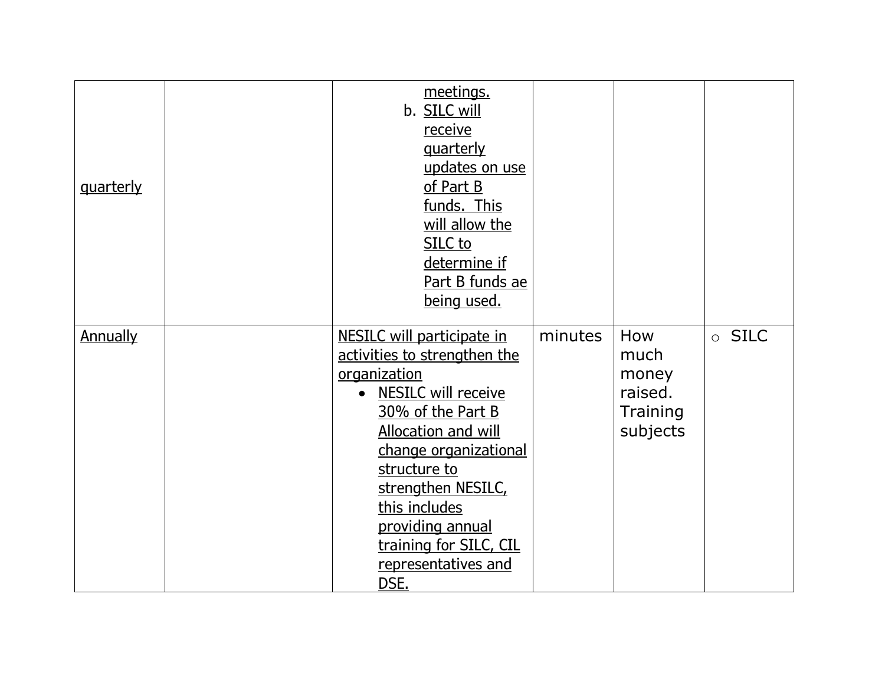| | | | | | |
|---|---|---|---|---|---|
| quarterly | | meetings.<br>b. SILC will receive quarterly updates on use of Part B funds. This will allow the SILC to determine if Part B funds ae being used. | | | |
| Annually | | NESILC will participate in activities to strengthen the organization<br>• NESILC will receive 30% of the Part B Allocation and will change organizational structure to strengthen NESILC, this includes providing annual training for SILC, CIL representatives and DSE. | minutes | How much money raised. Training subjects | ○ SILC |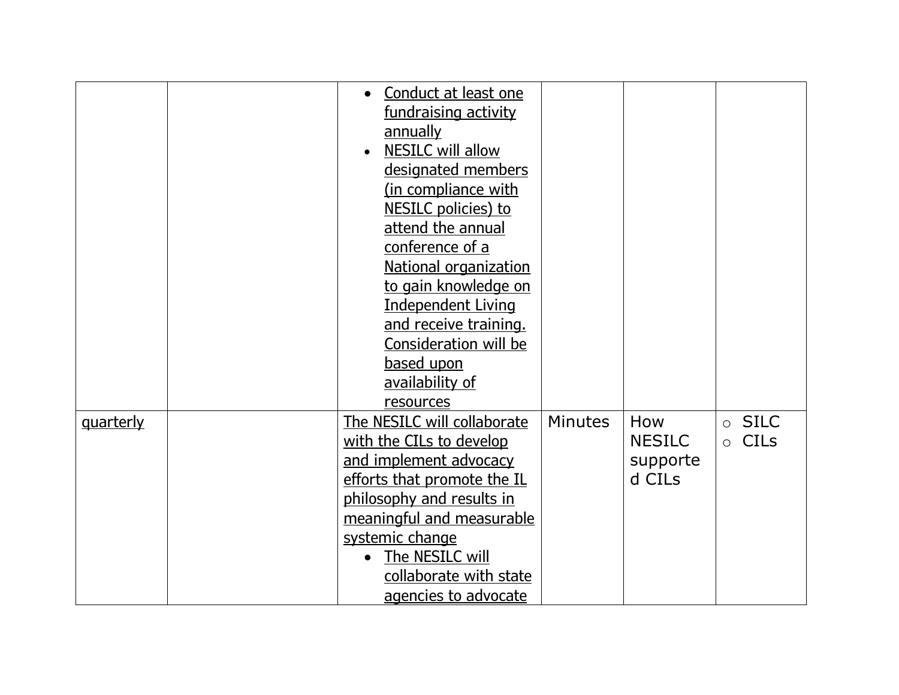| | | | | | |
|---|---|---|---|---|---|
| | | • Conduct at least one fundraising activity annually<br>• NESILC will allow designated members (in compliance with NESILC policies) to attend the annual conference of a National organization to gain knowledge on Independent Living and receive training. Consideration will be based upon availability of resources | | | |
| quarterly | | The NESILC will collaborate with the CILs to develop and implement advocacy efforts that promote the IL philosophy and results in meaningful and measurable systemic change<br>• The NESILC will collaborate with state agencies to advocate | Minutes | How NESILC supported CILs | ○ SILC<br>○ CILs |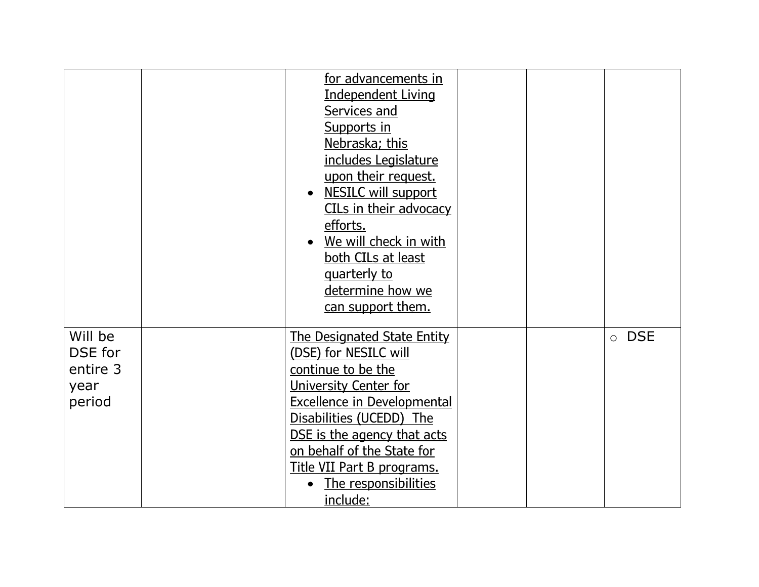| | | | | | |
|---|---|---|---|---|---|
| | | <ul><li><u>for advancements in Independent Living Services and Supports in Nebraska; this includes Legislature upon their request.</u></li><li><u>NESILC will support CILs in their advocacy efforts.</u></li><li><u>We will check in with both CILs at least quarterly to determine how we can support them.</u></li></ul> | | | |
| Will be DSE for entire 3 year period | | <u>The Designated State Entity (DSE) for NESILC will continue to be the University Center for Excellence in Developmental Disabilities (UCEDD) The DSE is the agency that acts on behalf of the State for Title VII Part B programs.</u><ul><li><u>The responsibilities include:</u></li></ul> | | | ○ DSE |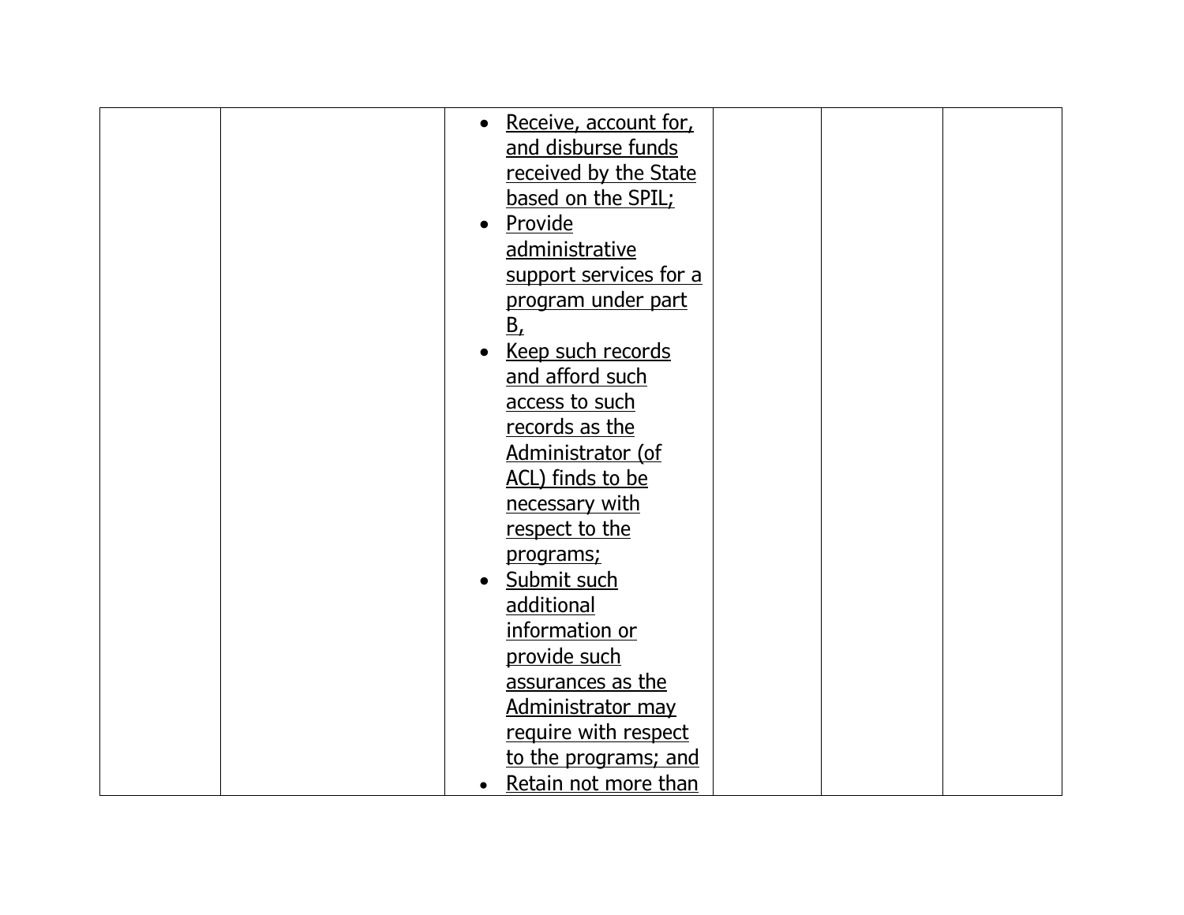|  |  |  |  |  |  |
|---|---|---|---|---|---|
|  |  | • <u>Receive, account for, and disburse funds received by the State based on the SPIL;</u><br>• <u>Provide administrative support services for a program under part B,</u><br>• <u>Keep such records and afford such access to such records as the Administrator (of ACL) finds to be necessary with respect to the programs;</u><br>• <u>Submit such additional information or provide such assurances as the Administrator may require with respect to the programs; and</u><br>• <u>Retain not more than</u> |  |  |  |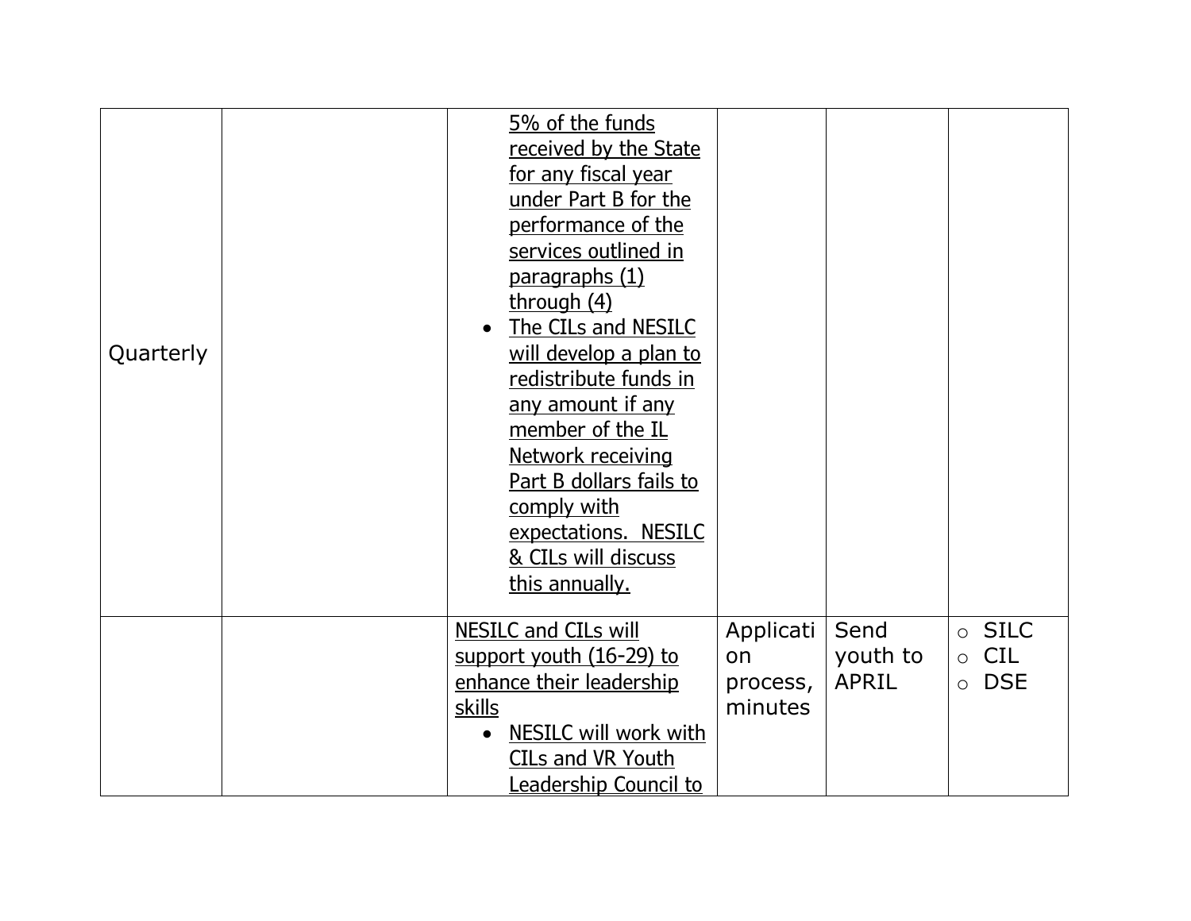| | | | | | |
|---|---|---|---|---|---|
| Quarterly | | 5% of the funds received by the State for any fiscal year under Part B for the performance of the services outlined in paragraphs (1) through (4)<br>• The CILs and NESILC will develop a plan to redistribute funds in any amount if any member of the IL Network receiving Part B dollars fails to comply with expectations. NESILC & CILs will discuss this annually. | | | |
| | | NESILC and CILs will support youth (16-29) to enhance their leadership skills<br>• NESILC will work with CILs and VR Youth Leadership Council to | Application process, minutes | Send youth to APRIL | ○ SILC<br>○ CIL<br>○ DSE |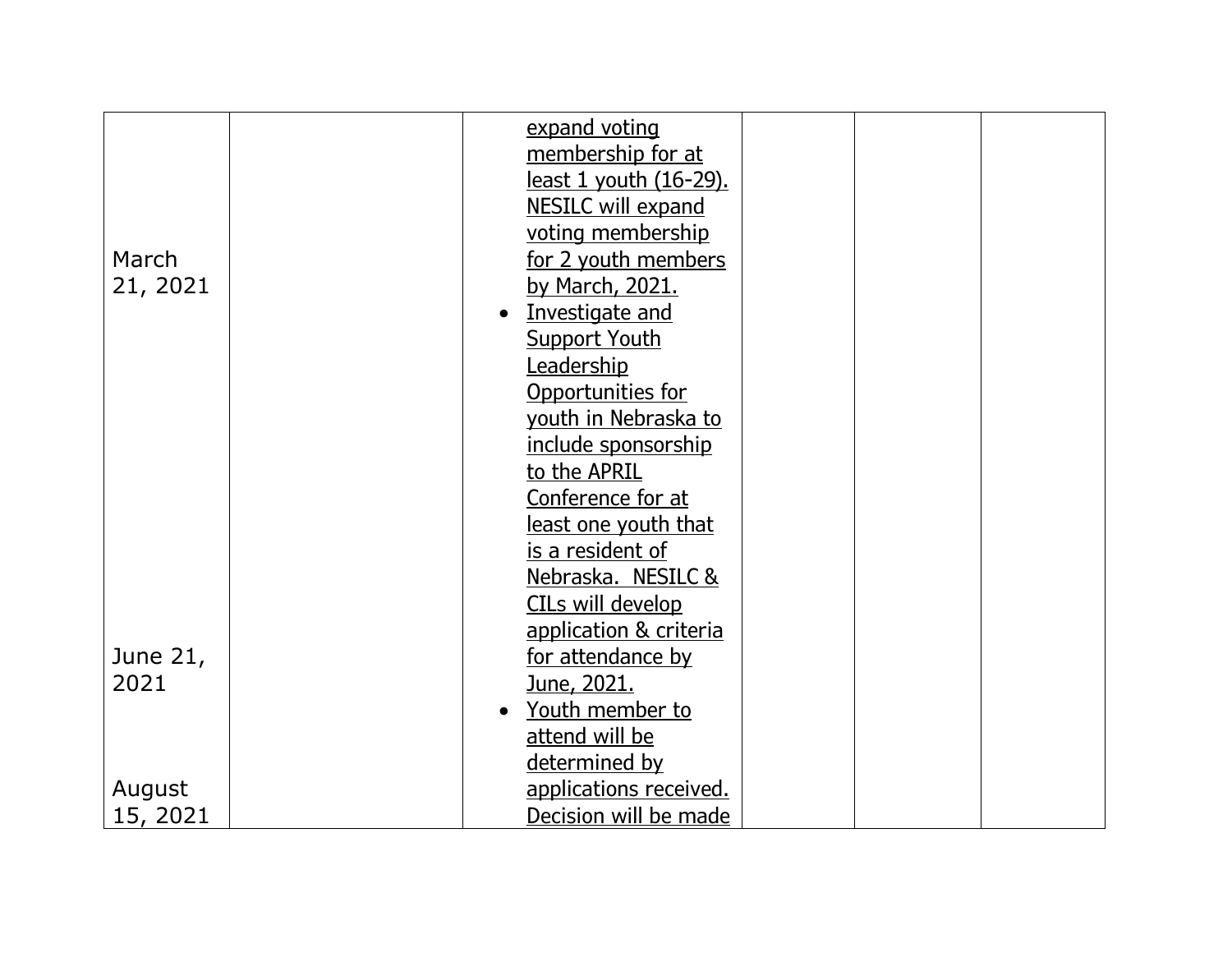| | | | | | |
|---|---|---|---|---|---|
| March 21, 2021<br><br>June 21, 2021<br><br>August 15, 2021 | | <u>expand voting membership for at least 1 youth (16-29). NESILC will expand voting membership for 2 youth members by March, 2021.</u><br>• <u>Investigate and Support Youth Leadership Opportunities for youth in Nebraska to include sponsorship to the APRIL Conference for at least one youth that is a resident of Nebraska. NESILC & CILs will develop application & criteria for attendance by June, 2021.</u><br>• <u>Youth member to attend will be determined by applications received. Decision will be made</u> | | | |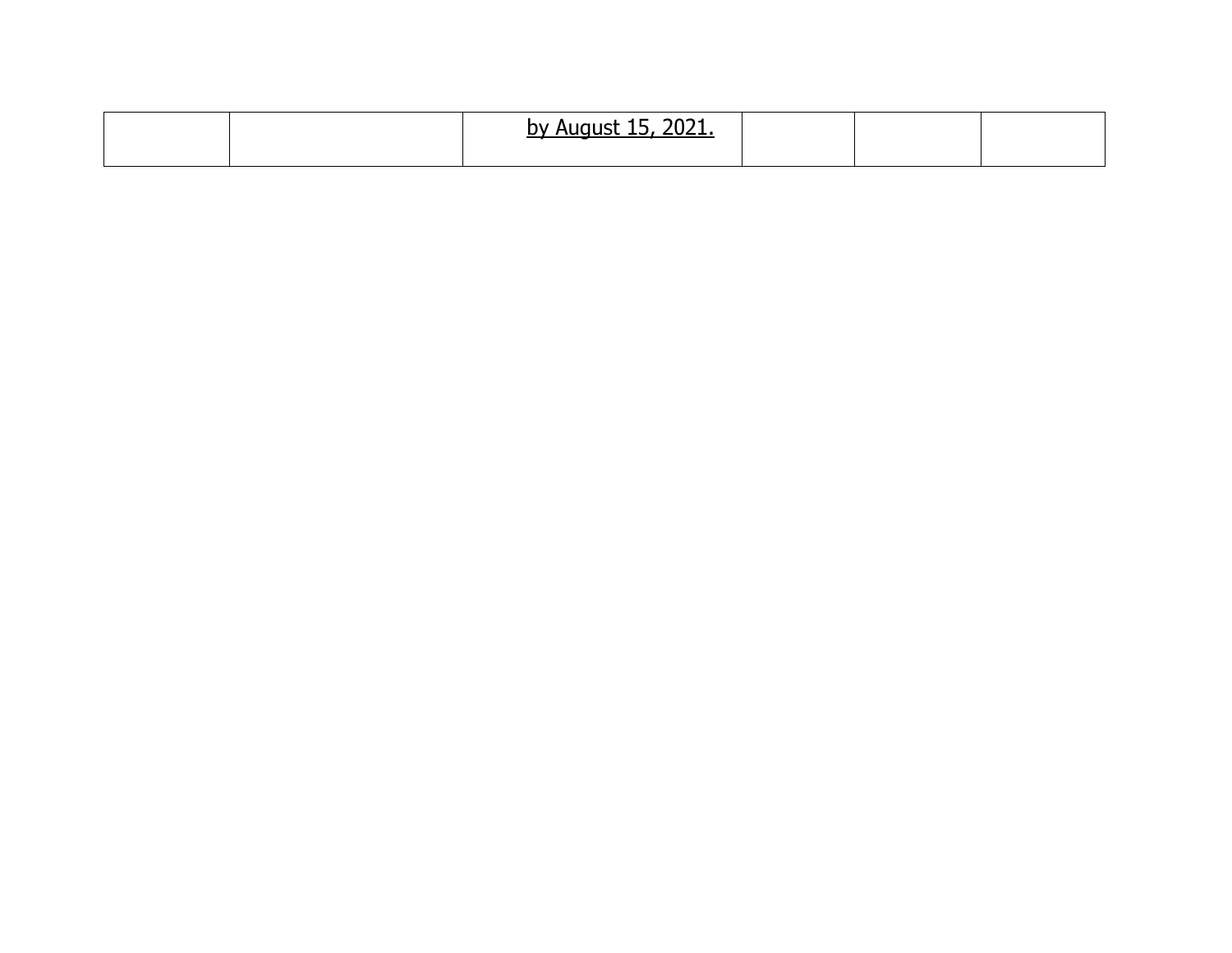| | | | | | |
|---|---|---|---|---|---|
| | | <u>by August 15, 2021.</u> | | | |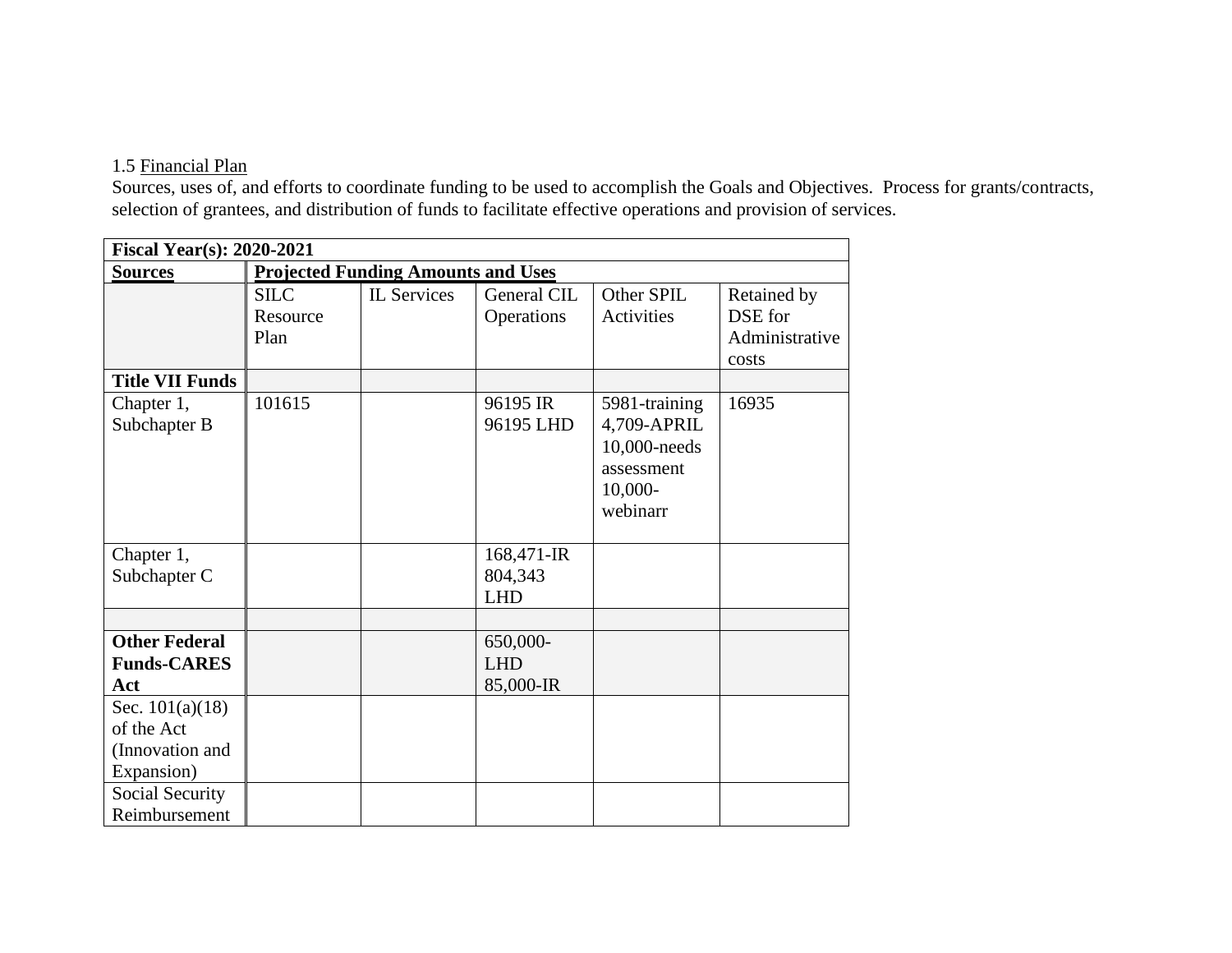1.5 Financial Plan

Sources, uses of, and efforts to coordinate funding to be used to accomplish the Goals and Objectives. Process for grants/contracts, selection of grantees, and distribution of funds to facilitate effective operations and provision of services.

| **Fiscal Year(s): 2020-2021** | | | | | |
|---|---|---|---|---|---|
| **Sources** | **Projected Funding Amounts and Uses** | | | | |
| | SILC Resource Plan | IL Services | General CIL Operations | Other SPIL Activities | Retained by DSE for Administrative costs |
| **Title VII Funds** | | | | | |
| Chapter 1, Subchapter B | 101615 | | 96195 IR<br>96195 LHD | 5981-training<br>4,709-APRIL<br>10,000-needs assessment<br>10,000-webinarr | 16935 |
| Chapter 1, Subchapter C | | | 168,471-IR<br>804,343 LHD | | |
| | | | | | |
| **Other Federal Funds-CARES Act** | | | 650,000-LHD<br>85,000-IR | | |
| Sec. 101(a)(18) of the Act (Innovation and Expansion) | | | | | |
| Social Security Reimbursement | | | | | |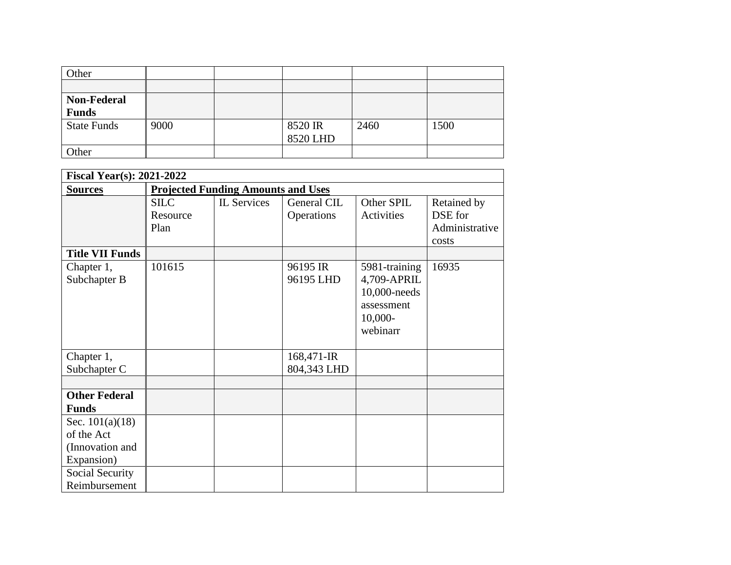| Other | | | | | |
|---|---|---|---|---|---|
| | | | | | |
| **Non-Federal Funds** | | | | | |
| State Funds | 9000 | | 8520 IR<br>8520 LHD | 2460 | 1500 |
| Other | | | | | |

| **Fiscal Year(s): 2021-2022** | | | | | |
|---|---|---|---|---|---|
| **Sources** | **Projected Funding Amounts and Uses** | | | | |
| | SILC Resource Plan | IL Services | General CIL Operations | Other SPIL Activities | Retained by DSE for Administrative costs |
| **Title VII Funds** | | | | | |
| Chapter 1, Subchapter B | 101615 | | 96195 IR<br>96195 LHD | 5981-training<br>4,709-APRIL<br>10,000-needs assessment<br>10,000-webinarr | 16935 |
| Chapter 1, Subchapter C | | | 168,471-IR<br>804,343 LHD | | |
| | | | | | |
| **Other Federal Funds** | | | | | |
| Sec. 101(a)(18) of the Act (Innovation and Expansion) | | | | | |
| Social Security Reimbursement | | | | | |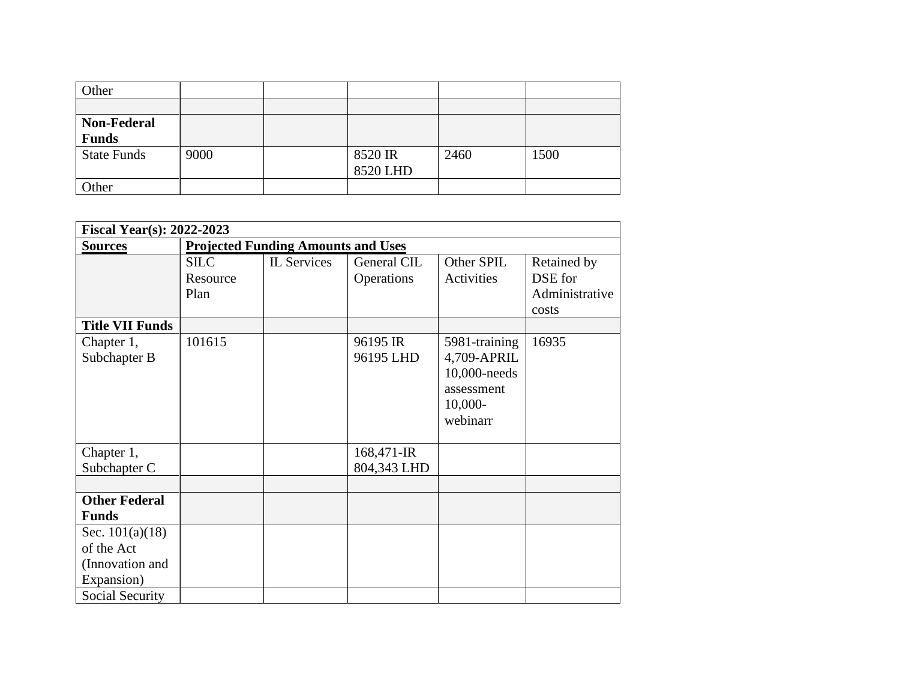| Other | | | | | |
|---|---|---|---|---|---|
| | | | | | |
| **Non-Federal Funds** | | | | | |
| State Funds | 9000 | | 8520 IR<br>8520 LHD | 2460 | 1500 |
| Other | | | | | |

| **Fiscal Year(s): 2022-2023** | | | | | |
|---|---|---|---|---|---|
| **Sources** | **Projected Funding Amounts and Uses** | | | | |
| | SILC Resource Plan | IL Services | General CIL Operations | Other SPIL Activities | Retained by DSE for Administrative costs |
| **Title VII Funds** | | | | | |
| Chapter 1, Subchapter B | 101615 | | 96195 IR<br>96195 LHD | 5981-training<br>4,709-APRIL<br>10,000-needs assessment<br>10,000-webinarr | 16935 |
| Chapter 1, Subchapter C | | | 168,471-IR<br>804,343 LHD | | |
| | | | | | |
| **Other Federal Funds** | | | | | |
| Sec. 101(a)(18) of the Act (Innovation and Expansion) | | | | | |
| Social Security | | | | | |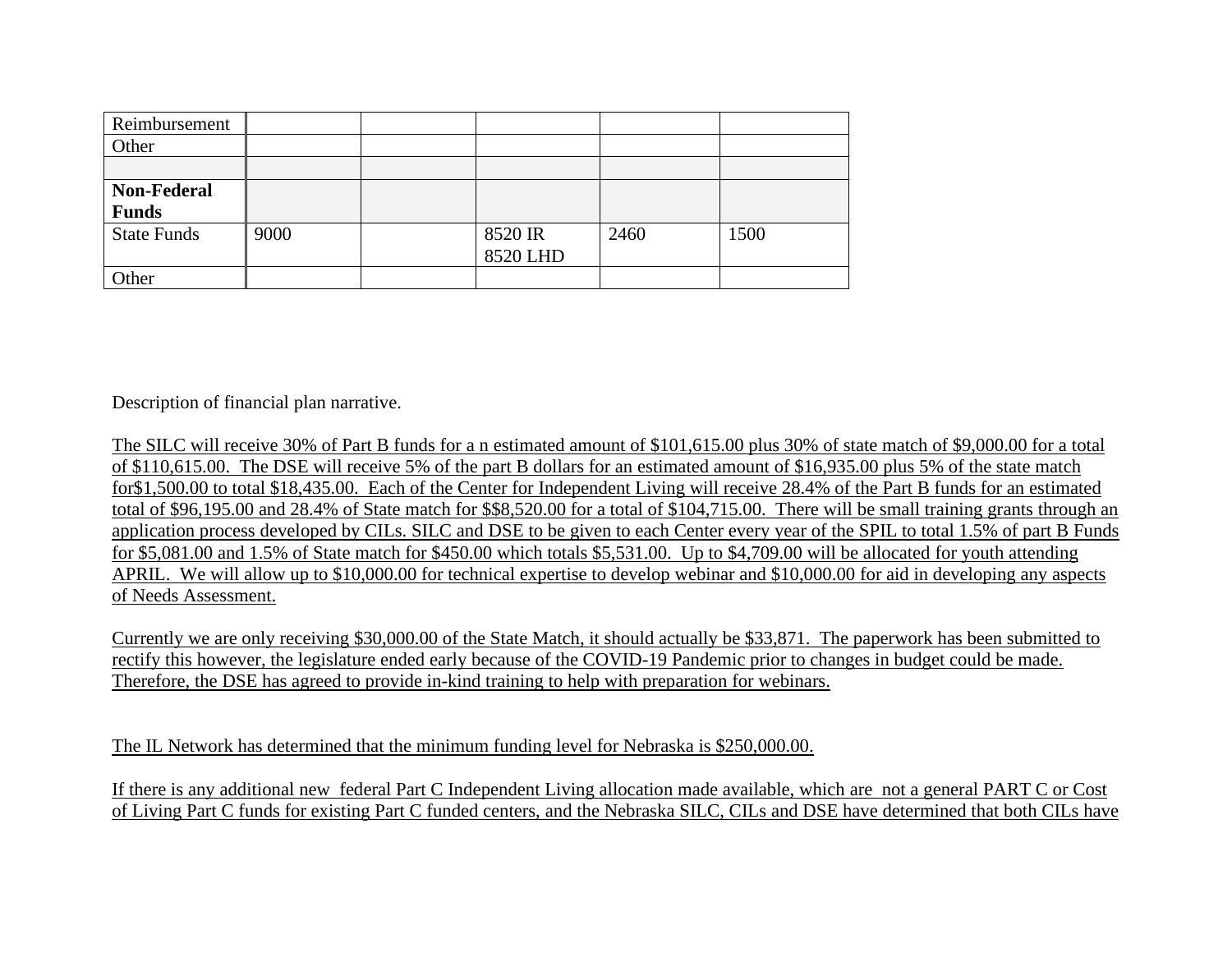| Reimbursement | | | | | |
|---|---|---|---|---|---|
| Other | | | | | |
| | | | | | |
| **Non-Federal Funds** | | | | | |
| State Funds | 9000 | | 8520 IR<br>8520 LHD | 2460 | 1500 |
| Other | | | | | |

Description of financial plan narrative.

The SILC will receive 30% of Part B funds for a n estimated amount of $101,615.00 plus 30% of state match of $9,000.00 for a total of $110,615.00. The DSE will receive 5% of the part B dollars for an estimated amount of $16,935.00 plus 5% of the state match for$1,500.00 to total $18,435.00. Each of the Center for Independent Living will receive 28.4% of the Part B funds for an estimated total of $96,195.00 and 28.4% of State match for $$8,520.00 for a total of $104,715.00. There will be small training grants through an application process developed by CILs. SILC and DSE to be given to each Center every year of the SPIL to total 1.5% of part B Funds for $5,081.00 and 1.5% of State match for $450.00 which totals $5,531.00. Up to $4,709.00 will be allocated for youth attending APRIL. We will allow up to $10,000.00 for technical expertise to develop webinar and $10,000.00 for aid in developing any aspects of Needs Assessment.

Currently we are only receiving $30,000.00 of the State Match, it should actually be $33,871. The paperwork has been submitted to rectify this however, the legislature ended early because of the COVID-19 Pandemic prior to changes in budget could be made. Therefore, the DSE has agreed to provide in-kind training to help with preparation for webinars.

The IL Network has determined that the minimum funding level for Nebraska is $250,000.00.

If there is any additional new federal Part C Independent Living allocation made available, which are not a general PART C or Cost of Living Part C funds for existing Part C funded centers, and the Nebraska SILC, CILs and DSE have determined that both CILs have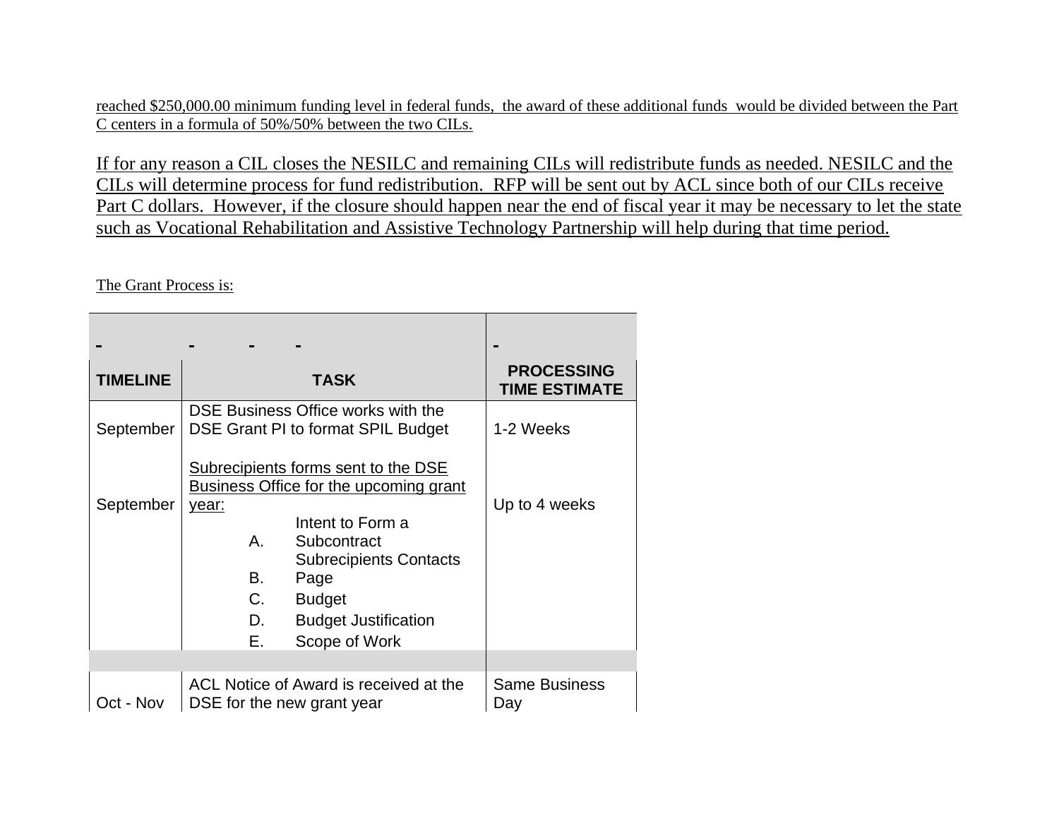reached $250,000.00 minimum funding level in federal funds, the award of these additional funds would be divided between the Part C centers in a formula of 50%/50% between the two CILs.

If for any reason a CIL closes the NESILC and remaining CILs will redistribute funds as needed. NESILC and the CILs will determine process for fund redistribution. RFP will be sent out by ACL since both of our CILs receive Part C dollars. However, if the closure should happen near the end of fiscal year it may be necessary to let the state such as Vocational Rehabilitation and Assistive Technology Partnership will help during that time period.

The Grant Process is:

| TIMELINE | TASK | PROCESSING TIME ESTIMATE |
|---|---|---|
| September | DSE Business Office works with the DSE Grant PI to format SPIL Budget | 1-2 Weeks |
| September | Subrecipients forms sent to the DSE Business Office for the upcoming grant year:<br>A. Intent to Form a Subcontract<br>B. Subrecipients Contacts Page<br>C. Budget<br>D. Budget Justification<br>E. Scope of Work | Up to 4 weeks |
| | | |
| Oct - Nov | ACL Notice of Award is received at the DSE for the new grant year | Same Business Day |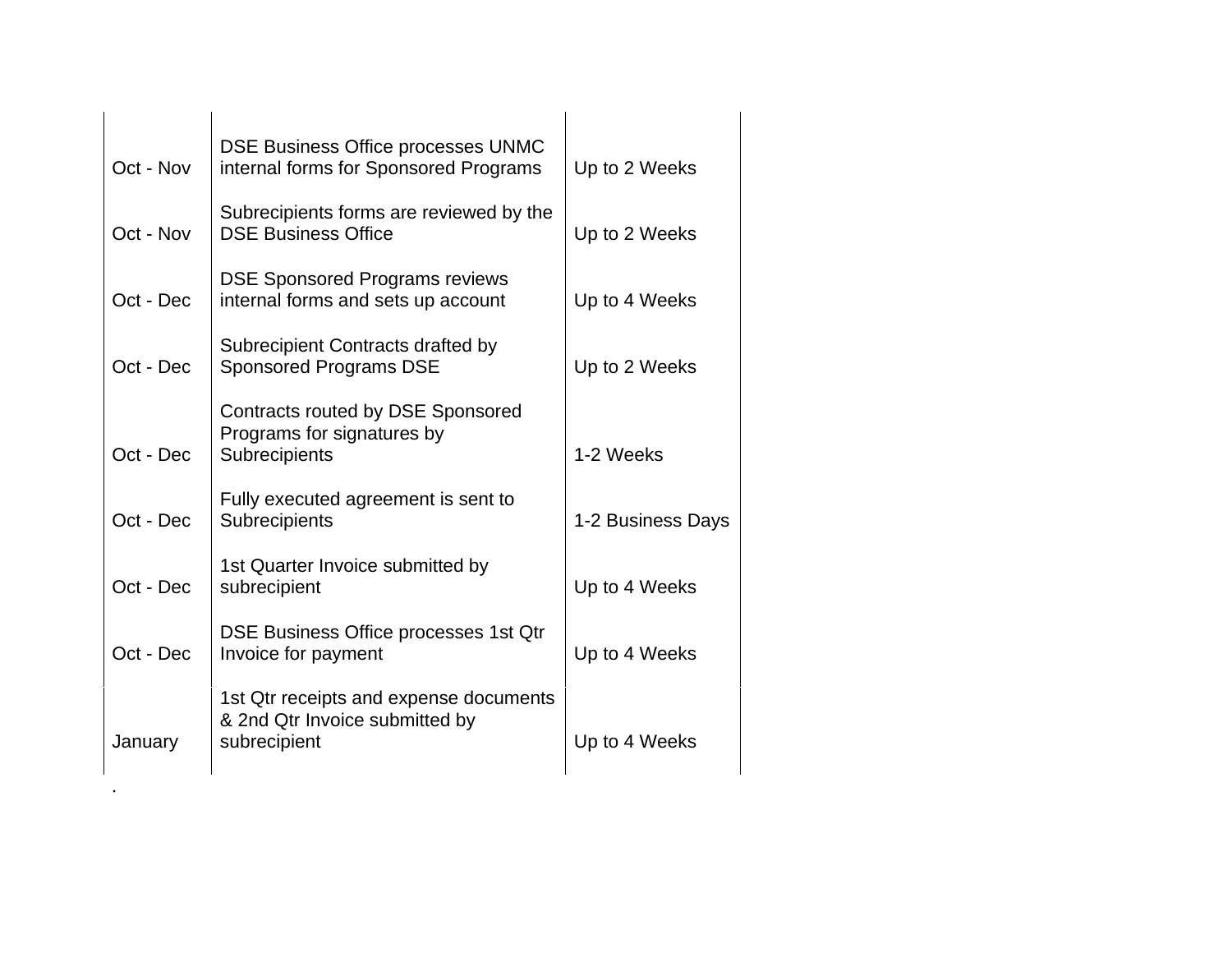| | | |
|---|---|---|
| Oct - Nov | DSE Business Office processes UNMC internal forms for Sponsored Programs | Up to 2 Weeks |
| Oct - Nov | Subrecipients forms are reviewed by the DSE Business Office | Up to 2 Weeks |
| Oct - Dec | DSE Sponsored Programs reviews internal forms and sets up account | Up to 4 Weeks |
| Oct - Dec | Subrecipient Contracts drafted by Sponsored Programs DSE | Up to 2 Weeks |
| Oct - Dec | Contracts routed by DSE Sponsored Programs for signatures by Subrecipients | 1-2 Weeks |
| Oct - Dec | Fully executed agreement is sent to Subrecipients | 1-2 Business Days |
| Oct - Dec | 1st Quarter Invoice submitted by subrecipient | Up to 4 Weeks |
| Oct - Dec | DSE Business Office processes 1st Qtr Invoice for payment | Up to 4 Weeks |
| January | 1st Qtr receipts and expense documents & 2nd Qtr Invoice submitted by subrecipient | Up to 4 Weeks |

.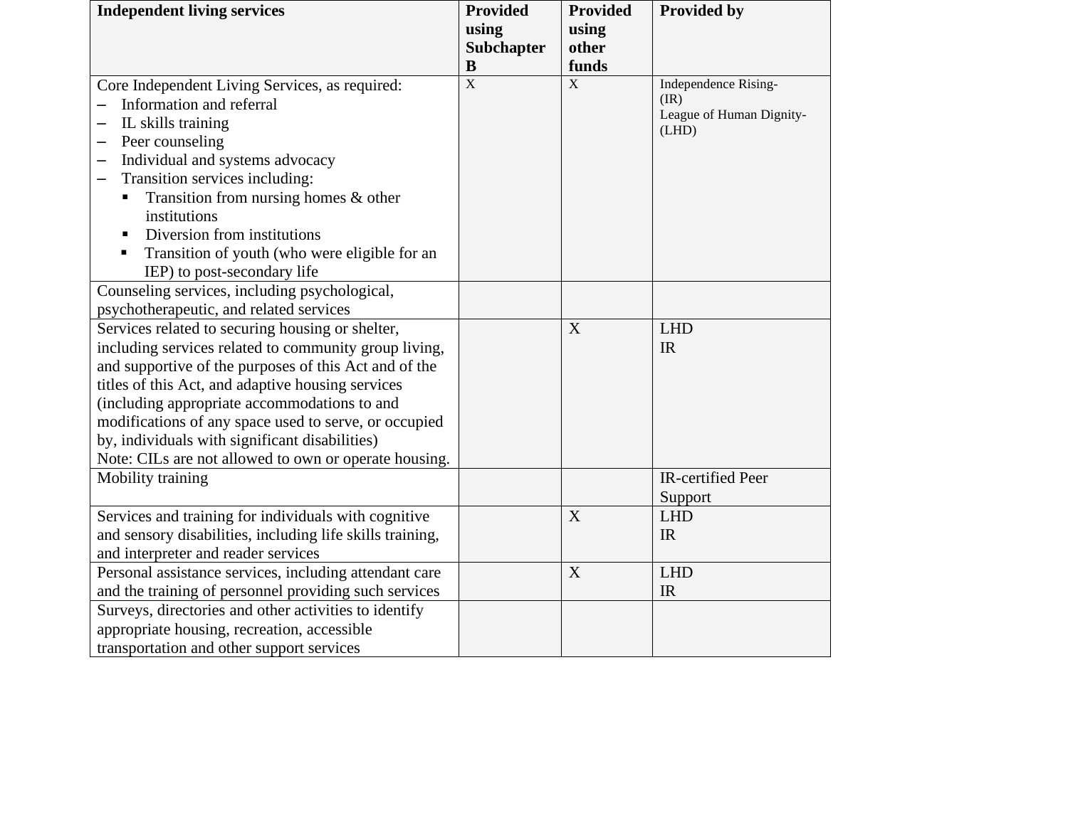| Independent living services | Provided using Subchapter B | Provided using other funds | Provided by |
|---|---|---|---|
| Core Independent Living Services, as required:<br>– Information and referral<br>– IL skills training<br>– Peer counseling<br>– Individual and systems advocacy<br>– Transition services including:<br>▪ Transition from nursing homes & other institutions<br>▪ Diversion from institutions<br>▪ Transition of youth (who were eligible for an IEP) to post-secondary life | X | X | Independence Rising-(IR)<br>League of Human Dignity-(LHD) |
| Counseling services, including psychological, psychotherapeutic, and related services | | | |
| Services related to securing housing or shelter, including services related to community group living, and supportive of the purposes of this Act and of the titles of this Act, and adaptive housing services (including appropriate accommodations to and modifications of any space used to serve, or occupied by, individuals with significant disabilities)<br>Note: CILs are not allowed to own or operate housing. | | X | LHD<br>IR |
| Mobility training | | | IR-certified Peer Support |
| Services and training for individuals with cognitive and sensory disabilities, including life skills training, and interpreter and reader services | | X | LHD<br>IR |
| Personal assistance services, including attendant care and the training of personnel providing such services | | X | LHD<br>IR |
| Surveys, directories and other activities to identify appropriate housing, recreation, accessible transportation and other support services | | | |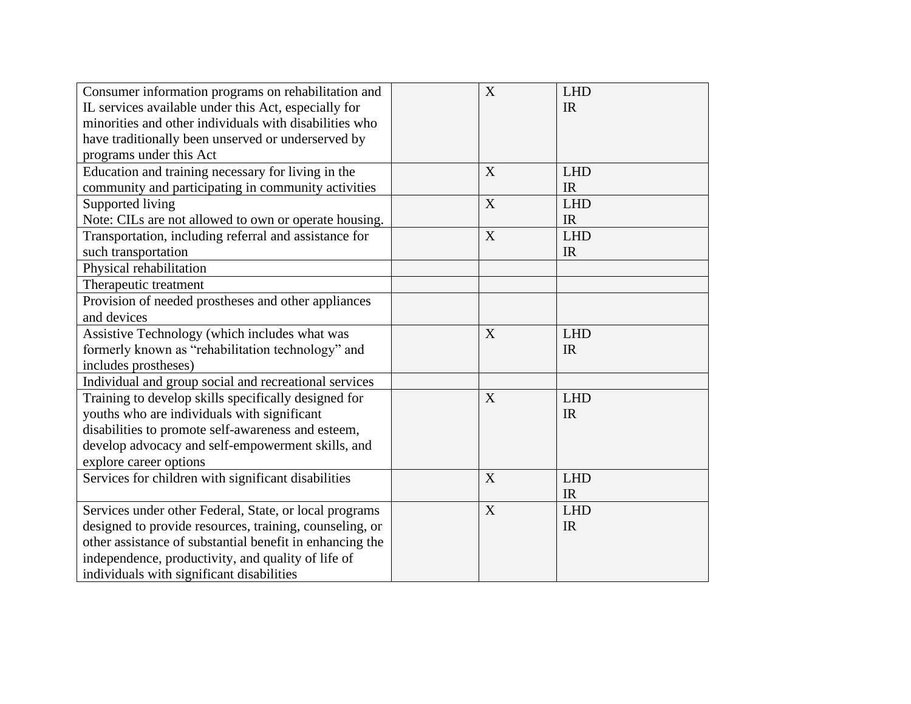| | | | |
|---|---|---|---|
| Consumer information programs on rehabilitation and IL services available under this Act, especially for minorities and other individuals with disabilities who have traditionally been unserved or underserved by programs under this Act | | X | LHD<br>IR |
| Education and training necessary for living in the community and participating in community activities | | X | LHD<br>IR |
| Supported living<br>Note: CILs are not allowed to own or operate housing. | | X | LHD<br>IR |
| Transportation, including referral and assistance for such transportation | | X | LHD<br>IR |
| Physical rehabilitation | | | |
| Therapeutic treatment | | | |
| Provision of needed prostheses and other appliances and devices | | | |
| Assistive Technology (which includes what was formerly known as “rehabilitation technology” and includes prostheses) | | X | LHD<br>IR |
| Individual and group social and recreational services | | | |
| Training to develop skills specifically designed for youths who are individuals with significant disabilities to promote self-awareness and esteem, develop advocacy and self-empowerment skills, and explore career options | | X | LHD<br>IR |
| Services for children with significant disabilities | | X | LHD<br>IR |
| Services under other Federal, State, or local programs designed to provide resources, training, counseling, or other assistance of substantial benefit in enhancing the independence, productivity, and quality of life of individuals with significant disabilities | | X | LHD<br>IR |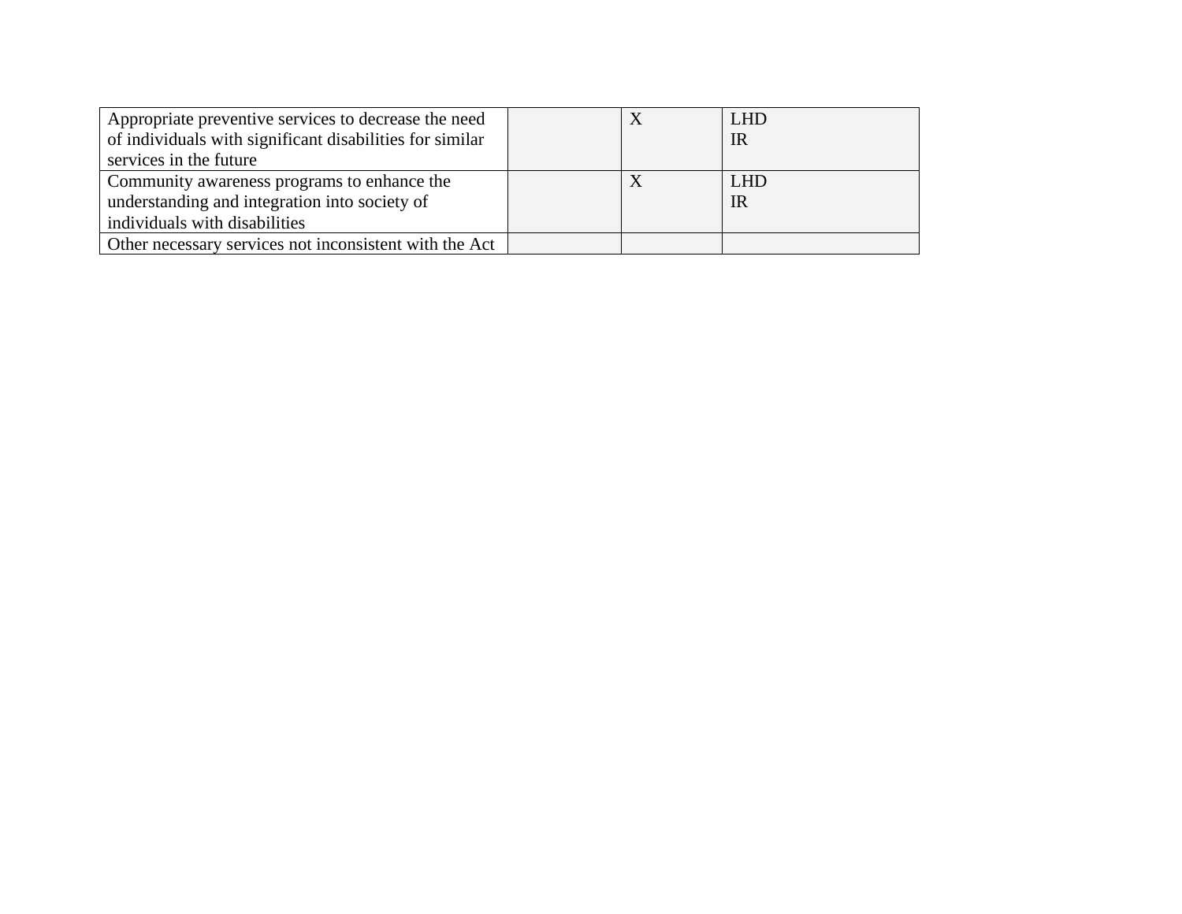| | | | |
|---|---|---|---|
| Appropriate preventive services to decrease the need of individuals with significant disabilities for similar services in the future | | X | LHD<br>IR |
| Community awareness programs to enhance the understanding and integration into society of individuals with disabilities | | X | LHD<br>IR |
| Other necessary services not inconsistent with the Act | | | |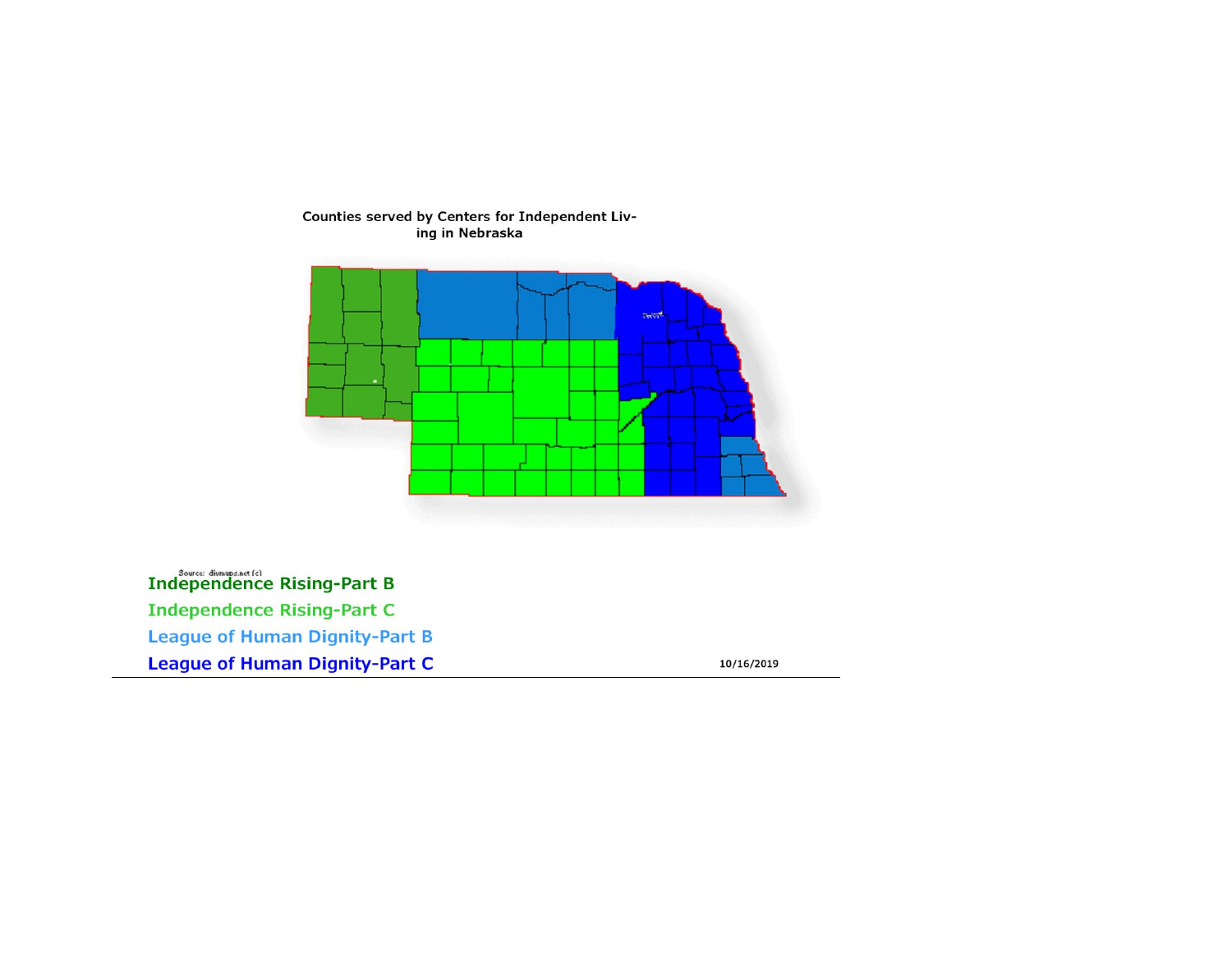Counties served by Centers for Independent Living in Nebraska

Source: diymaps.net (c)

Independence Rising-Part B

Independence Rising-Part C

League of Human Dignity-Part B

League of Human Dignity-Part C

10/16/2019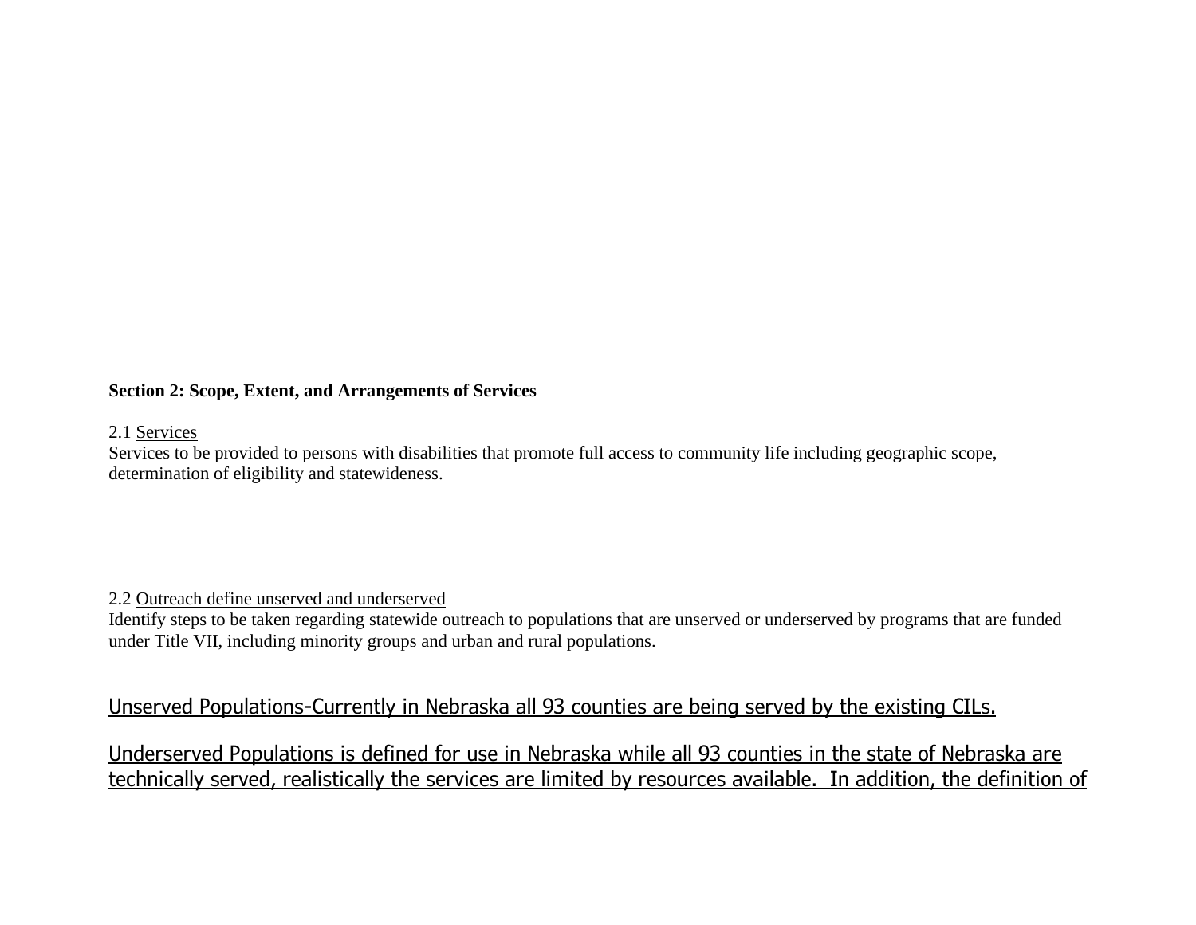**Section 2: Scope, Extent, and Arrangements of Services**

2.1 Services

Services to be provided to persons with disabilities that promote full access to community life including geographic scope, determination of eligibility and statewideness.

2.2 Outreach define unserved and underserved

Identify steps to be taken regarding statewide outreach to populations that are unserved or underserved by programs that are funded under Title VII, including minority groups and urban and rural populations.

Unserved Populations-Currently in Nebraska all 93 counties are being served by the existing CILs.

Underserved Populations is defined for use in Nebraska while all 93 counties in the state of Nebraska are technically served, realistically the services are limited by resources available. In addition, the definition of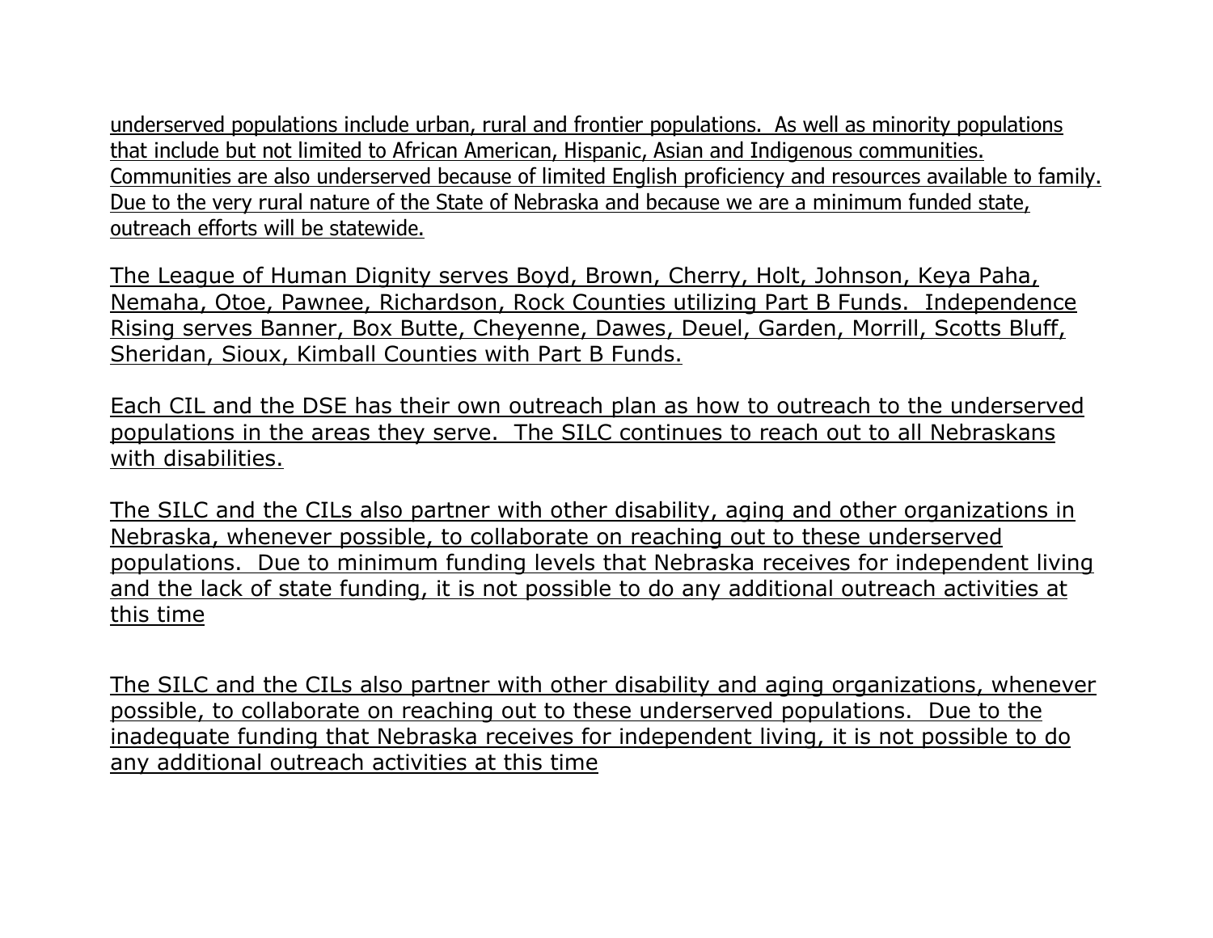underserved populations include urban, rural and frontier populations.  As well as minority populations that include but not limited to African American, Hispanic, Asian and Indigenous communities. Communities are also underserved because of limited English proficiency and resources available to family. Due to the very rural nature of the State of Nebraska and because we are a minimum funded state, outreach efforts will be statewide.

The League of Human Dignity serves Boyd, Brown, Cherry, Holt, Johnson, Keya Paha, Nemaha, Otoe, Pawnee, Richardson, Rock Counties utilizing Part B Funds.  Independence Rising serves Banner, Box Butte, Cheyenne, Dawes, Deuel, Garden, Morrill, Scotts Bluff, Sheridan, Sioux, Kimball Counties with Part B Funds.

Each CIL and the DSE has their own outreach plan as how to outreach to the underserved populations in the areas they serve.  The SILC continues to reach out to all Nebraskans with disabilities.

The SILC and the CILs also partner with other disability, aging and other organizations in Nebraska, whenever possible, to collaborate on reaching out to these underserved populations.  Due to minimum funding levels that Nebraska receives for independent living and the lack of state funding, it is not possible to do any additional outreach activities at this time

The SILC and the CILs also partner with other disability and aging organizations, whenever possible, to collaborate on reaching out to these underserved populations.  Due to the inadequate funding that Nebraska receives for independent living, it is not possible to do any additional outreach activities at this time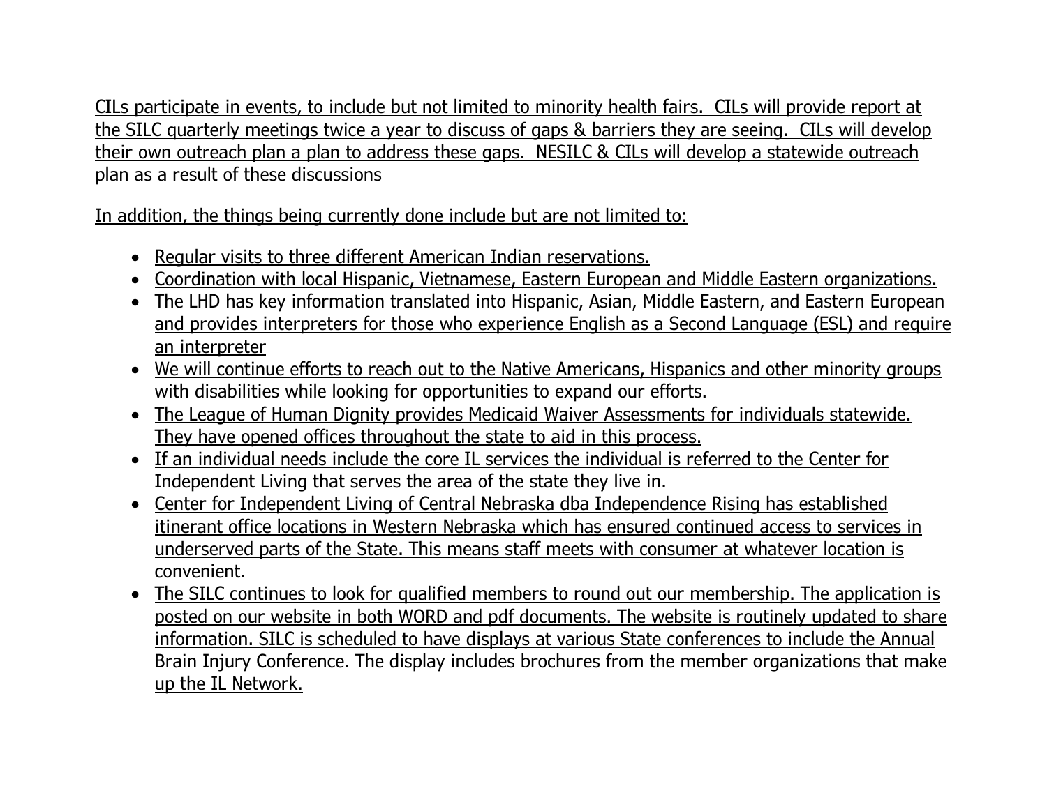CILs participate in events, to include but not limited to minority health fairs. CILs will provide report at the SILC quarterly meetings twice a year to discuss of gaps & barriers they are seeing. CILs will develop their own outreach plan a plan to address these gaps. NESILC & CILs will develop a statewide outreach plan as a result of these discussions

In addition, the things being currently done include but are not limited to:

- Regular visits to three different American Indian reservations.
- Coordination with local Hispanic, Vietnamese, Eastern European and Middle Eastern organizations.
- The LHD has key information translated into Hispanic, Asian, Middle Eastern, and Eastern European and provides interpreters for those who experience English as a Second Language (ESL) and require an interpreter
- We will continue efforts to reach out to the Native Americans, Hispanics and other minority groups with disabilities while looking for opportunities to expand our efforts.
- The League of Human Dignity provides Medicaid Waiver Assessments for individuals statewide. They have opened offices throughout the state to aid in this process.
- If an individual needs include the core IL services the individual is referred to the Center for Independent Living that serves the area of the state they live in.
- Center for Independent Living of Central Nebraska dba Independence Rising has established itinerant office locations in Western Nebraska which has ensured continued access to services in underserved parts of the State. This means staff meets with consumer at whatever location is convenient.
- The SILC continues to look for qualified members to round out our membership. The application is posted on our website in both WORD and pdf documents. The website is routinely updated to share information. SILC is scheduled to have displays at various State conferences to include the Annual Brain Injury Conference. The display includes brochures from the member organizations that make up the IL Network.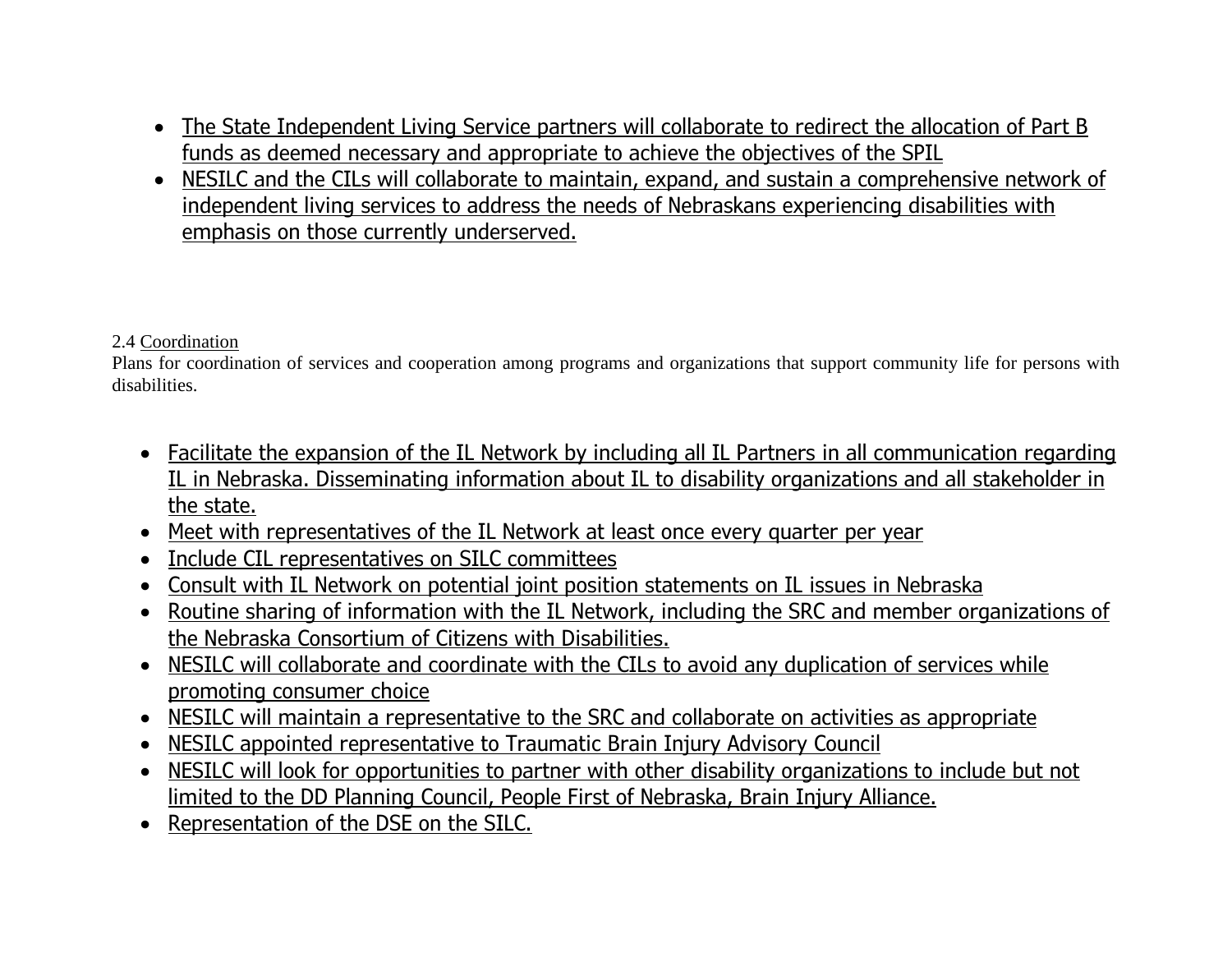- The State Independent Living Service partners will collaborate to redirect the allocation of Part B funds as deemed necessary and appropriate to achieve the objectives of the SPIL
- NESILC and the CILs will collaborate to maintain, expand, and sustain a comprehensive network of independent living services to address the needs of Nebraskans experiencing disabilities with emphasis on those currently underserved.

2.4 Coordination

Plans for coordination of services and cooperation among programs and organizations that support community life for persons with disabilities.

- Facilitate the expansion of the IL Network by including all IL Partners in all communication regarding IL in Nebraska. Disseminating information about IL to disability organizations and all stakeholder in the state.
- Meet with representatives of the IL Network at least once every quarter per year
- Include CIL representatives on SILC committees
- Consult with IL Network on potential joint position statements on IL issues in Nebraska
- Routine sharing of information with the IL Network, including the SRC and member organizations of the Nebraska Consortium of Citizens with Disabilities.
- NESILC will collaborate and coordinate with the CILs to avoid any duplication of services while promoting consumer choice
- NESILC will maintain a representative to the SRC and collaborate on activities as appropriate
- NESILC appointed representative to Traumatic Brain Injury Advisory Council
- NESILC will look for opportunities to partner with other disability organizations to include but not limited to the DD Planning Council, People First of Nebraska, Brain Injury Alliance.
- Representation of the DSE on the SILC.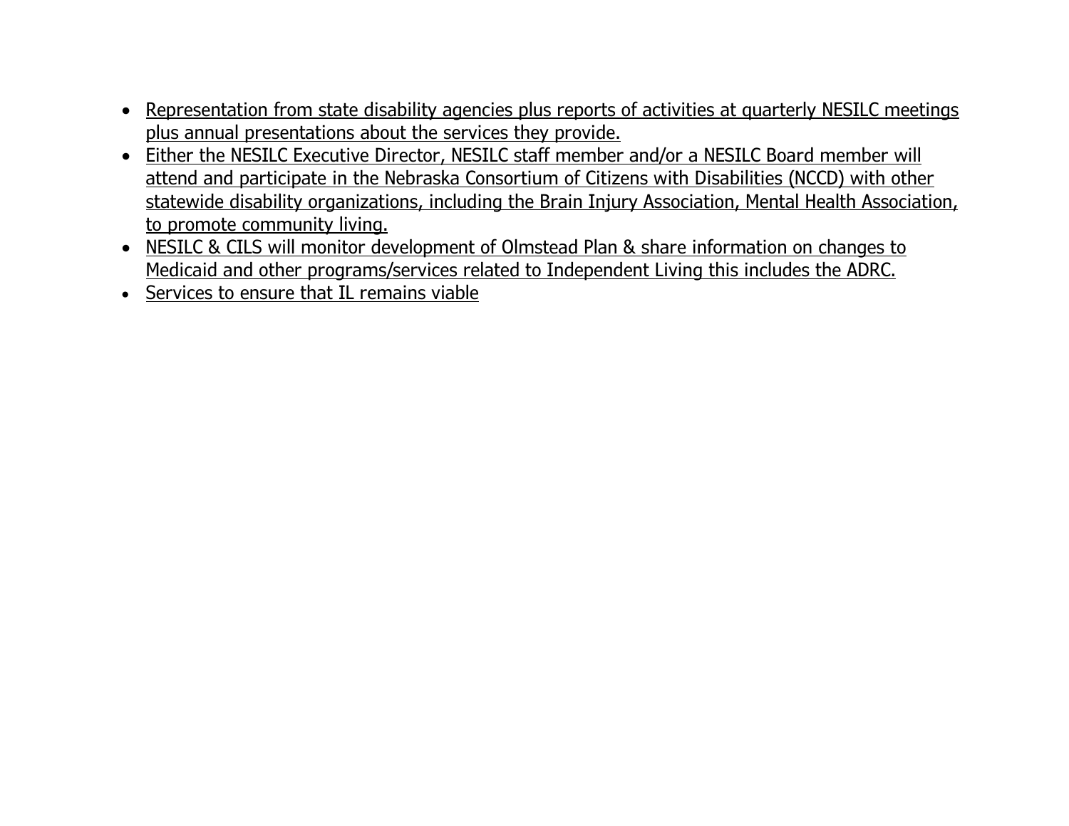- Representation from state disability agencies plus reports of activities at quarterly NESILC meetings plus annual presentations about the services they provide.
- Either the NESILC Executive Director, NESILC staff member and/or a NESILC Board member will attend and participate in the Nebraska Consortium of Citizens with Disabilities (NCCD) with other statewide disability organizations, including the Brain Injury Association, Mental Health Association, to promote community living.
- NESILC & CILS will monitor development of Olmstead Plan & share information on changes to Medicaid and other programs/services related to Independent Living this includes the ADRC.
- Services to ensure that IL remains viable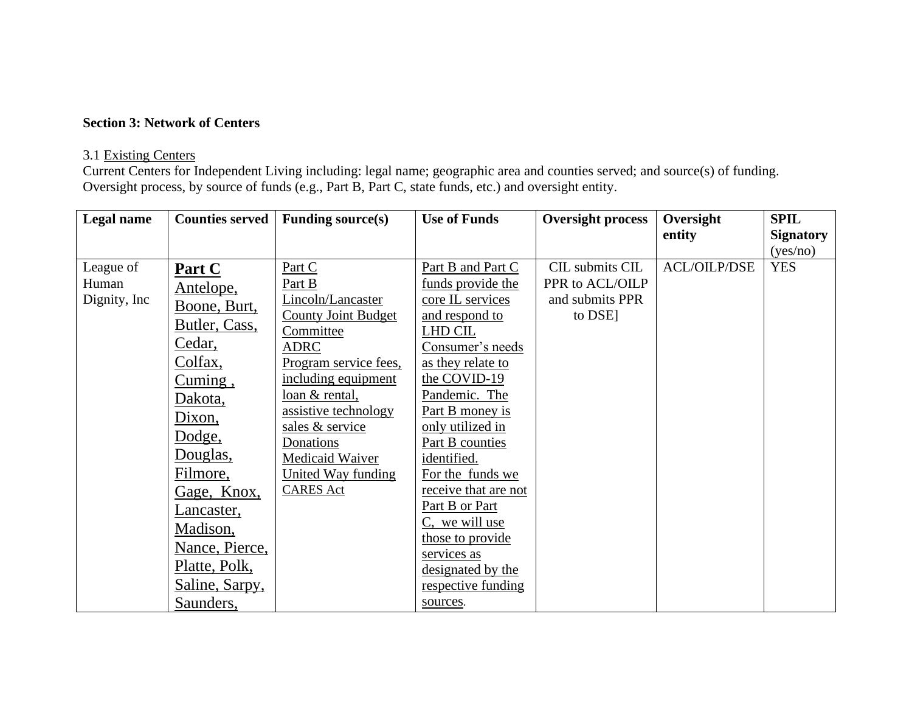**Section 3: Network of Centers**

3.1 Existing Centers

Current Centers for Independent Living including: legal name; geographic area and counties served; and source(s) of funding. Oversight process, by source of funds (e.g., Part B, Part C, state funds, etc.) and oversight entity.

| **Legal name** | **Counties served** | **Funding source(s)** | **Use of Funds** | **Oversight process** | **Oversight entity** | **SPIL Signatory** (yes/no) |
|---|---|---|---|---|---|---|
| League of Human Dignity, Inc | **Part C** Antelope, Boone, Burt, Butler, Cass, Cedar, Colfax, Cuming , Dakota, Dixon, Dodge, Douglas, Filmore, Gage, Knox, Lancaster, Madison, Nance, Pierce, Platte, Polk, Saline, Sarpy, Saunders, | Part C<br>Part B<br>Lincoln/Lancaster County Joint Budget Committee<br>ADRC<br>Program service fees, including equipment loan & rental, assistive technology sales & service<br>Donations<br>Medicaid Waiver<br>United Way funding<br>CARES Act | Part B and Part C funds provide the core IL services and respond to LHD CIL Consumer's needs as they relate to the COVID-19 Pandemic. The Part B money is only utilized in Part B counties identified.<br>For the funds we receive that are not Part B or Part C, we will use those to provide services as designated by the respective funding sources. | CIL submits CIL PPR to ACL/OILP and submits PPR to DSE] | ACL/OILP/DSE | YES |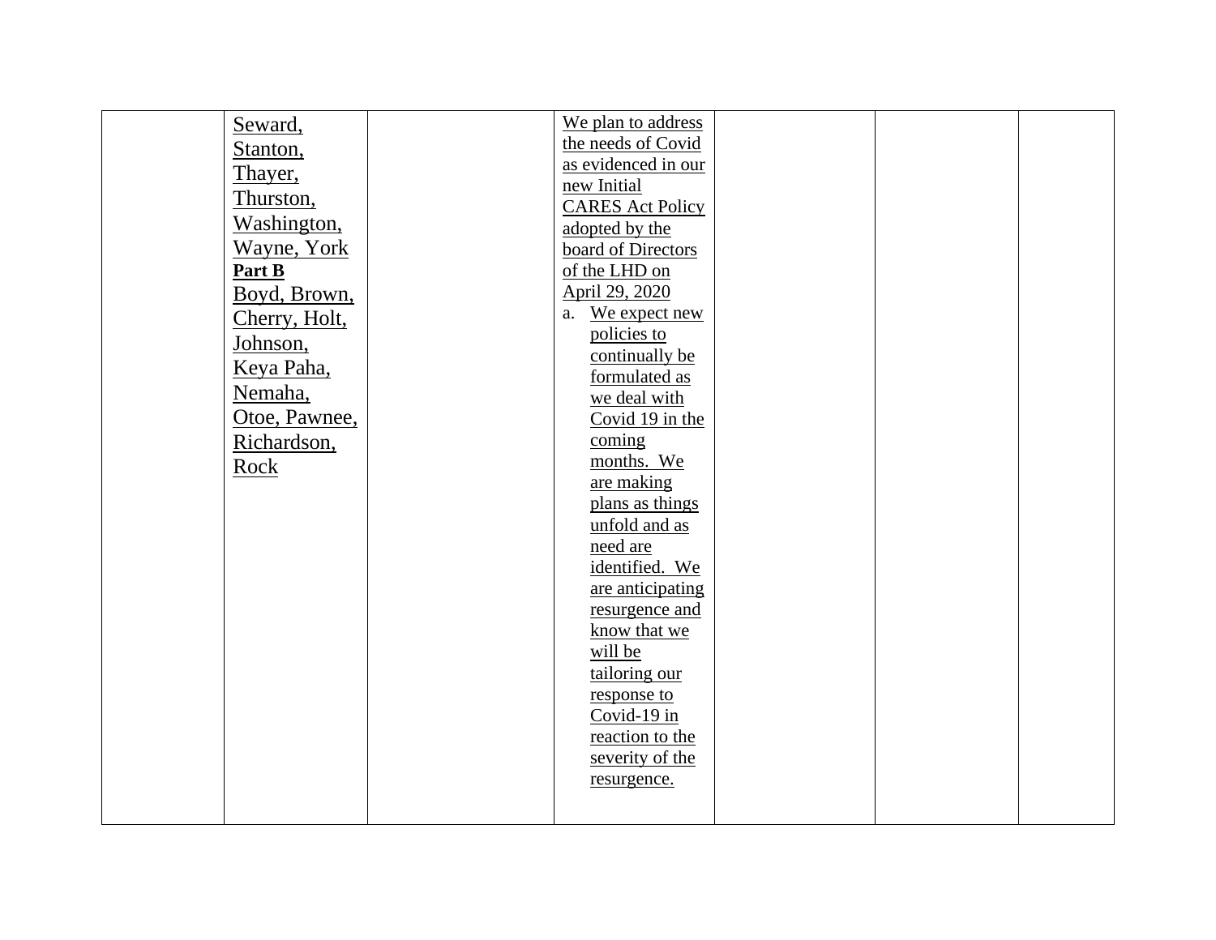|  |  |  |  |  |  |  |
|---|---|---|---|---|---|---|
|  | Seward, Stanton, Thayer, Thurston, Washington, Wayne, York **Part B** Boyd, Brown, Cherry, Holt, Johnson, Keya Paha, Nemaha, Otoe, Pawnee, Richardson, Rock |  | We plan to address the needs of Covid as evidenced in our new Initial CARES Act Policy adopted by the board of Directors of the LHD on April 29, 2020<br>a. We expect new policies to continually be formulated as we deal with Covid 19 in the coming months. We are making plans as things unfold and as need are identified. We are anticipating resurgence and know that we will be tailoring our response to Covid-19 in reaction to the severity of the resurgence. |  |  |  |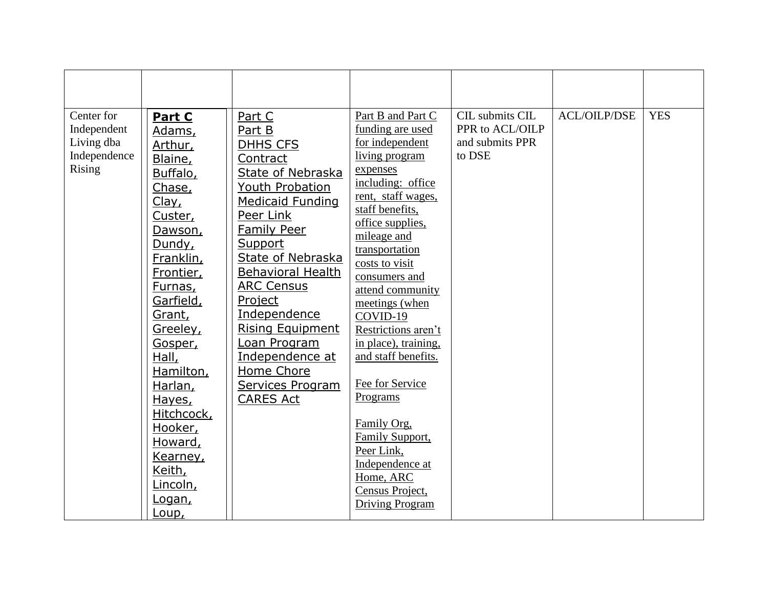| | | | | | | |
|---|---|---|---|---|---|---|
| Center for Independent Living dba Independence Rising | **Part C** Adams, Arthur, Blaine, Buffalo, Chase, Clay, Custer, Dawson, Dundy, Franklin, Frontier, Furnas, Garfield, Grant, Greeley, Gosper, Hall, Hamilton, Harlan, Hayes, Hitchcock, Hooker, Howard, Kearney, Keith, Lincoln, Logan, Loup, | Part C<br>Part B<br>DHHS CFS Contract<br>State of Nebraska Youth Probation<br>Medicaid Funding<br>Peer Link<br>Family Peer Support<br>State of Nebraska Behavioral Health<br>ARC Census Project<br>Independence Rising Equipment Loan Program<br>Independence at Home Chore Services Program<br>CARES Act | Part B and Part C funding are used for independent living program expenses including: office rent, staff wages, staff benefits, office supplies, mileage and transportation costs to visit consumers and attend community meetings (when COVID-19 Restrictions aren't in place), training, and staff benefits.<br><br>Fee for Service Programs<br><br>Family Org, Family Support, Peer Link, Independence at Home, ARC Census Project, Driving Program | CIL submits CIL PPR to ACL/OILP and submits PPR to DSE | ACL/OILP/DSE | YES |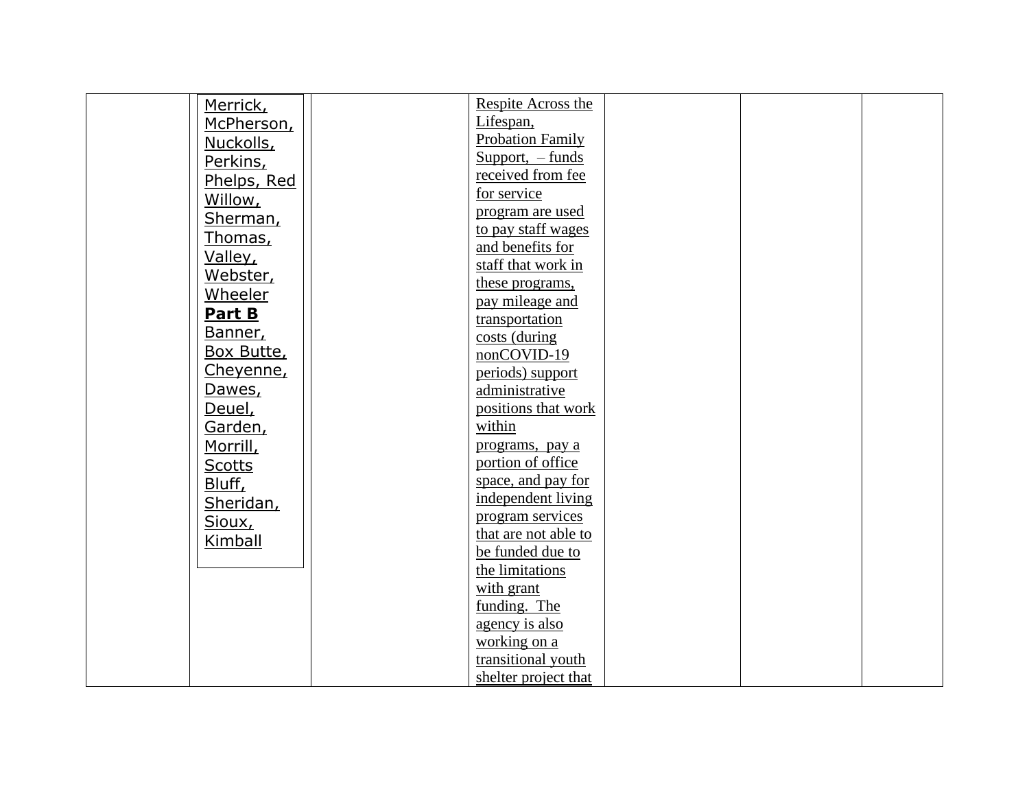| | | | | | | |
|---|---|---|---|---|---|---|
| | Merrick, McPherson, Nuckolls, Perkins, Phelps, Red Willow, Sherman, Thomas, Valley, Webster, Wheeler **Part B** Banner, Box Butte, Cheyenne, Dawes, Deuel, Garden, Morrill, Scotts Bluff, Sheridan, Sioux, Kimball | | Respite Across the Lifespan, Probation Family Support, – funds received from fee for service program are used to pay staff wages and benefits for staff that work in these programs, pay mileage and transportation costs (during nonCOVID-19 periods) support administrative positions that work within programs, pay a portion of office space, and pay for independent living program services that are not able to be funded due to the limitations with grant funding. The agency is also working on a transitional youth shelter project that | | | |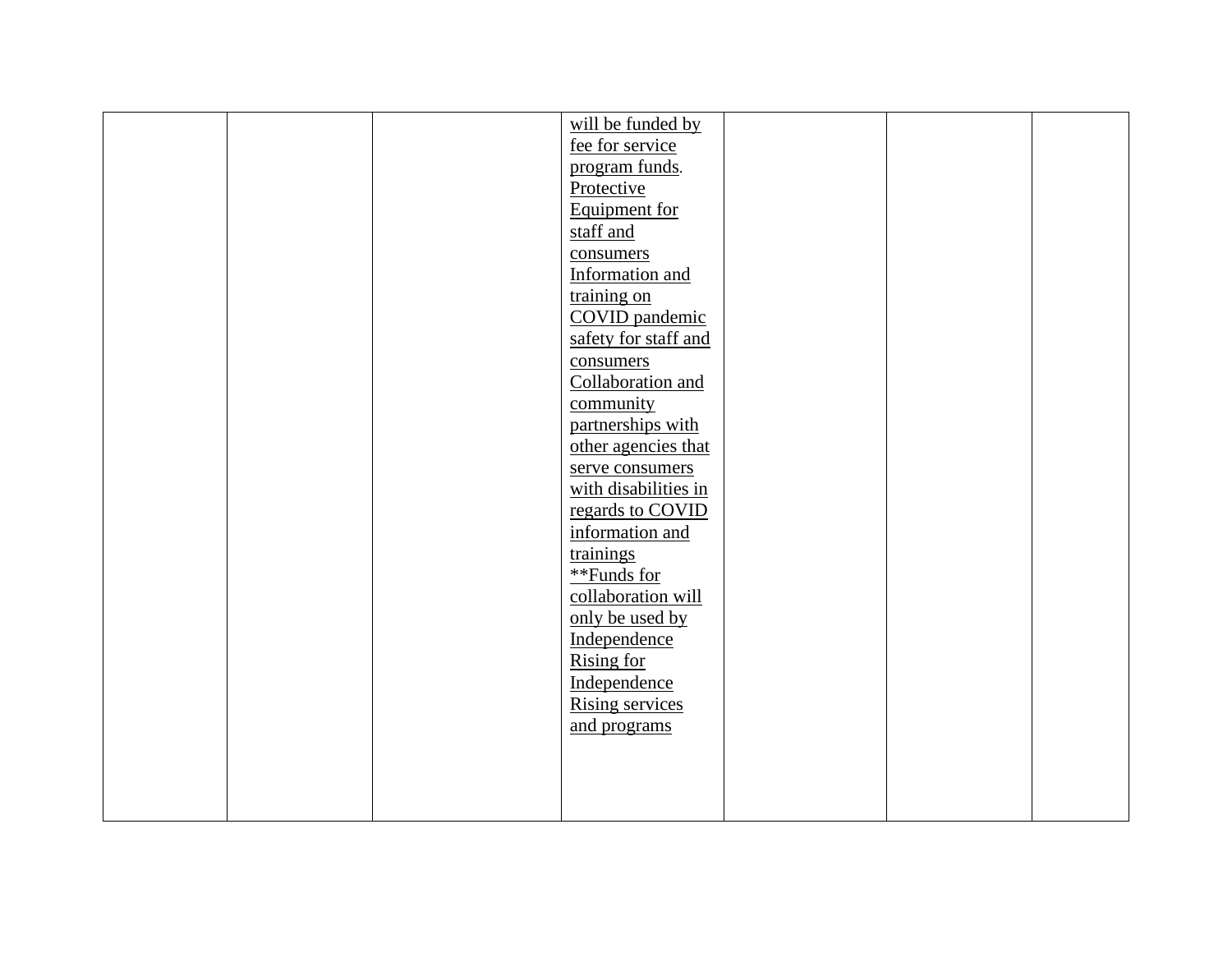| | | | | | | |
|---|---|---|---|---|---|---|
| | | | will be funded by fee for service program funds. Protective Equipment for staff and consumers Information and training on COVID pandemic safety for staff and consumers Collaboration and community partnerships with other agencies that serve consumers with disabilities in regards to COVID information and trainings **Funds for collaboration will only be used by Independence Rising for Independence Rising services and programs | | | |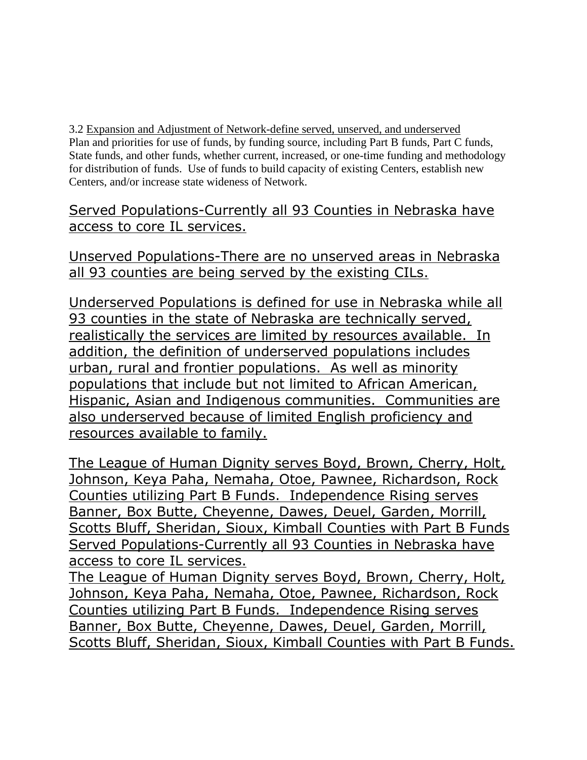3.2 Expansion and Adjustment of Network-define served, unserved, and underserved
Plan and priorities for use of funds, by funding source, including Part B funds, Part C funds, State funds, and other funds, whether current, increased, or one-time funding and methodology for distribution of funds. Use of funds to build capacity of existing Centers, establish new Centers, and/or increase state wideness of Network.

Served Populations-Currently all 93 Counties in Nebraska have access to core IL services.

Unserved Populations-There are no unserved areas in Nebraska all 93 counties are being served by the existing CILs.

Underserved Populations is defined for use in Nebraska while all 93 counties in the state of Nebraska are technically served, realistically the services are limited by resources available. In addition, the definition of underserved populations includes urban, rural and frontier populations. As well as minority populations that include but not limited to African American, Hispanic, Asian and Indigenous communities. Communities are also underserved because of limited English proficiency and resources available to family.

The League of Human Dignity serves Boyd, Brown, Cherry, Holt, Johnson, Keya Paha, Nemaha, Otoe, Pawnee, Richardson, Rock Counties utilizing Part B Funds. Independence Rising serves Banner, Box Butte, Cheyenne, Dawes, Deuel, Garden, Morrill, Scotts Bluff, Sheridan, Sioux, Kimball Counties with Part B Funds
Served Populations-Currently all 93 Counties in Nebraska have access to core IL services.
The League of Human Dignity serves Boyd, Brown, Cherry, Holt, Johnson, Keya Paha, Nemaha, Otoe, Pawnee, Richardson, Rock Counties utilizing Part B Funds. Independence Rising serves Banner, Box Butte, Cheyenne, Dawes, Deuel, Garden, Morrill, Scotts Bluff, Sheridan, Sioux, Kimball Counties with Part B Funds.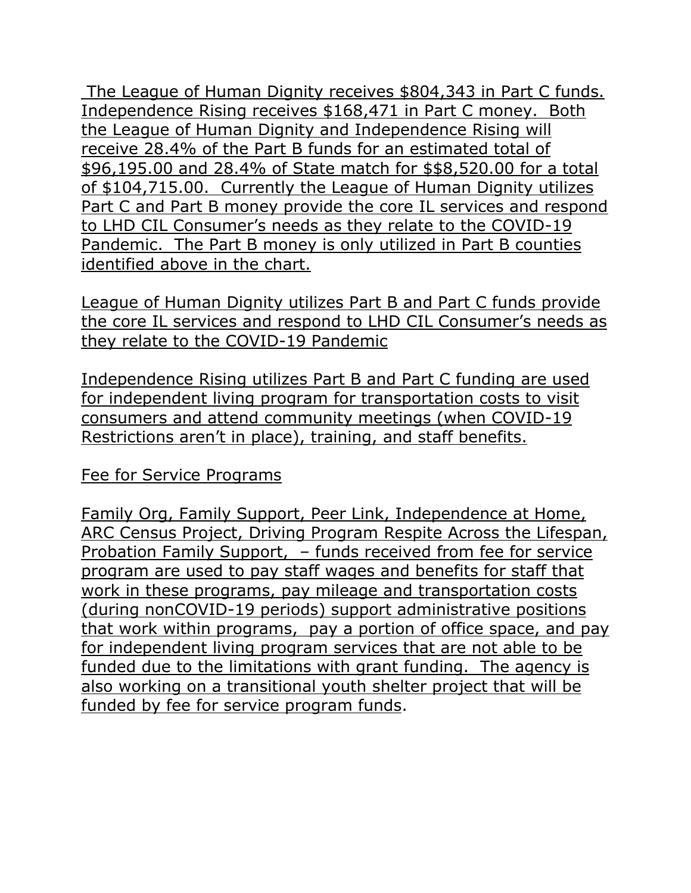The League of Human Dignity receives $804,343 in Part C funds. Independence Rising receives $168,471 in Part C money. Both the League of Human Dignity and Independence Rising will receive 28.4% of the Part B funds for an estimated total of $96,195.00 and 28.4% of State match for $$8,520.00 for a total of $104,715.00. Currently the League of Human Dignity utilizes Part C and Part B money provide the core IL services and respond to LHD CIL Consumer's needs as they relate to the COVID-19 Pandemic. The Part B money is only utilized in Part B counties identified above in the chart.

League of Human Dignity utilizes Part B and Part C funds provide the core IL services and respond to LHD CIL Consumer's needs as they relate to the COVID-19 Pandemic

Independence Rising utilizes Part B and Part C funding are used for independent living program for transportation costs to visit consumers and attend community meetings (when COVID-19 Restrictions aren't in place), training, and staff benefits.

Fee for Service Programs

Family Org, Family Support, Peer Link, Independence at Home, ARC Census Project, Driving Program Respite Across the Lifespan, Probation Family Support, – funds received from fee for service program are used to pay staff wages and benefits for staff that work in these programs, pay mileage and transportation costs (during nonCOVID-19 periods) support administrative positions that work within programs, pay a portion of office space, and pay for independent living program services that are not able to be funded due to the limitations with grant funding. The agency is also working on a transitional youth shelter project that will be funded by fee for service program funds.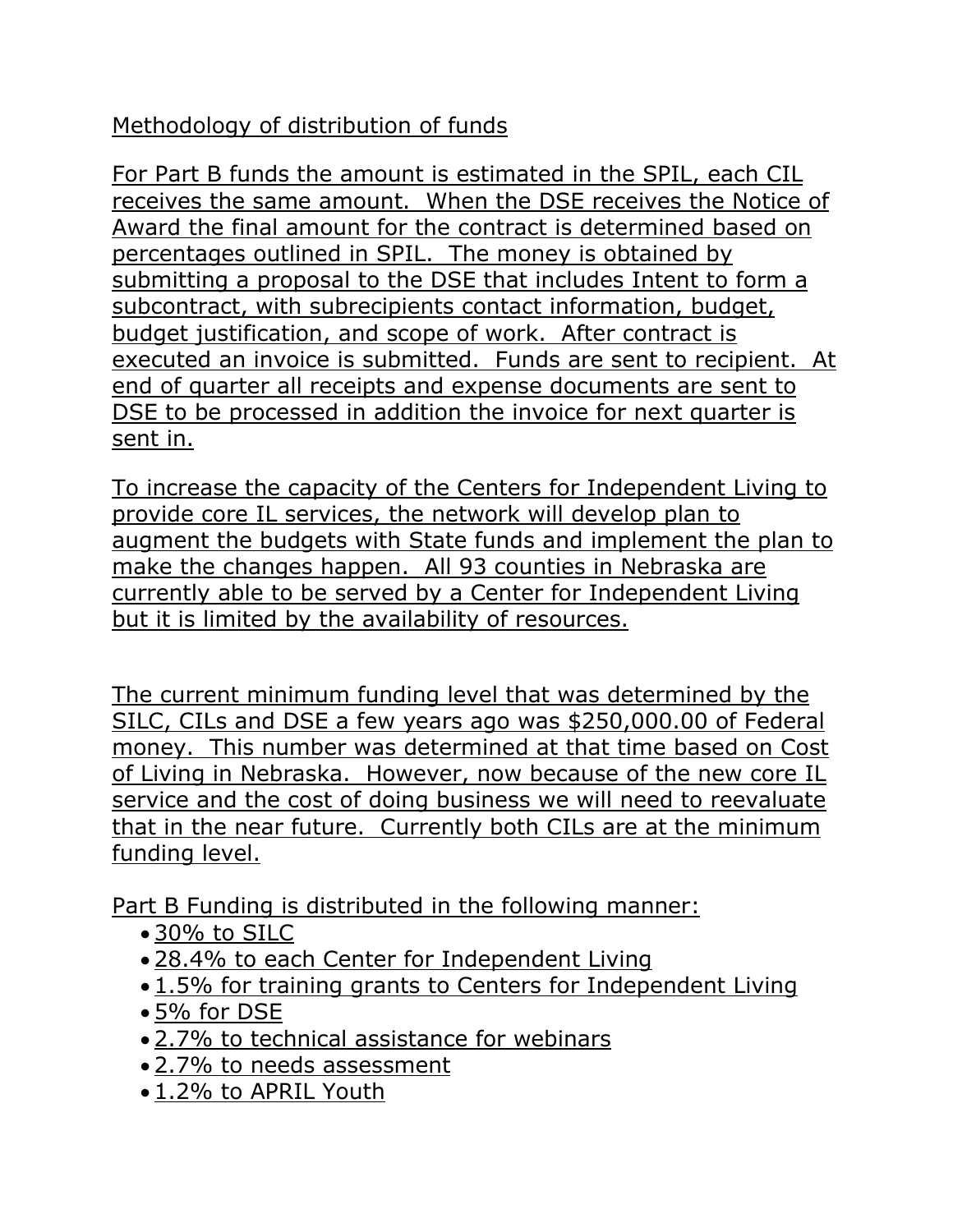Methodology of distribution of funds

For Part B funds the amount is estimated in the SPIL, each CIL receives the same amount. When the DSE receives the Notice of Award the final amount for the contract is determined based on percentages outlined in SPIL. The money is obtained by submitting a proposal to the DSE that includes Intent to form a subcontract, with subrecipients contact information, budget, budget justification, and scope of work. After contract is executed an invoice is submitted. Funds are sent to recipient. At end of quarter all receipts and expense documents are sent to DSE to be processed in addition the invoice for next quarter is sent in.

To increase the capacity of the Centers for Independent Living to provide core IL services, the network will develop plan to augment the budgets with State funds and implement the plan to make the changes happen. All 93 counties in Nebraska are currently able to be served by a Center for Independent Living but it is limited by the availability of resources.

The current minimum funding level that was determined by the SILC, CILs and DSE a few years ago was $250,000.00 of Federal money. This number was determined at that time based on Cost of Living in Nebraska. However, now because of the new core IL service and the cost of doing business we will need to reevaluate that in the near future. Currently both CILs are at the minimum funding level.

Part B Funding is distributed in the following manner:

- 30% to SILC
- 28.4% to each Center for Independent Living
- 1.5% for training grants to Centers for Independent Living
- 5% for DSE
- 2.7% to technical assistance for webinars
- 2.7% to needs assessment
- 1.2% to APRIL Youth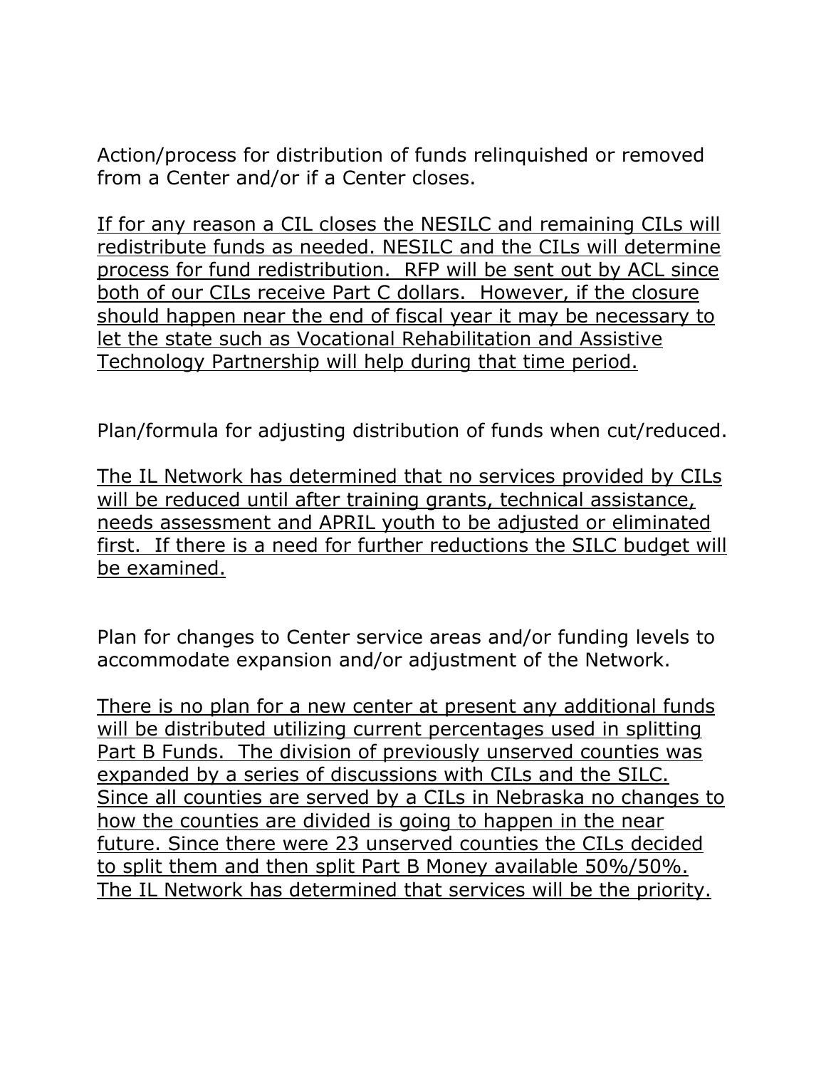Action/process for distribution of funds relinquished or removed from a Center and/or if a Center closes.

<u>If for any reason a CIL closes the NESILC and remaining CILs will redistribute funds as needed. NESILC and the CILs will determine process for fund redistribution.  RFP will be sent out by ACL since both of our CILs receive Part C dollars.  However, if the closure should happen near the end of fiscal year it may be necessary to let the state such as Vocational Rehabilitation and Assistive Technology Partnership will help during that time period.</u>

Plan/formula for adjusting distribution of funds when cut/reduced.

<u>The IL Network has determined that no services provided by CILs will be reduced until after training grants, technical assistance, needs assessment and APRIL youth to be adjusted or eliminated first.  If there is a need for further reductions the SILC budget will be examined.</u>

Plan for changes to Center service areas and/or funding levels to accommodate expansion and/or adjustment of the Network.

<u>There is no plan for a new center at present any additional funds will be distributed utilizing current percentages used in splitting Part B Funds.  The division of previously unserved counties was expanded by a series of discussions with CILs and the SILC. Since all counties are served by a CILs in Nebraska no changes to how the counties are divided is going to happen in the near future. Since there were 23 unserved counties the CILs decided to split them and then split Part B Money available 50%/50%. The IL Network has determined that services will be the priority.</u>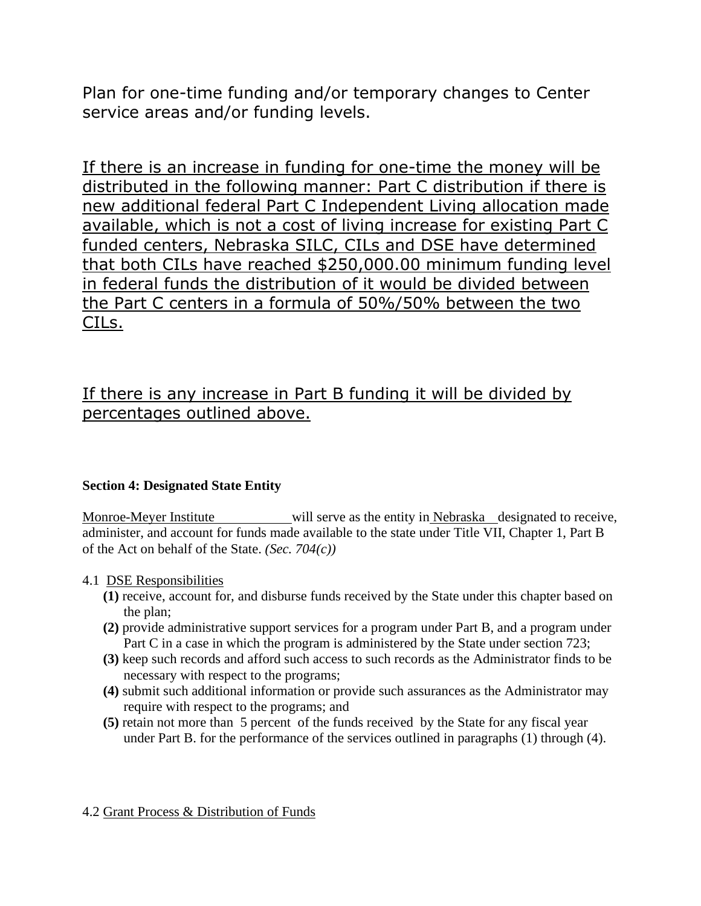Plan for one-time funding and/or temporary changes to Center service areas and/or funding levels.

<u>If there is an increase in funding for one-time the money will be distributed in the following manner: Part C distribution if there is new additional federal Part C Independent Living allocation made available, which is not a cost of living increase for existing Part C funded centers, Nebraska SILC, CILs and DSE have determined that both CILs have reached $250,000.00 minimum funding level in federal funds the distribution of it would be divided between the Part C centers in a formula of 50%/50% between the two CILs.</u>

<u>If there is any increase in Part B funding it will be divided by percentages outlined above.</u>

**Section 4: Designated State Entity**

<u>Monroe-Meyer Institute</u> will serve as the entity in <u>Nebraska</u> designated to receive, administer, and account for funds made available to the state under Title VII, Chapter 1, Part B of the Act on behalf of the State. *(Sec. 704(c))*

4.1 <u>DSE Responsibilities</u>

- **(1)** receive, account for, and disburse funds received by the State under this chapter based on the plan;
- **(2)** provide administrative support services for a program under Part B, and a program under Part C in a case in which the program is administered by the State under section 723;
- **(3)** keep such records and afford such access to such records as the Administrator finds to be necessary with respect to the programs;
- **(4)** submit such additional information or provide such assurances as the Administrator may require with respect to the programs; and
- **(5)** retain not more than 5 percent of the funds received by the State for any fiscal year under Part B. for the performance of the services outlined in paragraphs (1) through (4).

4.2 <u>Grant Process & Distribution of Funds</u>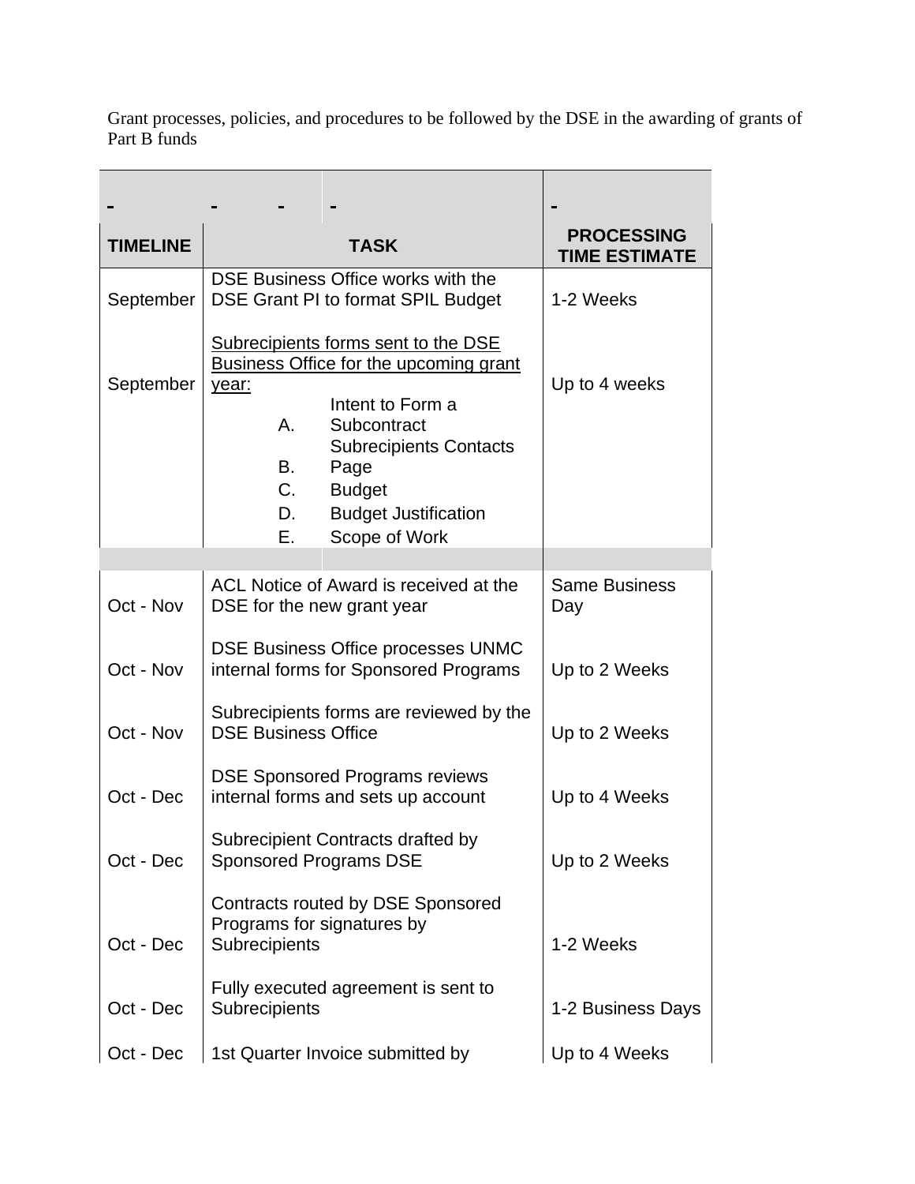Grant processes, policies, and procedures to be followed by the DSE in the awarding of grants of Part B funds

| TIMELINE | TASK | PROCESSING TIME ESTIMATE |
|---|---|---|
| September | DSE Business Office works with the DSE Grant PI to format SPIL Budget | 1-2 Weeks |
| September | <u>Subrecipients forms sent to the DSE Business Office for the upcoming grant year:</u><br>A. Intent to Form a Subcontract<br>B. Subrecipients Contacts Page<br>C. Budget<br>D. Budget Justification<br>E. Scope of Work | Up to 4 weeks |
| | | |
| Oct - Nov | ACL Notice of Award is received at the DSE for the new grant year | Same Business Day |
| Oct - Nov | DSE Business Office processes UNMC internal forms for Sponsored Programs | Up to 2 Weeks |
| Oct - Nov | Subrecipients forms are reviewed by the DSE Business Office | Up to 2 Weeks |
| Oct - Dec | DSE Sponsored Programs reviews internal forms and sets up account | Up to 4 Weeks |
| Oct - Dec | Subrecipient Contracts drafted by Sponsored Programs DSE | Up to 2 Weeks |
| Oct - Dec | Contracts routed by DSE Sponsored Programs for signatures by Subrecipients | 1-2 Weeks |
| Oct - Dec | Fully executed agreement is sent to Subrecipients | 1-2 Business Days |
| Oct - Dec | 1st Quarter Invoice submitted by | Up to 4 Weeks |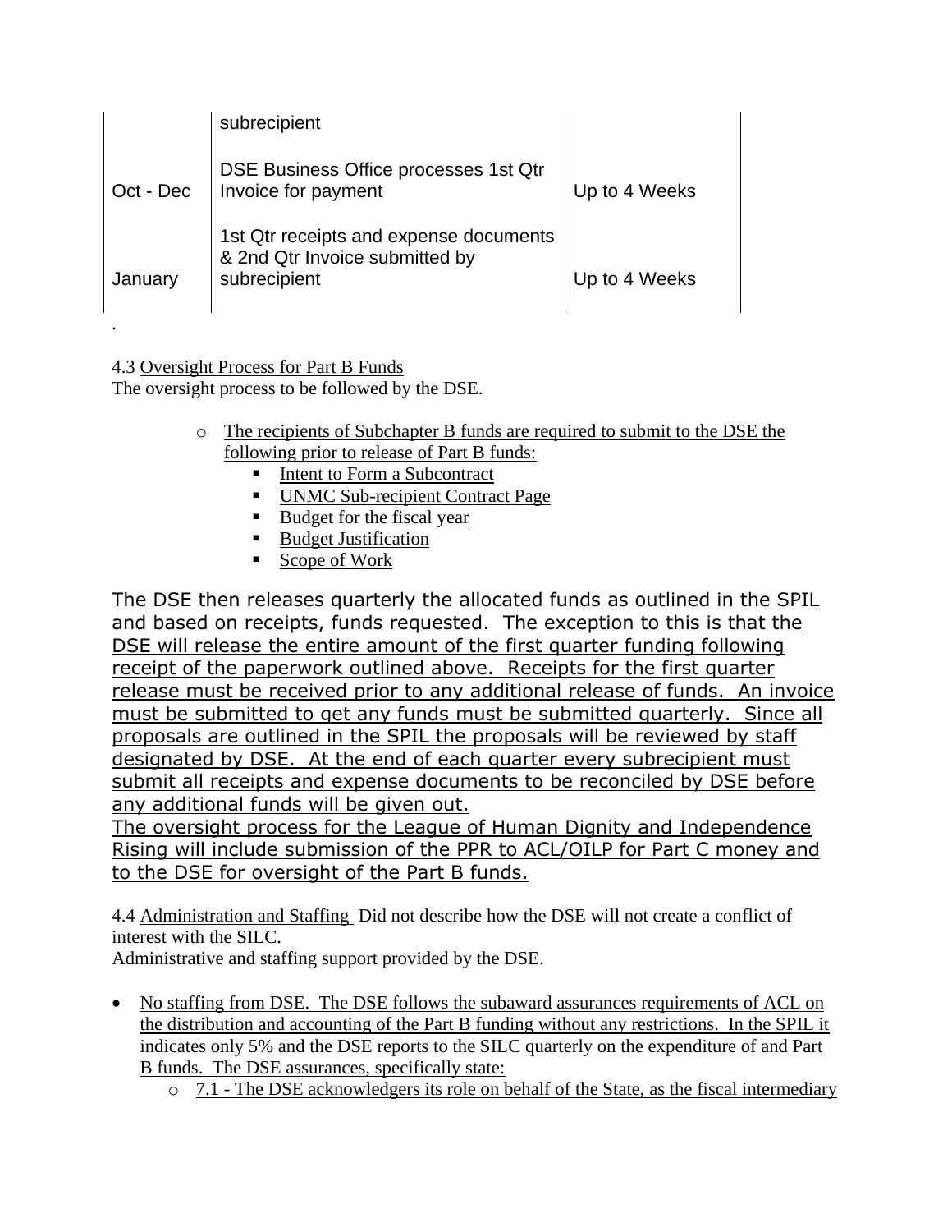|  |  |  |
|---|---|---|
|  | subrecipient |  |
| Oct - Dec | DSE Business Office processes 1st Qtr Invoice for payment | Up to 4 Weeks |
| January | 1st Qtr receipts and expense documents & 2nd Qtr Invoice submitted by subrecipient | Up to 4 Weeks |

.

4.3 Oversight Process for Part B Funds
The oversight process to be followed by the DSE.

- The recipients of Subchapter B funds are required to submit to the DSE the following prior to release of Part B funds:
  - Intent to Form a Subcontract
  - UNMC Sub-recipient Contract Page
  - Budget for the fiscal year
  - Budget Justification
  - Scope of Work

The DSE then releases quarterly the allocated funds as outlined in the SPIL and based on receipts, funds requested. The exception to this is that the DSE will release the entire amount of the first quarter funding following receipt of the paperwork outlined above. Receipts for the first quarter release must be received prior to any additional release of funds. An invoice must be submitted to get any funds must be submitted quarterly. Since all proposals are outlined in the SPIL the proposals will be reviewed by staff designated by DSE. At the end of each quarter every subrecipient must submit all receipts and expense documents to be reconciled by DSE before any additional funds will be given out.
The oversight process for the League of Human Dignity and Independence Rising will include submission of the PPR to ACL/OILP for Part C money and to the DSE for oversight of the Part B funds.

4.4 Administration and Staffing Did not describe how the DSE will not create a conflict of interest with the SILC.
Administrative and staffing support provided by the DSE.

- No staffing from DSE. The DSE follows the subaward assurances requirements of ACL on the distribution and accounting of the Part B funding without any restrictions. In the SPIL it indicates only 5% and the DSE reports to the SILC quarterly on the expenditure of and Part B funds. The DSE assurances, specifically state:
  - 7.1 - The DSE acknowledgers its role on behalf of the State, as the fiscal intermediary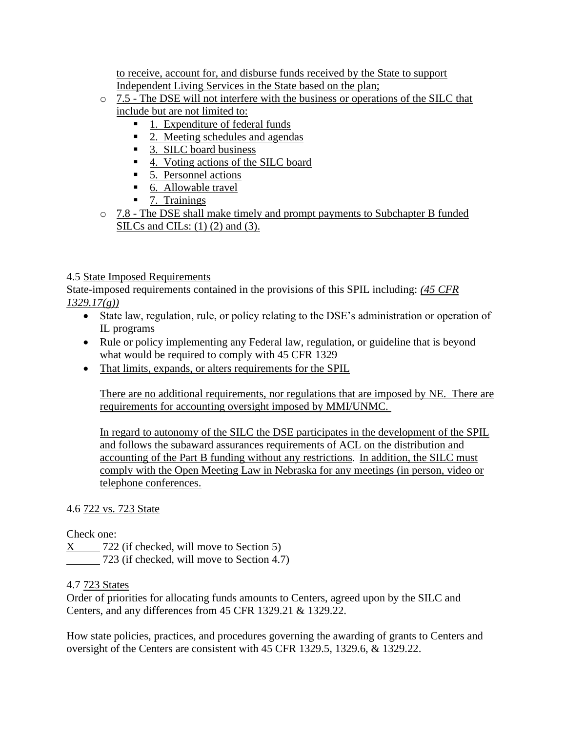to receive, account for, and disburse funds received by the State to support Independent Living Services in the State based on the plan;

- 7.5 - The DSE will not interfere with the business or operations of the SILC that include but are not limited to:
  - 1. Expenditure of federal funds
  - 2. Meeting schedules and agendas
  - 3. SILC board business
  - 4. Voting actions of the SILC board
  - 5. Personnel actions
  - 6. Allowable travel
  - 7. Trainings
- 7.8 - The DSE shall make timely and prompt payments to Subchapter B funded SILCs and CILs: (1) (2) and (3).

4.5 State Imposed Requirements

State-imposed requirements contained in the provisions of this SPIL including: *(45 CFR 1329.17(g))*

- State law, regulation, rule, or policy relating to the DSE's administration or operation of IL programs
- Rule or policy implementing any Federal law, regulation, or guideline that is beyond what would be required to comply with 45 CFR 1329
- That limits, expands, or alters requirements for the SPIL

  There are no additional requirements, nor regulations that are imposed by NE. There are requirements for accounting oversight imposed by MMI/UNMC.

  In regard to autonomy of the SILC the DSE participates in the development of the SPIL and follows the subaward assurances requirements of ACL on the distribution and accounting of the Part B funding without any restrictions. In addition, the SILC must comply with the Open Meeting Law in Nebraska for any meetings (in person, video or telephone conferences.

4.6 722 vs. 723 State

Check one:

X 722 (if checked, will move to Section 5)

\_\_\_\_\_\_ 723 (if checked, will move to Section 4.7)

4.7 723 States

Order of priorities for allocating funds amounts to Centers, agreed upon by the SILC and Centers, and any differences from 45 CFR 1329.21 & 1329.22.

How state policies, practices, and procedures governing the awarding of grants to Centers and oversight of the Centers are consistent with 45 CFR 1329.5, 1329.6, & 1329.22.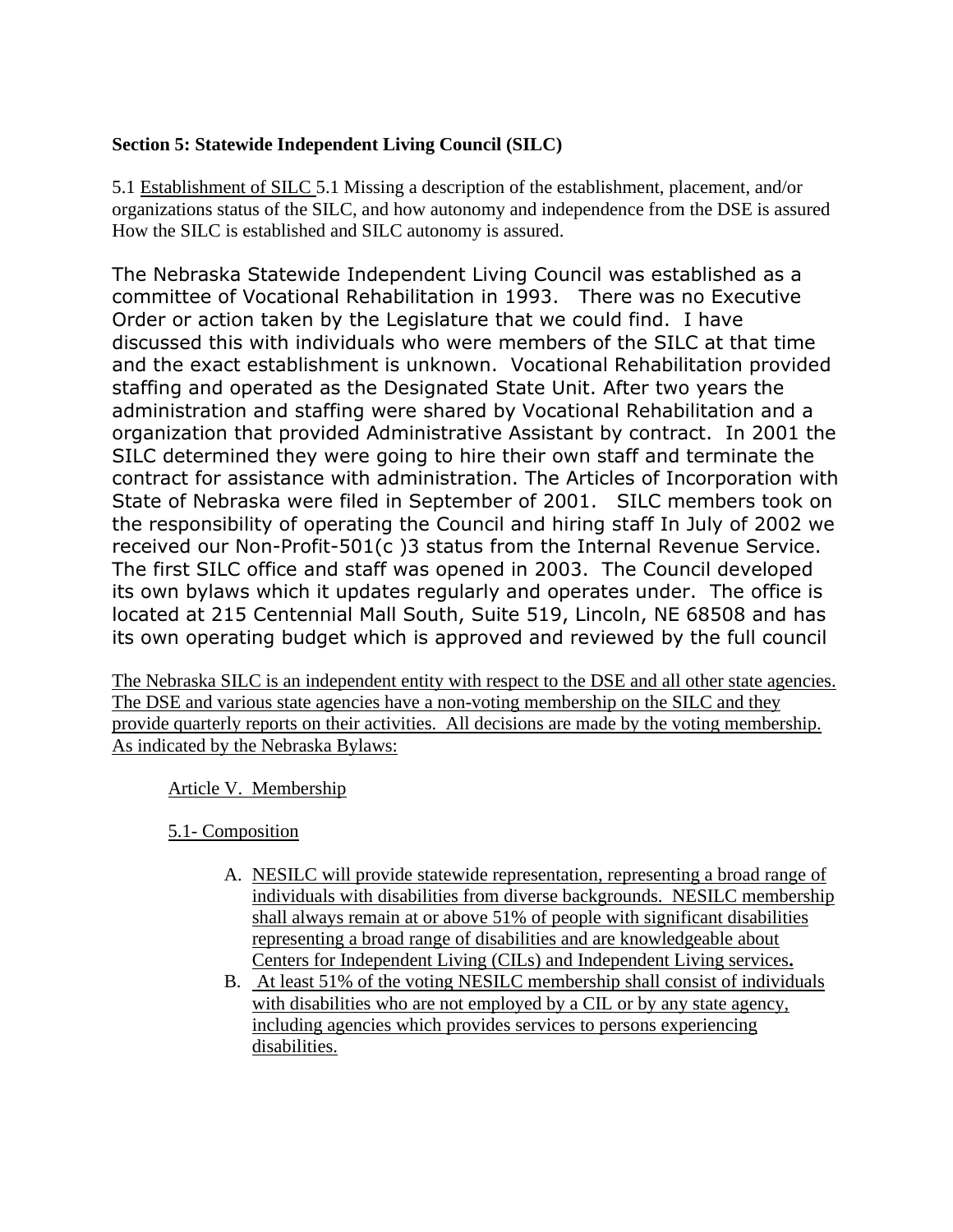**Section 5: Statewide Independent Living Council (SILC)**

5.1 <u>Establishment of SILC</u> 5.1 Missing a description of the establishment, placement, and/or organizations status of the SILC, and how autonomy and independence from the DSE is assured How the SILC is established and SILC autonomy is assured.

The Nebraska Statewide Independent Living Council was established as a committee of Vocational Rehabilitation in 1993. There was no Executive Order or action taken by the Legislature that we could find. I have discussed this with individuals who were members of the SILC at that time and the exact establishment is unknown. Vocational Rehabilitation provided staffing and operated as the Designated State Unit. After two years the administration and staffing were shared by Vocational Rehabilitation and a organization that provided Administrative Assistant by contract. In 2001 the SILC determined they were going to hire their own staff and terminate the contract for assistance with administration. The Articles of Incorporation with State of Nebraska were filed in September of 2001. SILC members took on the responsibility of operating the Council and hiring staff In July of 2002 we received our Non-Profit-501(c )3 status from the Internal Revenue Service. The first SILC office and staff was opened in 2003. The Council developed its own bylaws which it updates regularly and operates under. The office is located at 215 Centennial Mall South, Suite 519, Lincoln, NE 68508 and has its own operating budget which is approved and reviewed by the full council

<u>The Nebraska SILC is an independent entity with respect to the DSE and all other state agencies. The DSE and various state agencies have a non-voting membership on the SILC and they provide quarterly reports on their activities. All decisions are made by the voting membership. As indicated by the Nebraska Bylaws:</u>

<u>Article V. Membership</u>

<u>5.1- Composition</u>

A. <u>NESILC will provide statewide representation, representing a broad range of individuals with disabilities from diverse backgrounds. NESILC membership shall always remain at or above 51% of people with significant disabilities representing a broad range of disabilities and are knowledgeable about Centers for Independent Living (CILs) and Independent Living services</u>**.**
B. <u>At least 51% of the voting NESILC membership shall consist of individuals with disabilities who are not employed by a CIL or by any state agency, including agencies which provides services to persons experiencing disabilities.</u>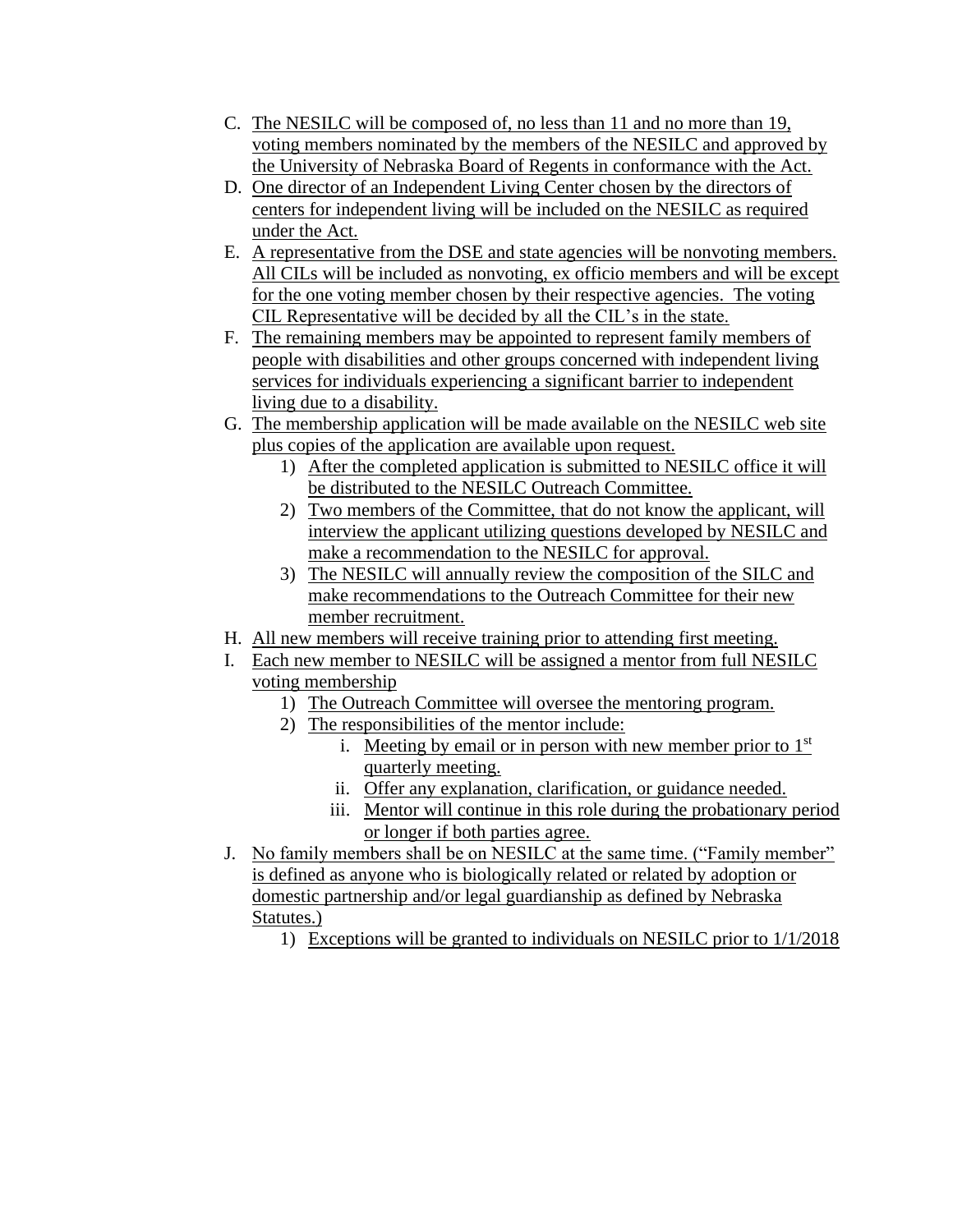C. The NESILC will be composed of, no less than 11 and no more than 19, voting members nominated by the members of the NESILC and approved by the University of Nebraska Board of Regents in conformance with the Act.
D. One director of an Independent Living Center chosen by the directors of centers for independent living will be included on the NESILC as required under the Act.
E. A representative from the DSE and state agencies will be nonvoting members. All CILs will be included as nonvoting, ex officio members and will be except for the one voting member chosen by their respective agencies. The voting CIL Representative will be decided by all the CIL's in the state.
F. The remaining members may be appointed to represent family members of people with disabilities and other groups concerned with independent living services for individuals experiencing a significant barrier to independent living due to a disability.
G. The membership application will be made available on the NESILC web site plus copies of the application are available upon request.
   1) After the completed application is submitted to NESILC office it will be distributed to the NESILC Outreach Committee.
   2) Two members of the Committee, that do not know the applicant, will interview the applicant utilizing questions developed by NESILC and make a recommendation to the NESILC for approval.
   3) The NESILC will annually review the composition of the SILC and make recommendations to the Outreach Committee for their new member recruitment.
H. All new members will receive training prior to attending first meeting.
I. Each new member to NESILC will be assigned a mentor from full NESILC voting membership
   1) The Outreach Committee will oversee the mentoring program.
   2) The responsibilities of the mentor include:
      i. Meeting by email or in person with new member prior to 1st quarterly meeting.
      ii. Offer any explanation, clarification, or guidance needed.
      iii. Mentor will continue in this role during the probationary period or longer if both parties agree.
J. No family members shall be on NESILC at the same time. ("Family member" is defined as anyone who is biologically related or related by adoption or domestic partnership and/or legal guardianship as defined by Nebraska Statutes.)
   1) Exceptions will be granted to individuals on NESILC prior to 1/1/2018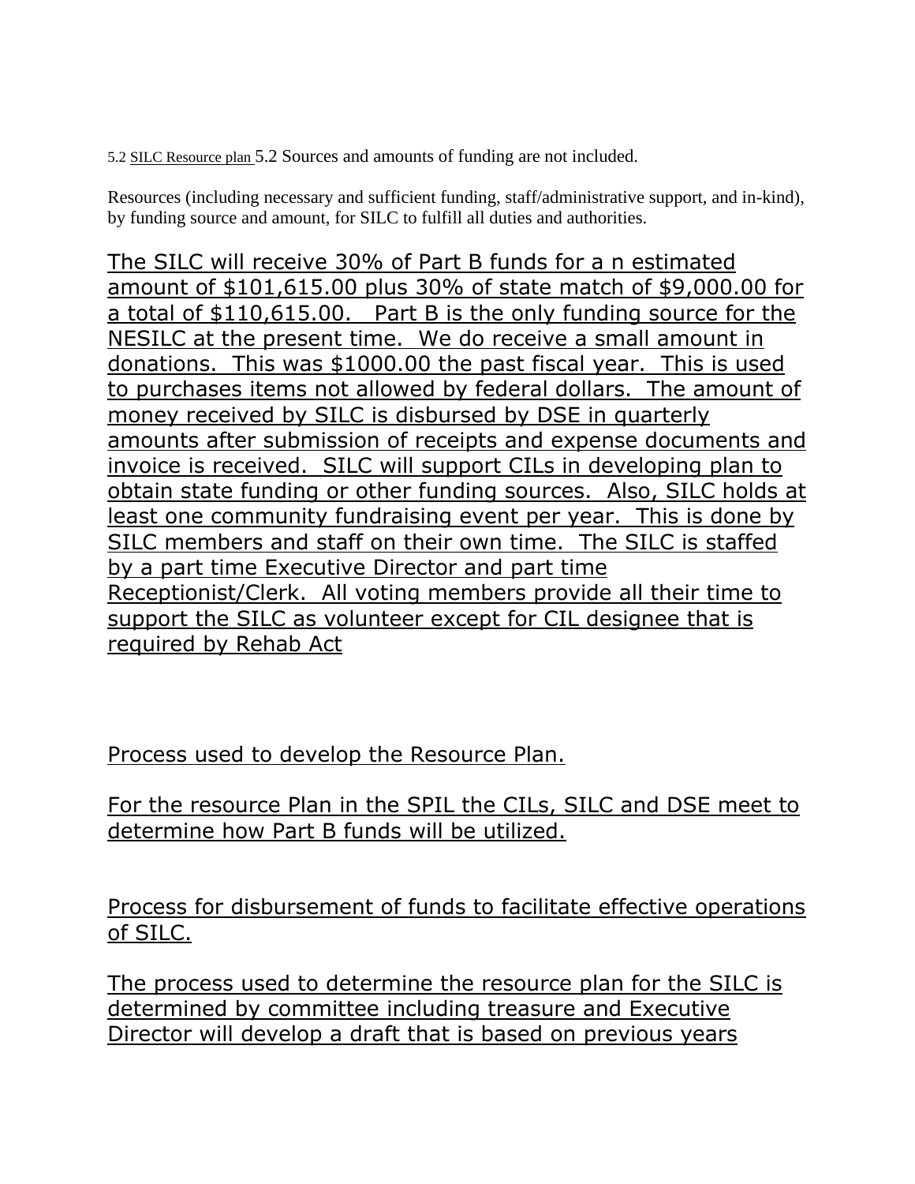5.2 SILC Resource plan 5.2 Sources and amounts of funding are not included.

Resources (including necessary and sufficient funding, staff/administrative support, and in-kind), by funding source and amount, for SILC to fulfill all duties and authorities.

The SILC will receive 30% of Part B funds for a n estimated amount of $101,615.00 plus 30% of state match of $9,000.00 for a total of $110,615.00. Part B is the only funding source for the NESILC at the present time. We do receive a small amount in donations. This was $1000.00 the past fiscal year. This is used to purchases items not allowed by federal dollars. The amount of money received by SILC is disbursed by DSE in quarterly amounts after submission of receipts and expense documents and invoice is received. SILC will support CILs in developing plan to obtain state funding or other funding sources. Also, SILC holds at least one community fundraising event per year. This is done by SILC members and staff on their own time. The SILC is staffed by a part time Executive Director and part time Receptionist/Clerk. All voting members provide all their time to support the SILC as volunteer except for CIL designee that is required by Rehab Act

Process used to develop the Resource Plan.

For the resource Plan in the SPIL the CILs, SILC and DSE meet to determine how Part B funds will be utilized.

Process for disbursement of funds to facilitate effective operations of SILC.

The process used to determine the resource plan for the SILC is determined by committee including treasure and Executive Director will develop a draft that is based on previous years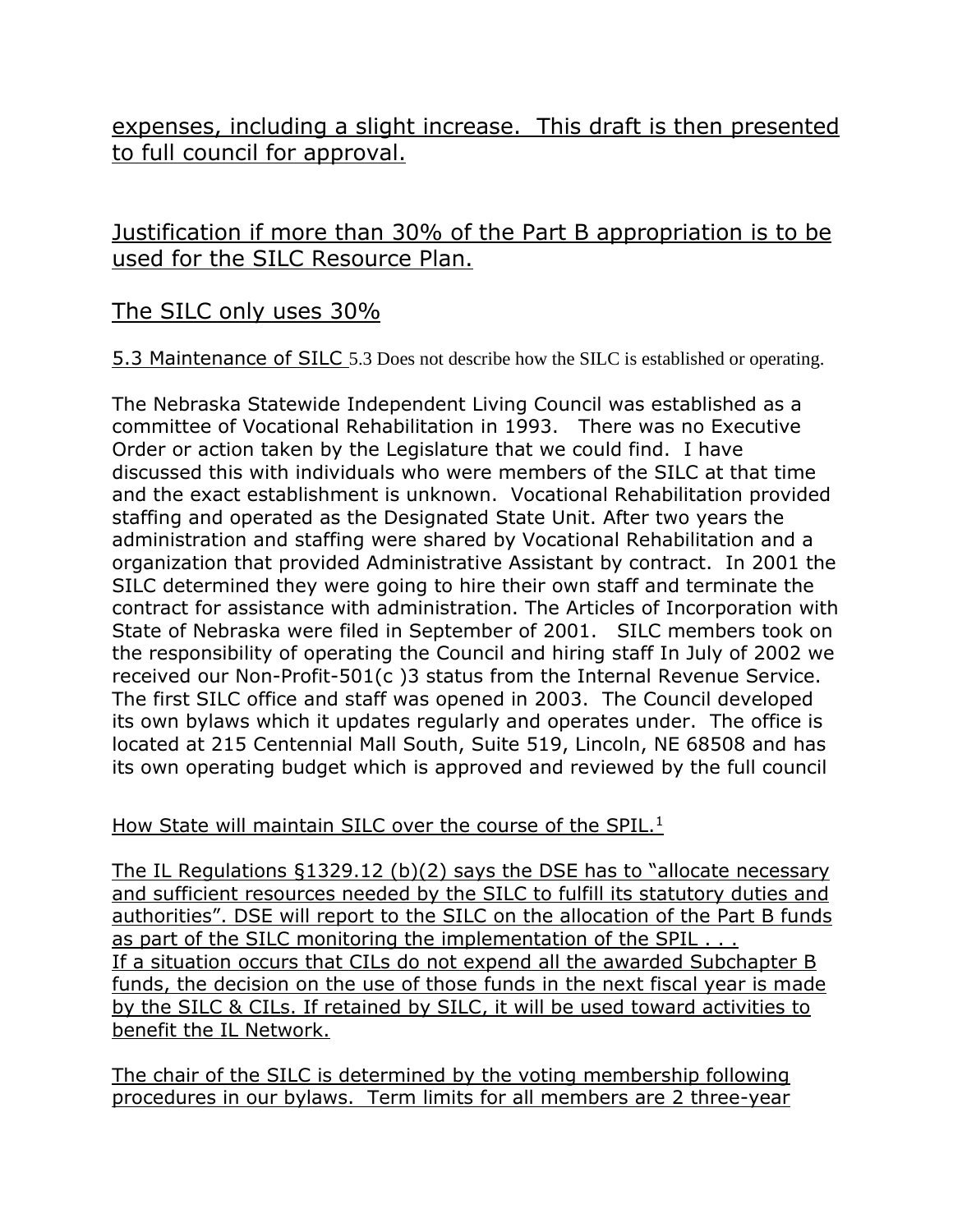expenses, including a slight increase. This draft is then presented to full council for approval.

Justification if more than 30% of the Part B appropriation is to be used for the SILC Resource Plan.

The SILC only uses 30%

5.3 Maintenance of SILC 5.3 Does not describe how the SILC is established or operating.

The Nebraska Statewide Independent Living Council was established as a committee of Vocational Rehabilitation in 1993. There was no Executive Order or action taken by the Legislature that we could find. I have discussed this with individuals who were members of the SILC at that time and the exact establishment is unknown. Vocational Rehabilitation provided staffing and operated as the Designated State Unit. After two years the administration and staffing were shared by Vocational Rehabilitation and a organization that provided Administrative Assistant by contract. In 2001 the SILC determined they were going to hire their own staff and terminate the contract for assistance with administration. The Articles of Incorporation with State of Nebraska were filed in September of 2001. SILC members took on the responsibility of operating the Council and hiring staff In July of 2002 we received our Non-Profit-501(c )3 status from the Internal Revenue Service. The first SILC office and staff was opened in 2003. The Council developed its own bylaws which it updates regularly and operates under. The office is located at 215 Centennial Mall South, Suite 519, Lincoln, NE 68508 and has its own operating budget which is approved and reviewed by the full council

How State will maintain SILC over the course of the SPIL.[1]

The IL Regulations §1329.12 (b)(2) says the DSE has to "allocate necessary and sufficient resources needed by the SILC to fulfill its statutory duties and authorities". DSE will report to the SILC on the allocation of the Part B funds as part of the SILC monitoring the implementation of the SPIL . . .
If a situation occurs that CILs do not expend all the awarded Subchapter B funds, the decision on the use of those funds in the next fiscal year is made by the SILC & CILs. If retained by SILC, it will be used toward activities to benefit the IL Network.

The chair of the SILC is determined by the voting membership following procedures in our bylaws. Term limits for all members are 2 three-year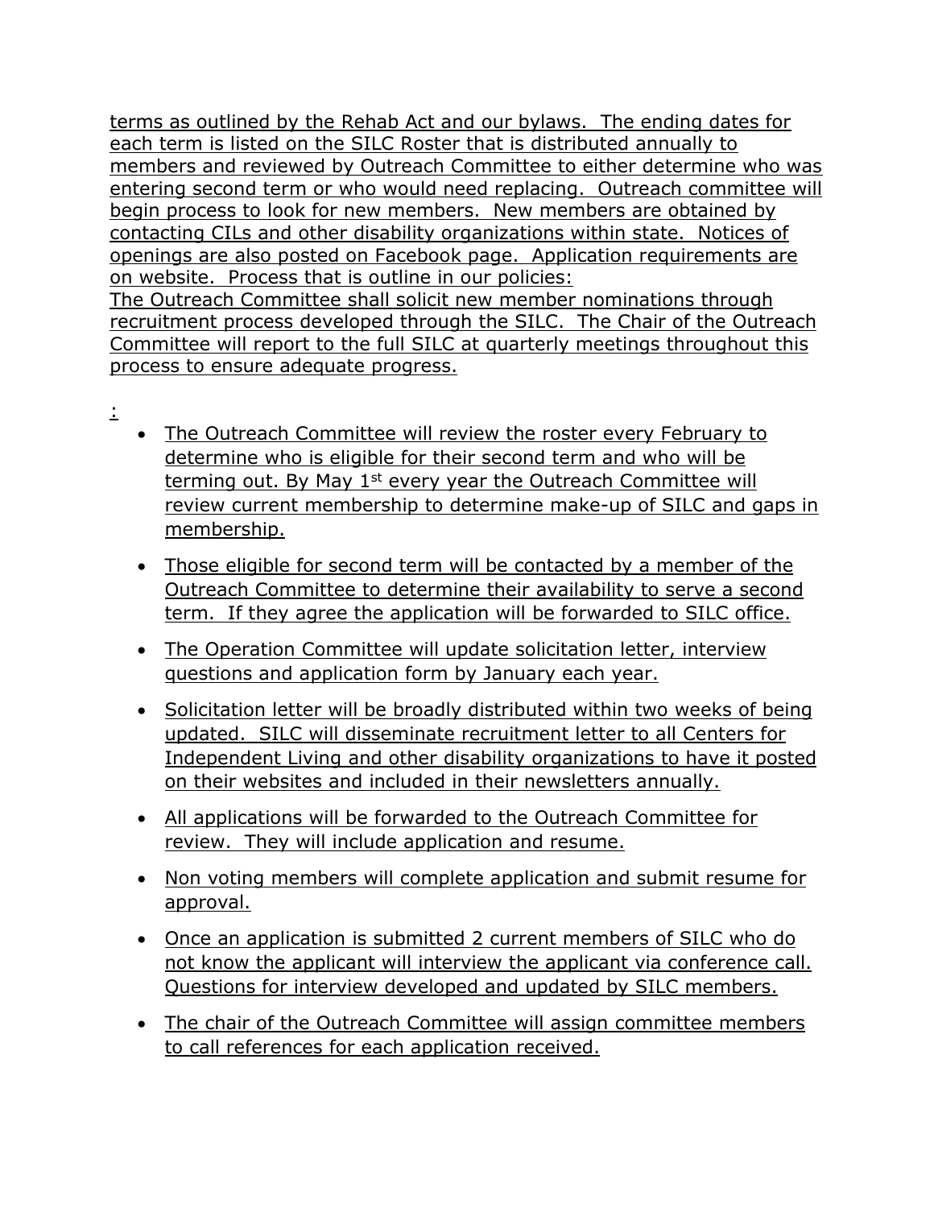terms as outlined by the Rehab Act and our bylaws. The ending dates for each term is listed on the SILC Roster that is distributed annually to members and reviewed by Outreach Committee to either determine who was entering second term or who would need replacing. Outreach committee will begin process to look for new members. New members are obtained by contacting CILs and other disability organizations within state. Notices of openings are also posted on Facebook page. Application requirements are on website. Process that is outline in our policies:
The Outreach Committee shall solicit new member nominations through recruitment process developed through the SILC. The Chair of the Outreach Committee will report to the full SILC at quarterly meetings throughout this process to ensure adequate progress.

:

- The Outreach Committee will review the roster every February to determine who is eligible for their second term and who will be terming out. By May 1st every year the Outreach Committee will review current membership to determine make-up of SILC and gaps in membership.
- Those eligible for second term will be contacted by a member of the Outreach Committee to determine their availability to serve a second term. If they agree the application will be forwarded to SILC office.
- The Operation Committee will update solicitation letter, interview questions and application form by January each year.
- Solicitation letter will be broadly distributed within two weeks of being updated. SILC will disseminate recruitment letter to all Centers for Independent Living and other disability organizations to have it posted on their websites and included in their newsletters annually.
- All applications will be forwarded to the Outreach Committee for review. They will include application and resume.
- Non voting members will complete application and submit resume for approval.
- Once an application is submitted 2 current members of SILC who do not know the applicant will interview the applicant via conference call. Questions for interview developed and updated by SILC members.
- The chair of the Outreach Committee will assign committee members to call references for each application received.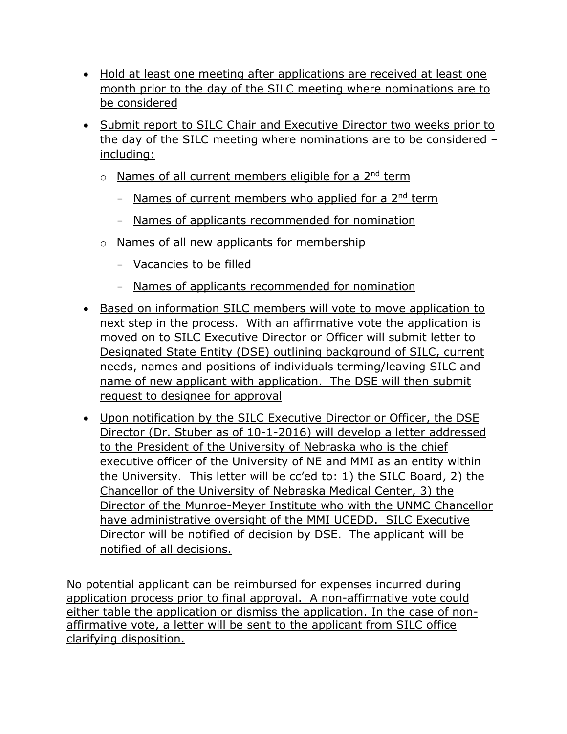- Hold at least one meeting after applications are received at least one month prior to the day of the SILC meeting where nominations are to be considered
- Submit report to SILC Chair and Executive Director two weeks prior to the day of the SILC meeting where nominations are to be considered – including:
  - Names of all current members eligible for a 2nd term
    - Names of current members who applied for a 2nd term
    - Names of applicants recommended for nomination
  - Names of all new applicants for membership
    - Vacancies to be filled
    - Names of applicants recommended for nomination
- Based on information SILC members will vote to move application to next step in the process. With an affirmative vote the application is moved on to SILC Executive Director or Officer will submit letter to Designated State Entity (DSE) outlining background of SILC, current needs, names and positions of individuals terming/leaving SILC and name of new applicant with application. The DSE will then submit request to designee for approval
- Upon notification by the SILC Executive Director or Officer, the DSE Director (Dr. Stuber as of 10-1-2016) will develop a letter addressed to the President of the University of Nebraska who is the chief executive officer of the University of NE and MMI as an entity within the University. This letter will be cc'ed to: 1) the SILC Board, 2) the Chancellor of the University of Nebraska Medical Center, 3) the Director of the Munroe-Meyer Institute who with the UNMC Chancellor have administrative oversight of the MMI UCEDD. SILC Executive Director will be notified of decision by DSE. The applicant will be notified of all decisions.

No potential applicant can be reimbursed for expenses incurred during application process prior to final approval. A non-affirmative vote could either table the application or dismiss the application. In the case of non-affirmative vote, a letter will be sent to the applicant from SILC office clarifying disposition.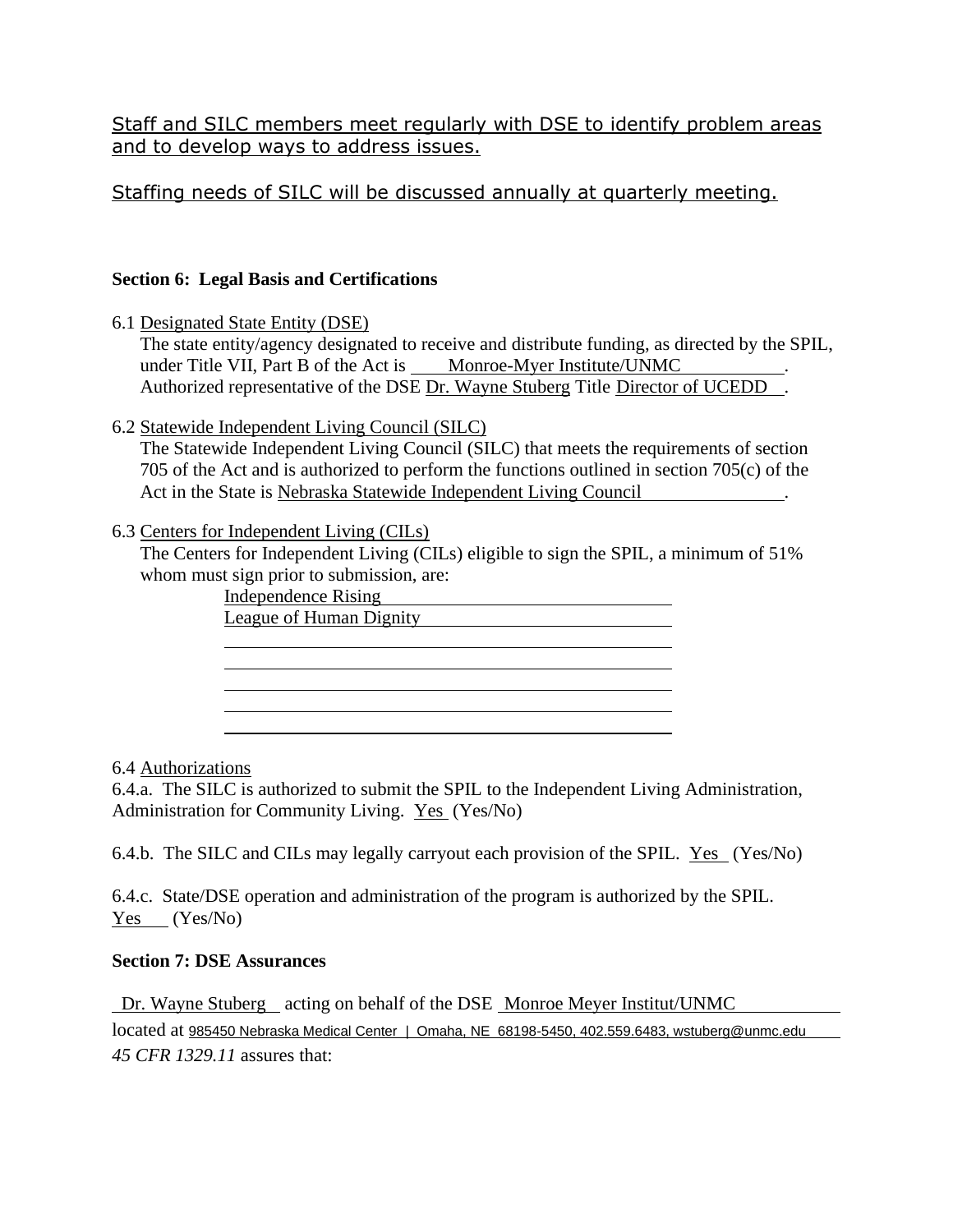Staff and SILC members meet regularly with DSE to identify problem areas and to develop ways to address issues.

Staffing needs of SILC will be discussed annually at quarterly meeting.

**Section 6: Legal Basis and Certifications**

6.1 Designated State Entity (DSE)
The state entity/agency designated to receive and distribute funding, as directed by the SPIL, under Title VII, Part B of the Act is Monroe-Myer Institute/UNMC.
Authorized representative of the DSE Dr. Wayne Stuberg Title Director of UCEDD.

6.2 Statewide Independent Living Council (SILC)
The Statewide Independent Living Council (SILC) that meets the requirements of section 705 of the Act and is authorized to perform the functions outlined in section 705(c) of the Act in the State is Nebraska Statewide Independent Living Council.

6.3 Centers for Independent Living (CILs)
The Centers for Independent Living (CILs) eligible to sign the SPIL, a minimum of 51% whom must sign prior to submission, are:

Independence Rising
League of Human Dignity

6.4 Authorizations
6.4.a. The SILC is authorized to submit the SPIL to the Independent Living Administration, Administration for Community Living. Yes (Yes/No)

6.4.b. The SILC and CILs may legally carryout each provision of the SPIL. Yes (Yes/No)

6.4.c. State/DSE operation and administration of the program is authorized by the SPIL. Yes (Yes/No)

**Section 7: DSE Assurances**

Dr. Wayne Stuberg acting on behalf of the DSE Monroe Meyer Institut/UNMC located at 985450 Nebraska Medical Center | Omaha, NE 68198-5450, 402.559.6483, wstuberg@unmc.edu
*45 CFR 1329.11* assures that: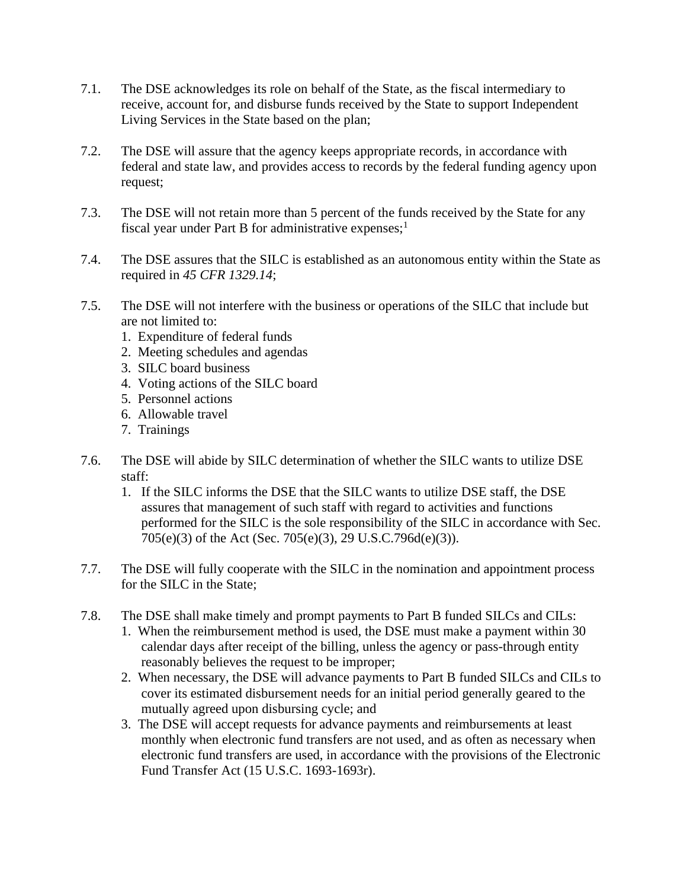7.1. The DSE acknowledges its role on behalf of the State, as the fiscal intermediary to receive, account for, and disburse funds received by the State to support Independent Living Services in the State based on the plan;

7.2. The DSE will assure that the agency keeps appropriate records, in accordance with federal and state law, and provides access to records by the federal funding agency upon request;

7.3. The DSE will not retain more than 5 percent of the funds received by the State for any fiscal year under Part B for administrative expenses;[1]

7.4. The DSE assures that the SILC is established as an autonomous entity within the State as required in *45 CFR 1329.14*;

7.5. The DSE will not interfere with the business or operations of the SILC that include but are not limited to:

1. Expenditure of federal funds
2. Meeting schedules and agendas
3. SILC board business
4. Voting actions of the SILC board
5. Personnel actions
6. Allowable travel
7. Trainings

7.6. The DSE will abide by SILC determination of whether the SILC wants to utilize DSE staff:

1. If the SILC informs the DSE that the SILC wants to utilize DSE staff, the DSE assures that management of such staff with regard to activities and functions performed for the SILC is the sole responsibility of the SILC in accordance with Sec. 705(e)(3) of the Act (Sec. 705(e)(3), 29 U.S.C.796d(e)(3)).

7.7. The DSE will fully cooperate with the SILC in the nomination and appointment process for the SILC in the State;

7.8. The DSE shall make timely and prompt payments to Part B funded SILCs and CILs:

1. When the reimbursement method is used, the DSE must make a payment within 30 calendar days after receipt of the billing, unless the agency or pass-through entity reasonably believes the request to be improper;
2. When necessary, the DSE will advance payments to Part B funded SILCs and CILs to cover its estimated disbursement needs for an initial period generally geared to the mutually agreed upon disbursing cycle; and
3. The DSE will accept requests for advance payments and reimbursements at least monthly when electronic fund transfers are not used, and as often as necessary when electronic fund transfers are used, in accordance with the provisions of the Electronic Fund Transfer Act (15 U.S.C. 1693-1693r).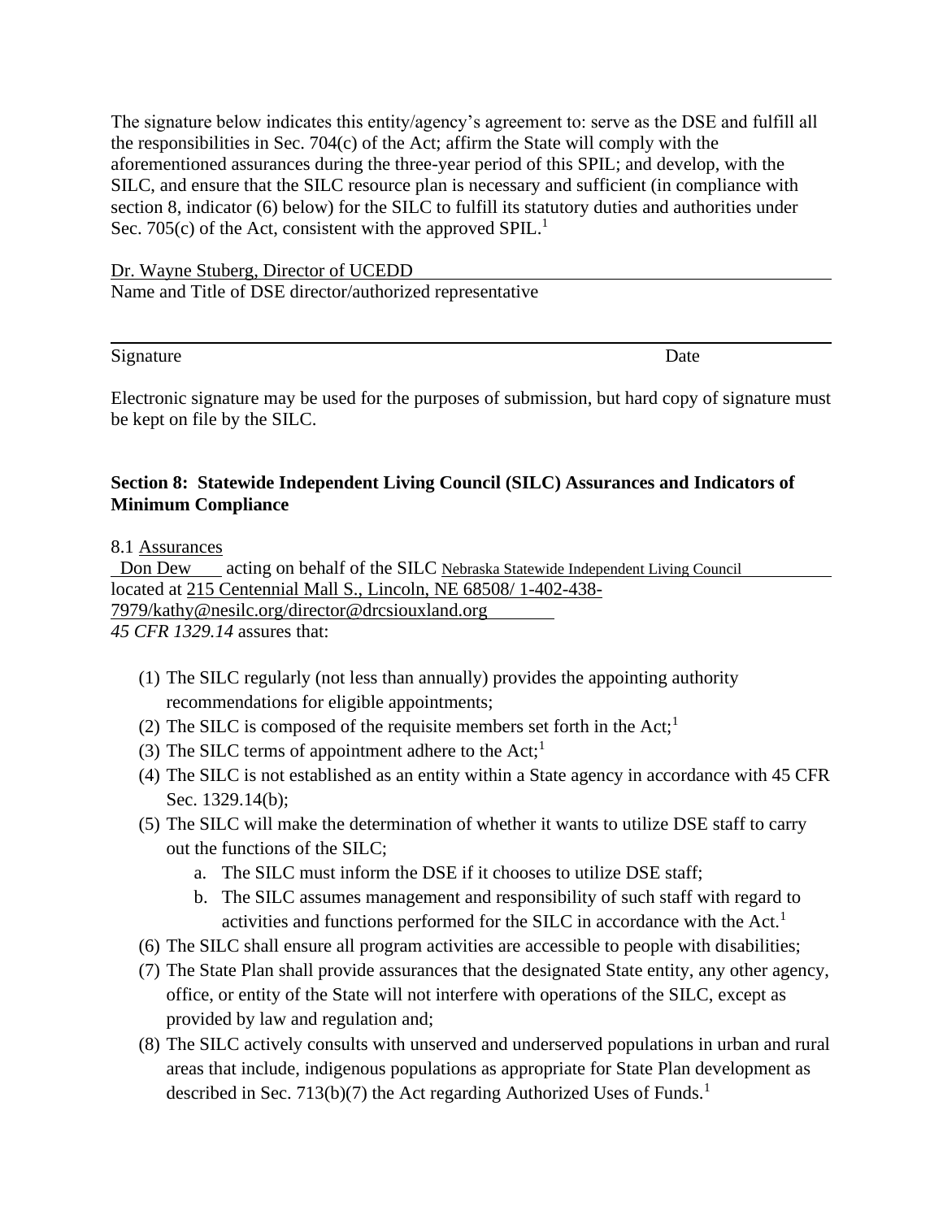The signature below indicates this entity/agency's agreement to: serve as the DSE and fulfill all the responsibilities in Sec. 704(c) of the Act; affirm the State will comply with the aforementioned assurances during the three-year period of this SPIL; and develop, with the SILC, and ensure that the SILC resource plan is necessary and sufficient (in compliance with section 8, indicator (6) below) for the SILC to fulfill its statutory duties and authorities under Sec. 705(c) of the Act, consistent with the approved SPIL.[1]

Dr. Wayne Stuberg, Director of UCEDD
Name and Title of DSE director/authorized representative

Signature Date

Electronic signature may be used for the purposes of submission, but hard copy of signature must be kept on file by the SILC.

**Section 8: Statewide Independent Living Council (SILC) Assurances and Indicators of Minimum Compliance**

8.1 Assurances

Don Dew acting on behalf of the SILC Nebraska Statewide Independent Living Council located at 215 Centennial Mall S., Lincoln, NE 68508/ 1-402-438-7979/kathy@nesilc.org/director@drcsiouxland.org
*45 CFR 1329.14* assures that:

(1) The SILC regularly (not less than annually) provides the appointing authority recommendations for eligible appointments;
(2) The SILC is composed of the requisite members set forth in the Act;[1]
(3) The SILC terms of appointment adhere to the Act;[1]
(4) The SILC is not established as an entity within a State agency in accordance with 45 CFR Sec. 1329.14(b);
(5) The SILC will make the determination of whether it wants to utilize DSE staff to carry out the functions of the SILC;
    a. The SILC must inform the DSE if it chooses to utilize DSE staff;
    b. The SILC assumes management and responsibility of such staff with regard to activities and functions performed for the SILC in accordance with the Act.[1]
(6) The SILC shall ensure all program activities are accessible to people with disabilities;
(7) The State Plan shall provide assurances that the designated State entity, any other agency, office, or entity of the State will not interfere with operations of the SILC, except as provided by law and regulation and;
(8) The SILC actively consults with unserved and underserved populations in urban and rural areas that include, indigenous populations as appropriate for State Plan development as described in Sec. 713(b)(7) the Act regarding Authorized Uses of Funds.[1]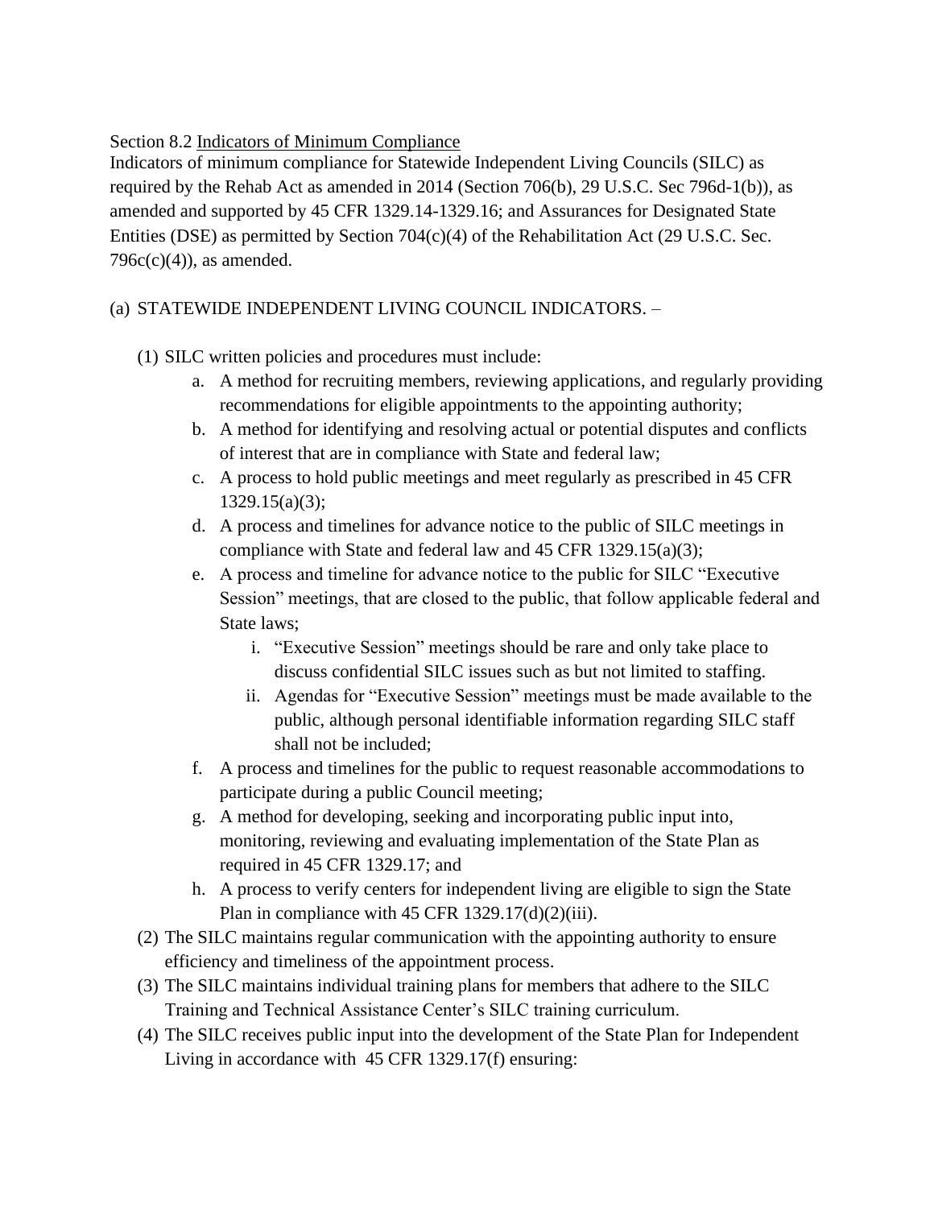Section 8.2 Indicators of Minimum Compliance

Indicators of minimum compliance for Statewide Independent Living Councils (SILC) as required by the Rehab Act as amended in 2014 (Section 706(b), 29 U.S.C. Sec 796d-1(b)), as amended and supported by 45 CFR 1329.14-1329.16; and Assurances for Designated State Entities (DSE) as permitted by Section 704(c)(4) of the Rehabilitation Act (29 U.S.C. Sec. 796c(c)(4)), as amended.

(a) STATEWIDE INDEPENDENT LIVING COUNCIL INDICATORS. –

(1) SILC written policies and procedures must include:

a. A method for recruiting members, reviewing applications, and regularly providing recommendations for eligible appointments to the appointing authority;

b. A method for identifying and resolving actual or potential disputes and conflicts of interest that are in compliance with State and federal law;

c. A process to hold public meetings and meet regularly as prescribed in 45 CFR 1329.15(a)(3);

d. A process and timelines for advance notice to the public of SILC meetings in compliance with State and federal law and 45 CFR 1329.15(a)(3);

e. A process and timeline for advance notice to the public for SILC "Executive Session" meetings, that are closed to the public, that follow applicable federal and State laws;

i. "Executive Session" meetings should be rare and only take place to discuss confidential SILC issues such as but not limited to staffing.

ii. Agendas for "Executive Session" meetings must be made available to the public, although personal identifiable information regarding SILC staff shall not be included;

f. A process and timelines for the public to request reasonable accommodations to participate during a public Council meeting;

g. A method for developing, seeking and incorporating public input into, monitoring, reviewing and evaluating implementation of the State Plan as required in 45 CFR 1329.17; and

h. A process to verify centers for independent living are eligible to sign the State Plan in compliance with 45 CFR 1329.17(d)(2)(iii).

(2) The SILC maintains regular communication with the appointing authority to ensure efficiency and timeliness of the appointment process.

(3) The SILC maintains individual training plans for members that adhere to the SILC Training and Technical Assistance Center's SILC training curriculum.

(4) The SILC receives public input into the development of the State Plan for Independent Living in accordance with 45 CFR 1329.17(f) ensuring: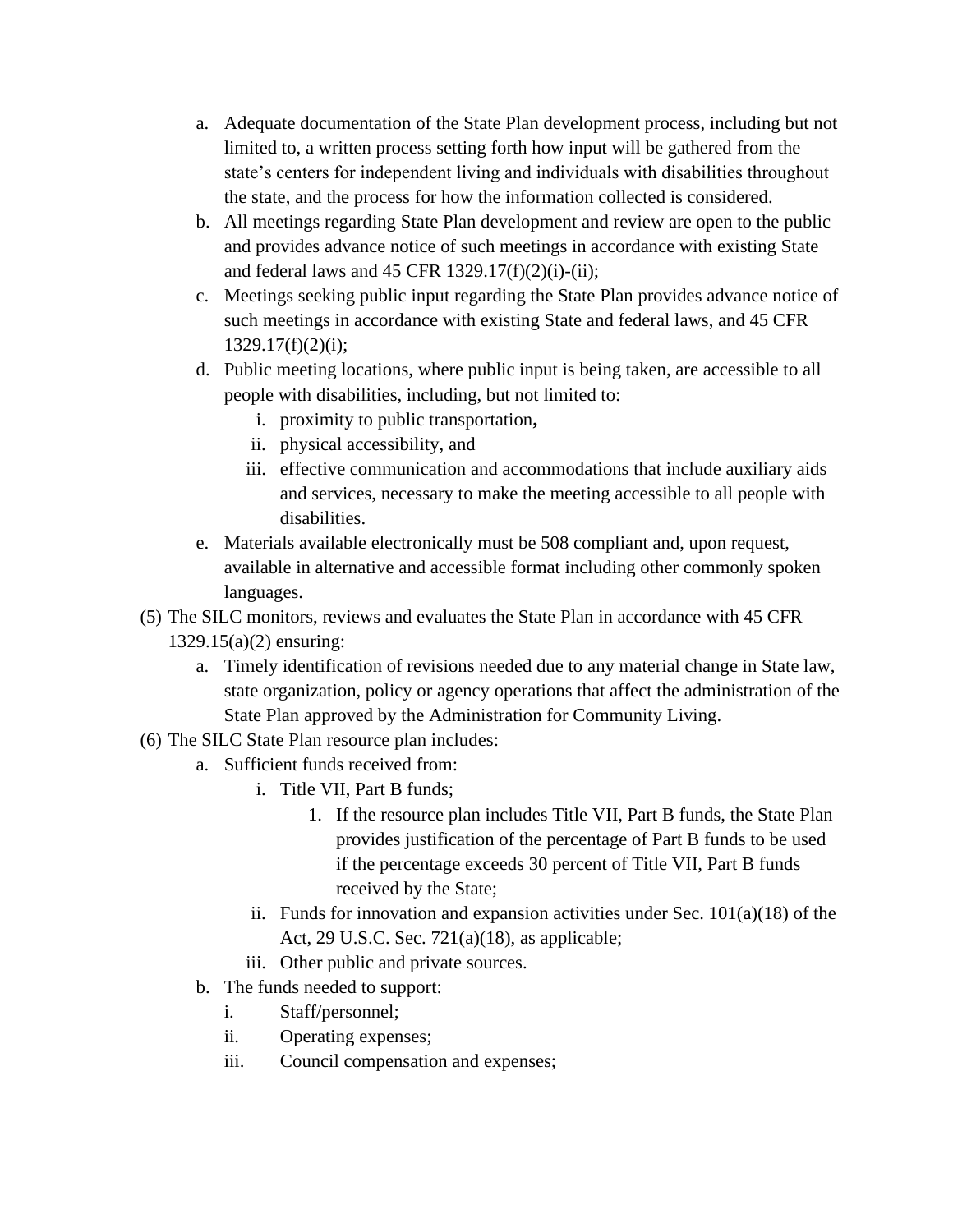a. Adequate documentation of the State Plan development process, including but not limited to, a written process setting forth how input will be gathered from the state's centers for independent living and individuals with disabilities throughout the state, and the process for how the information collected is considered.
b. All meetings regarding State Plan development and review are open to the public and provides advance notice of such meetings in accordance with existing State and federal laws and 45 CFR 1329.17(f)(2)(i)-(ii);
c. Meetings seeking public input regarding the State Plan provides advance notice of such meetings in accordance with existing State and federal laws, and 45 CFR 1329.17(f)(2)(i);
d. Public meeting locations, where public input is being taken, are accessible to all people with disabilities, including, but not limited to:
    i. proximity to public transportation**,**
    ii. physical accessibility, and
    iii. effective communication and accommodations that include auxiliary aids and services, necessary to make the meeting accessible to all people with disabilities.
e. Materials available electronically must be 508 compliant and, upon request, available in alternative and accessible format including other commonly spoken languages.

(5) The SILC monitors, reviews and evaluates the State Plan in accordance with 45 CFR 1329.15(a)(2) ensuring:
a. Timely identification of revisions needed due to any material change in State law, state organization, policy or agency operations that affect the administration of the State Plan approved by the Administration for Community Living.

(6) The SILC State Plan resource plan includes:
a. Sufficient funds received from:
    i. Title VII, Part B funds;
        1. If the resource plan includes Title VII, Part B funds, the State Plan provides justification of the percentage of Part B funds to be used if the percentage exceeds 30 percent of Title VII, Part B funds received by the State;
    ii. Funds for innovation and expansion activities under Sec. 101(a)(18) of the Act, 29 U.S.C. Sec. 721(a)(18), as applicable;
    iii. Other public and private sources.
b. The funds needed to support:
    i. Staff/personnel;
    ii. Operating expenses;
    iii. Council compensation and expenses;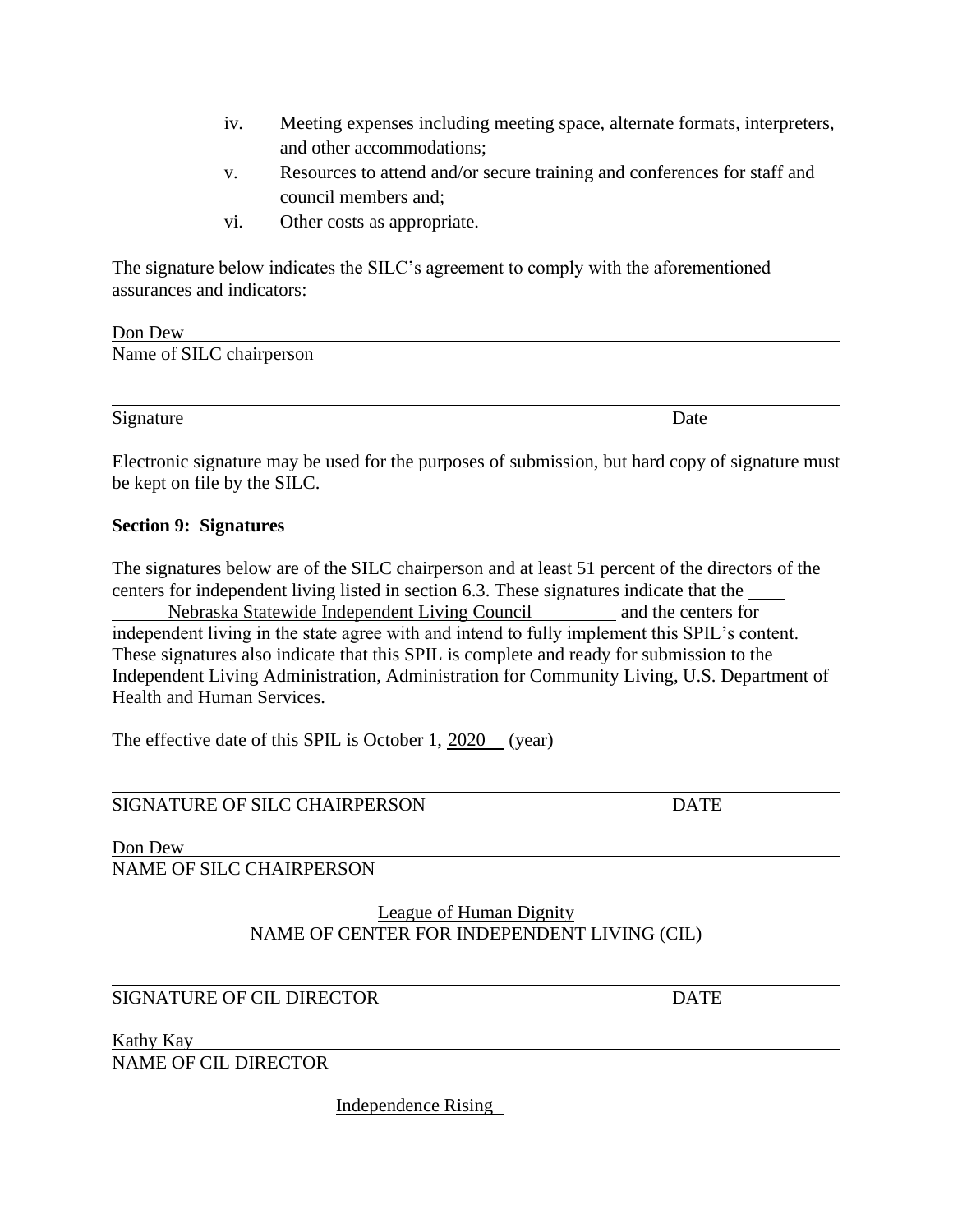iv. Meeting expenses including meeting space, alternate formats, interpreters, and other accommodations;

v. Resources to attend and/or secure training and conferences for staff and council members and;

vi. Other costs as appropriate.

The signature below indicates the SILC's agreement to comply with the aforementioned assurances and indicators:

Don Dew
Name of SILC chairperson

Signature Date

Electronic signature may be used for the purposes of submission, but hard copy of signature must be kept on file by the SILC.

**Section 9: Signatures**

The signatures below are of the SILC chairperson and at least 51 percent of the directors of the centers for independent living listed in section 6.3. These signatures indicate that the Nebraska Statewide Independent Living Council and the centers for independent living in the state agree with and intend to fully implement this SPIL's content. These signatures also indicate that this SPIL is complete and ready for submission to the Independent Living Administration, Administration for Community Living, U.S. Department of Health and Human Services.

The effective date of this SPIL is October 1, 2020 (year)

SIGNATURE OF SILC CHAIRPERSON DATE

Don Dew
NAME OF SILC CHAIRPERSON

League of Human Dignity
NAME OF CENTER FOR INDEPENDENT LIVING (CIL)

SIGNATURE OF CIL DIRECTOR DATE

Kathy Kay
NAME OF CIL DIRECTOR

Independence Rising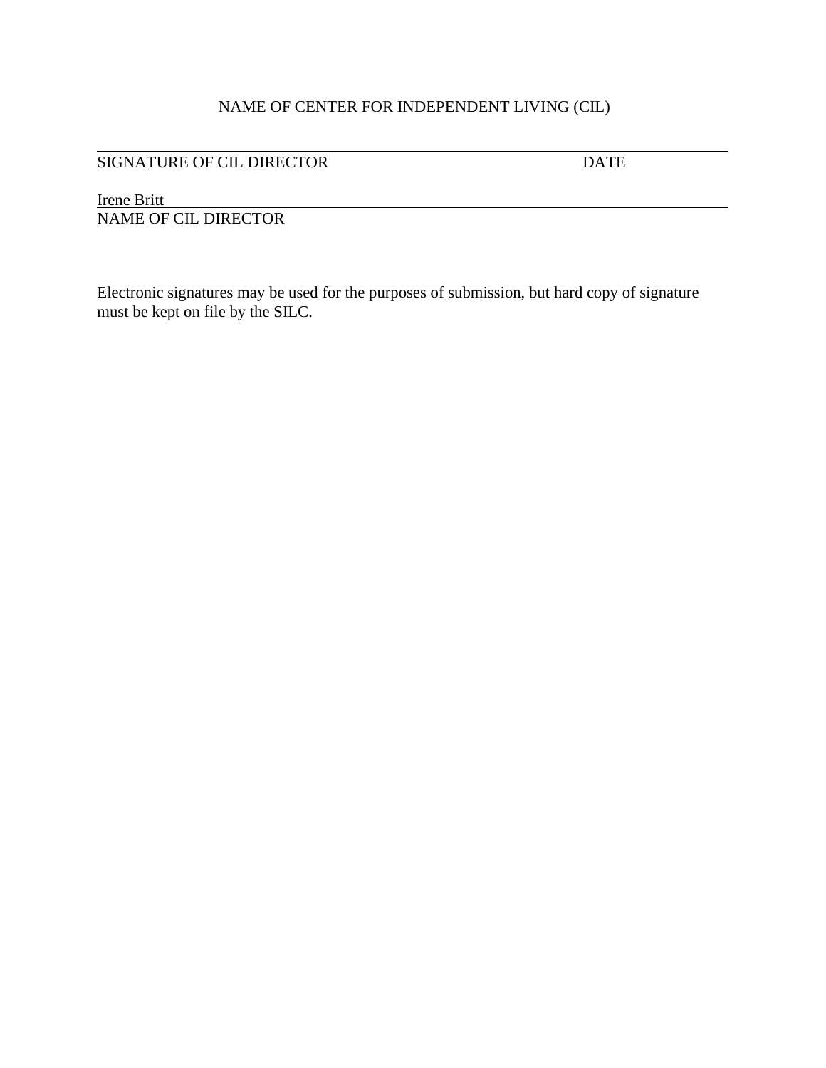NAME OF CENTER FOR INDEPENDENT LIVING (CIL)

______________________________________________________________________
SIGNATURE OF CIL DIRECTOR                                                                  DATE

Irene Britt
NAME OF CIL DIRECTOR

Electronic signatures may be used for the purposes of submission, but hard copy of signature must be kept on file by the SILC.